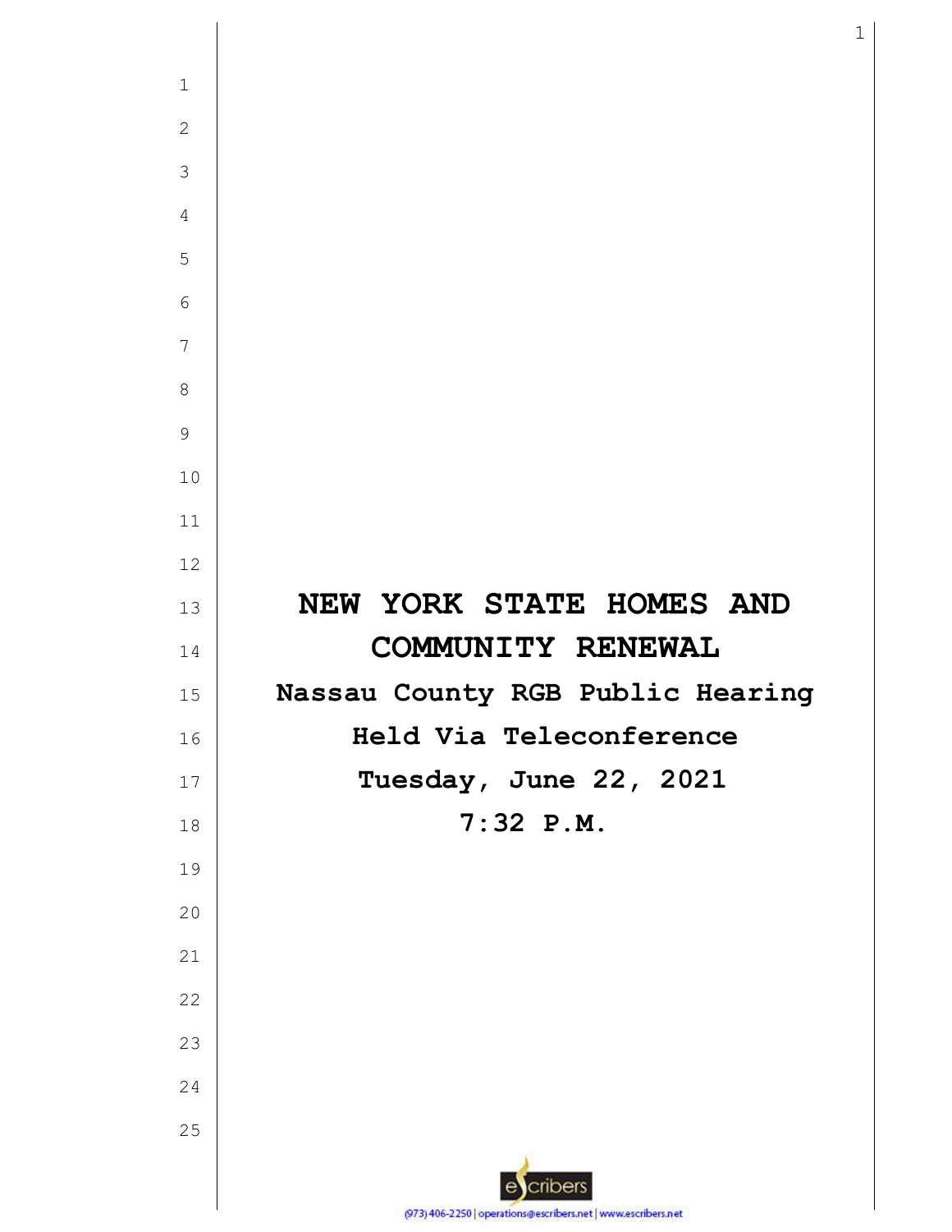# NEW YORK STATE HOMES AND COMMUNITY RENEWAL

**Nassau County RGB Public Hearing**

**Held Via Teleconference**

**Tuesday, June 22, 2021**

**7:32 P.M.**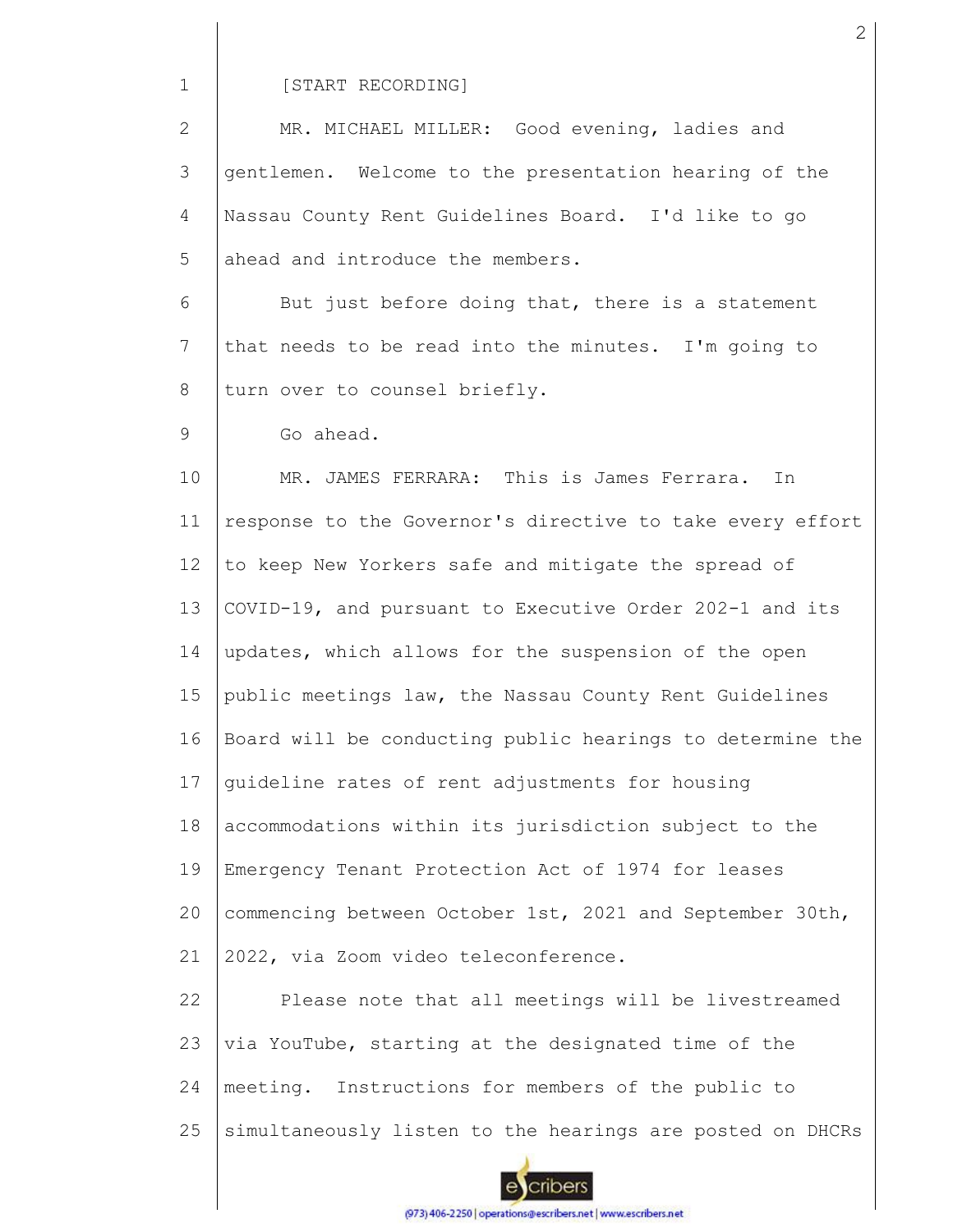[START RECORDING]

MR. MICHAEL MILLER: Good evening, ladies and gentlemen. Welcome to the presentation hearing of the Nassau County Rent Guidelines Board. I'd like to go ahead and introduce the members.

But just before doing that, there is a statement that needs to be read into the minutes. I'm going to turn over to counsel briefly.

Go ahead.

MR. JAMES FERRARA: This is James Ferrara. In response to the Governor's directive to take every effort to keep New Yorkers safe and mitigate the spread of COVID-19, and pursuant to Executive Order 202-1 and its updates, which allows for the suspension of the open public meetings law, the Nassau County Rent Guidelines Board will be conducting public hearings to determine the guideline rates of rent adjustments for housing accommodations within its jurisdiction subject to the Emergency Tenant Protection Act of 1974 for leases commencing between October 1st, 2021 and September 30th, 2022, via Zoom video teleconference.

Please note that all meetings will be livestreamed via YouTube, starting at the designated time of the meeting. Instructions for members of the public to simultaneously listen to the hearings are posted on DHCRs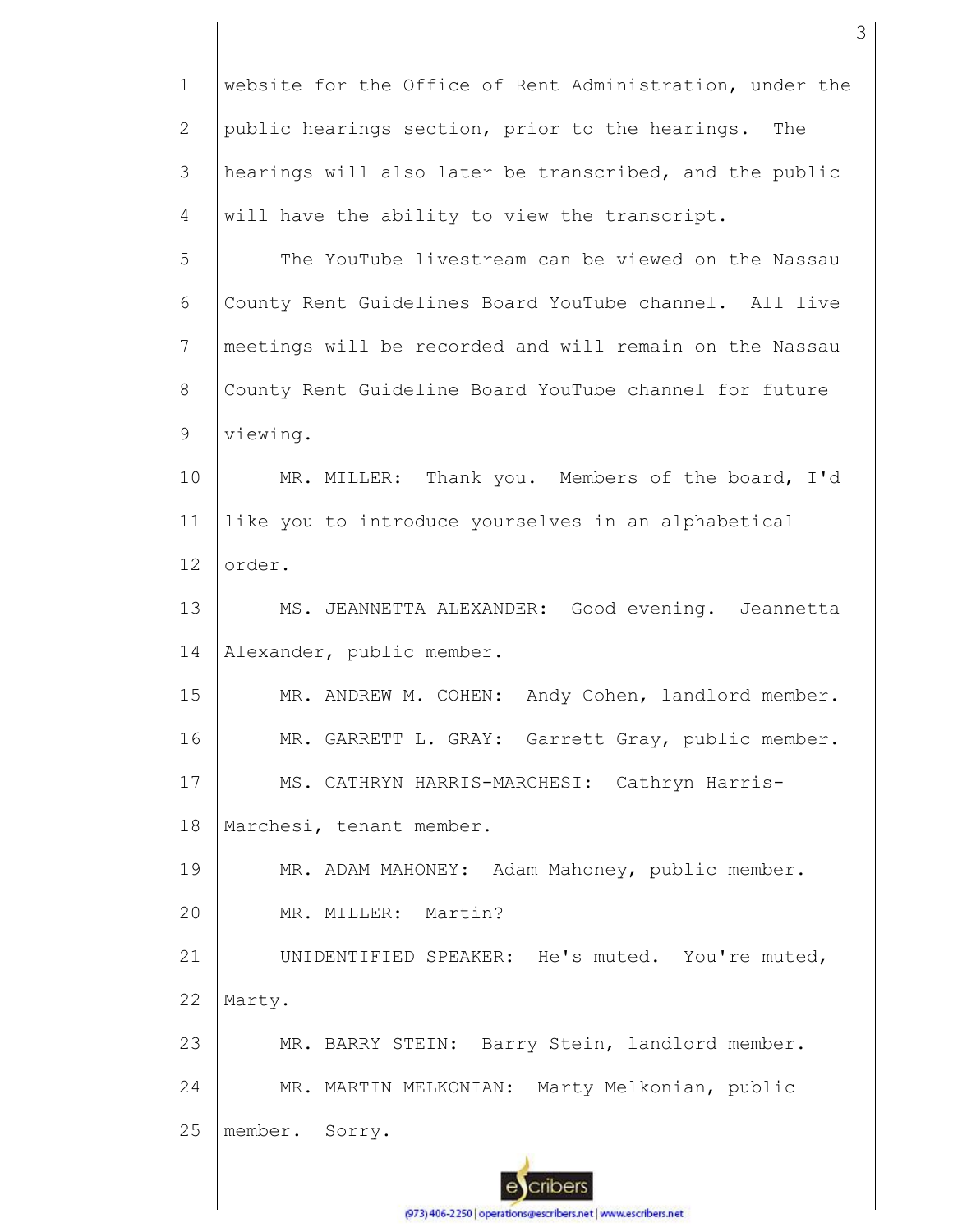website for the Office of Rent Administration, under the public hearings section, prior to the hearings. The hearings will also later be transcribed, and the public will have the ability to view the transcript.

The YouTube livestream can be viewed on the Nassau County Rent Guidelines Board YouTube channel. All live meetings will be recorded and will remain on the Nassau County Rent Guideline Board YouTube channel for future viewing.

MR. MILLER: Thank you. Members of the board, I'd like you to introduce yourselves in an alphabetical order.

MS. JEANNETTA ALEXANDER: Good evening. Jeannetta Alexander, public member.

MR. ANDREW M. COHEN: Andy Cohen, landlord member.

MR. GARRETT L. GRAY: Garrett Gray, public member.

MS. CATHRYN HARRIS-MARCHESI: Cathryn Harris-Marchesi, tenant member.

MR. ADAM MAHONEY: Adam Mahoney, public member.

MR. MILLER: Martin?

UNIDENTIFIED SPEAKER: He's muted. You're muted, Marty.

MR. BARRY STEIN: Barry Stein, landlord member.

MR. MARTIN MELKONIAN: Marty Melkonian, public member. Sorry.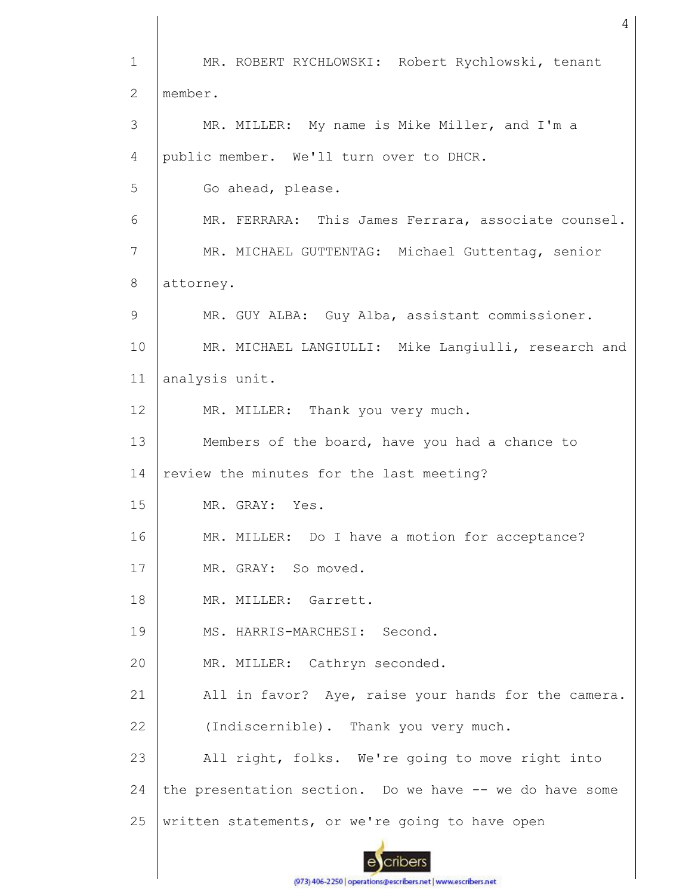MR. ROBERT RYCHLOWSKI: Robert Rychlowski, tenant member.

MR. MILLER: My name is Mike Miller, and I'm a public member. We'll turn over to DHCR.

Go ahead, please.

MR. FERRARA: This James Ferrara, associate counsel.

MR. MICHAEL GUTTENTAG: Michael Guttentag, senior attorney.

MR. GUY ALBA: Guy Alba, assistant commissioner.

MR. MICHAEL LANGIULLI: Mike Langiulli, research and analysis unit.

MR. MILLER: Thank you very much.

Members of the board, have you had a chance to review the minutes for the last meeting?

MR. GRAY: Yes.

MR. MILLER: Do I have a motion for acceptance?

MR. GRAY: So moved.

MR. MILLER: Garrett.

MS. HARRIS-MARCHESI: Second.

MR. MILLER: Cathryn seconded.

All in favor? Aye, raise your hands for the camera.

(Indiscernible). Thank you very much.

All right, folks. We're going to move right into the presentation section. Do we have -- we do have some written statements, or we're going to have open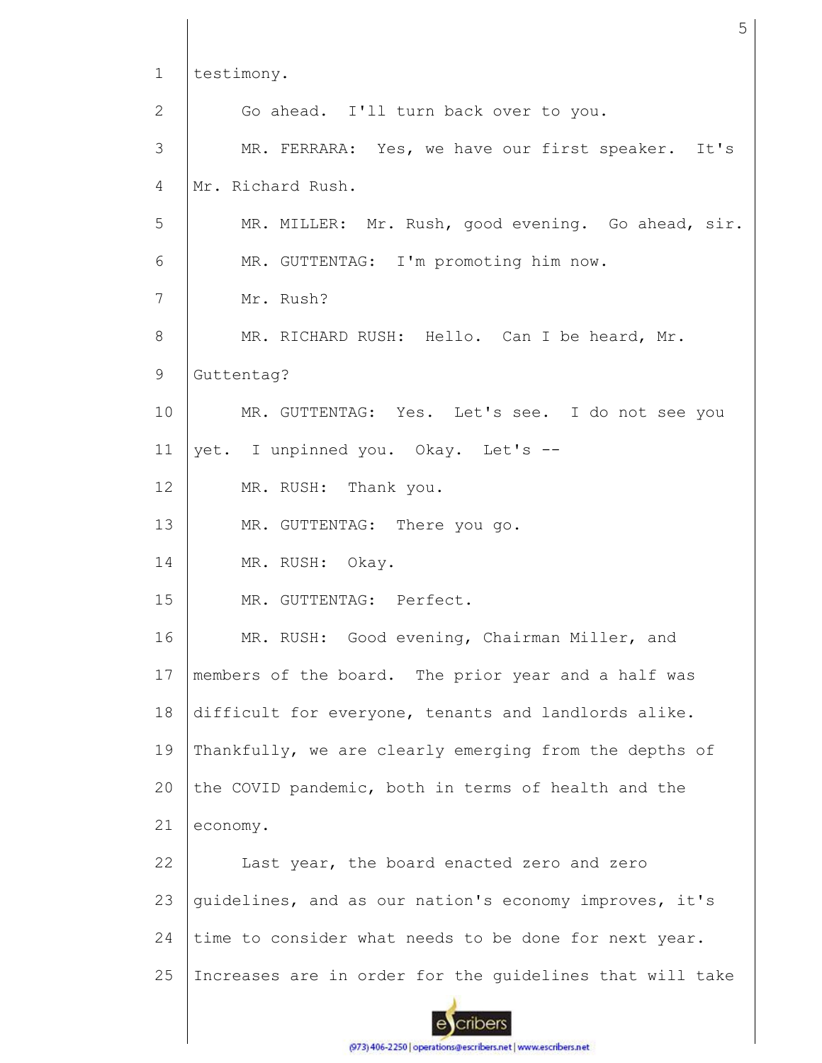testimony.

Go ahead. I'll turn back over to you.

MR. FERRARA: Yes, we have our first speaker. It's Mr. Richard Rush.

MR. MILLER: Mr. Rush, good evening. Go ahead, sir.

MR. GUTTENTAG: I'm promoting him now.

Mr. Rush?

MR. RICHARD RUSH: Hello. Can I be heard, Mr. Guttentag?

MR. GUTTENTAG: Yes. Let's see. I do not see you yet. I unpinned you. Okay. Let's --

MR. RUSH: Thank you.

MR. GUTTENTAG: There you go.

MR. RUSH: Okay.

MR. GUTTENTAG: Perfect.

MR. RUSH: Good evening, Chairman Miller, and members of the board. The prior year and a half was difficult for everyone, tenants and landlords alike. Thankfully, we are clearly emerging from the depths of the COVID pandemic, both in terms of health and the economy.

Last year, the board enacted zero and zero guidelines, and as our nation's economy improves, it's time to consider what needs to be done for next year. Increases are in order for the guidelines that will take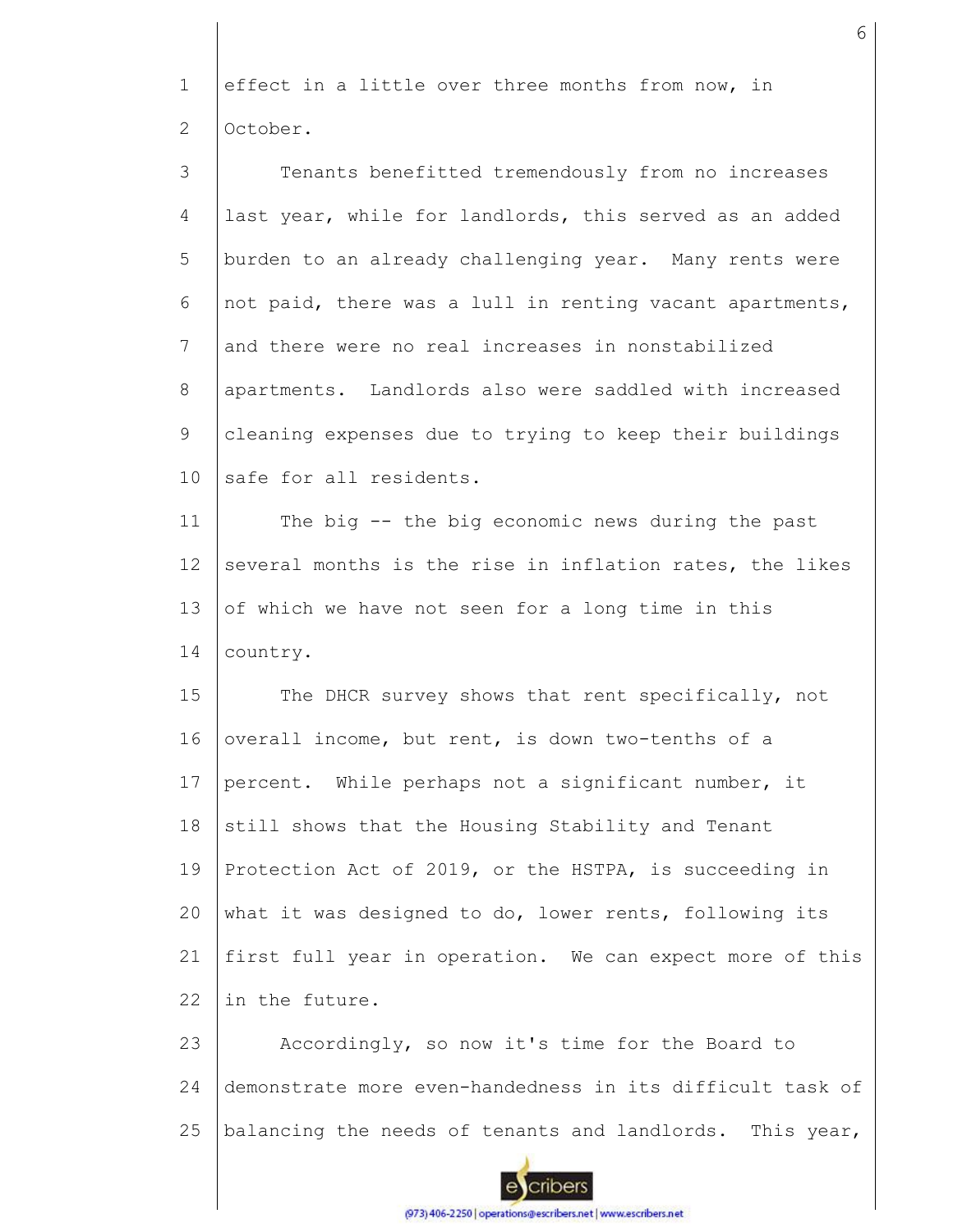effect in a little over three months from now, in October.

Tenants benefitted tremendously from no increases last year, while for landlords, this served as an added burden to an already challenging year. Many rents were not paid, there was a lull in renting vacant apartments, and there were no real increases in nonstabilized apartments. Landlords also were saddled with increased cleaning expenses due to trying to keep their buildings safe for all residents.

The big -- the big economic news during the past several months is the rise in inflation rates, the likes of which we have not seen for a long time in this country.

The DHCR survey shows that rent specifically, not overall income, but rent, is down two-tenths of a percent. While perhaps not a significant number, it still shows that the Housing Stability and Tenant Protection Act of 2019, or the HSTPA, is succeeding in what it was designed to do, lower rents, following its first full year in operation. We can expect more of this in the future.

Accordingly, so now it's time for the Board to demonstrate more even-handedness in its difficult task of balancing the needs of tenants and landlords. This year,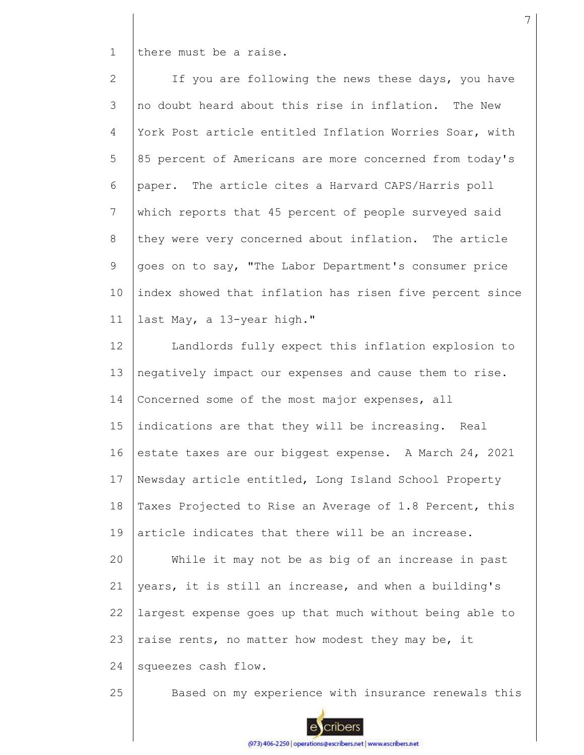there must be a raise.

If you are following the news these days, you have no doubt heard about this rise in inflation. The New York Post article entitled Inflation Worries Soar, with 85 percent of Americans are more concerned from today's paper. The article cites a Harvard CAPS/Harris poll which reports that 45 percent of people surveyed said they were very concerned about inflation. The article goes on to say, "The Labor Department's consumer price index showed that inflation has risen five percent since last May, a 13-year high."

Landlords fully expect this inflation explosion to negatively impact our expenses and cause them to rise. Concerned some of the most major expenses, all indications are that they will be increasing. Real estate taxes are our biggest expense. A March 24, 2021 Newsday article entitled, Long Island School Property Taxes Projected to Rise an Average of 1.8 Percent, this article indicates that there will be an increase.

While it may not be as big of an increase in past years, it is still an increase, and when a building's largest expense goes up that much without being able to raise rents, no matter how modest they may be, it squeezes cash flow.

Based on my experience with insurance renewals this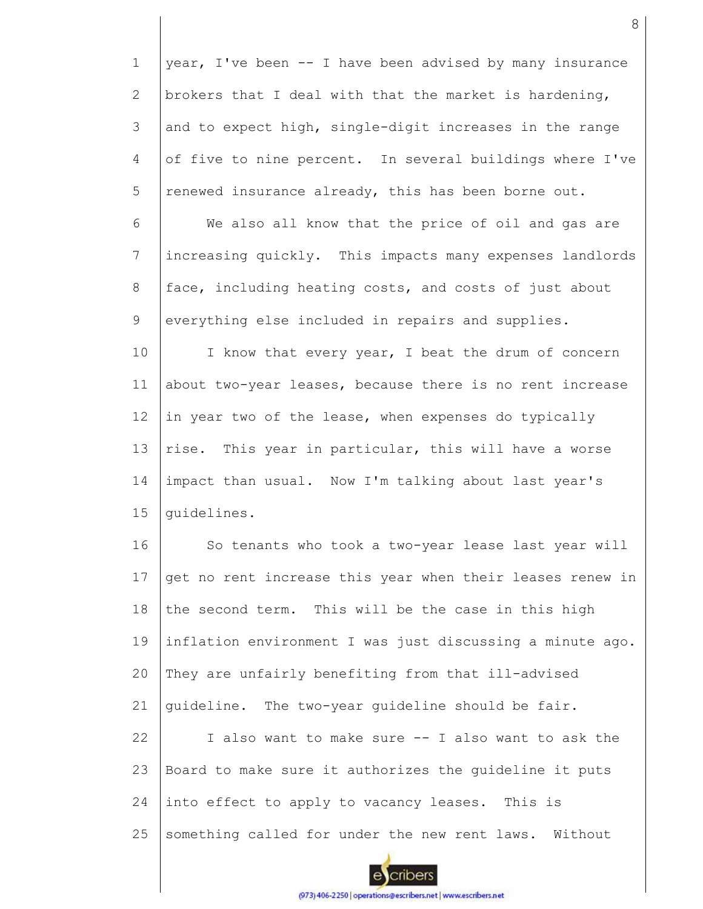year, I've been -- I have been advised by many insurance brokers that I deal with that the market is hardening, and to expect high, single-digit increases in the range of five to nine percent. In several buildings where I've renewed insurance already, this has been borne out.

We also all know that the price of oil and gas are increasing quickly. This impacts many expenses landlords face, including heating costs, and costs of just about everything else included in repairs and supplies.

I know that every year, I beat the drum of concern about two-year leases, because there is no rent increase in year two of the lease, when expenses do typically rise. This year in particular, this will have a worse impact than usual. Now I'm talking about last year's guidelines.

So tenants who took a two-year lease last year will get no rent increase this year when their leases renew in the second term. This will be the case in this high inflation environment I was just discussing a minute ago. They are unfairly benefiting from that ill-advised guideline. The two-year guideline should be fair.

I also want to make sure -- I also want to ask the Board to make sure it authorizes the guideline it puts into effect to apply to vacancy leases. This is something called for under the new rent laws. Without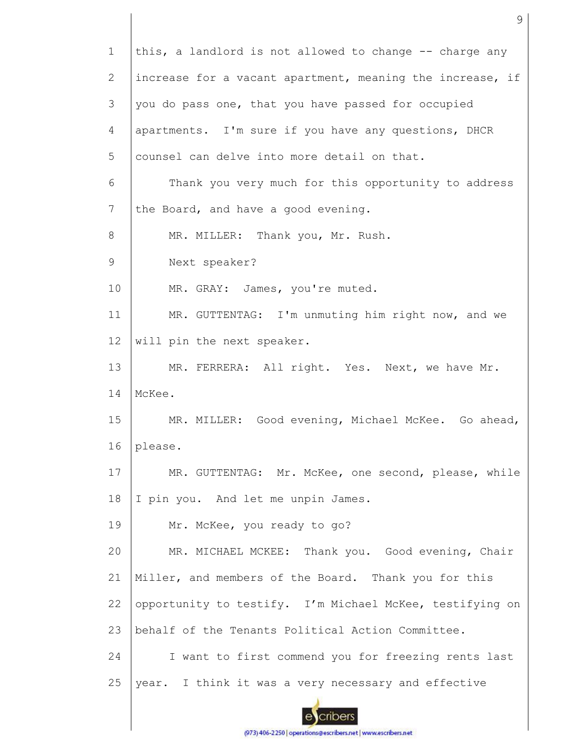this, a landlord is not allowed to change -- charge any increase for a vacant apartment, meaning the increase, if you do pass one, that you have passed for occupied apartments. I'm sure if you have any questions, DHCR counsel can delve into more detail on that.

Thank you very much for this opportunity to address the Board, and have a good evening.

MR. MILLER: Thank you, Mr. Rush.

Next speaker?

MR. GRAY: James, you're muted.

MR. GUTTENTAG: I'm unmuting him right now, and we will pin the next speaker.

MR. FERRERA: All right. Yes. Next, we have Mr. McKee.

MR. MILLER: Good evening, Michael McKee. Go ahead, please.

MR. GUTTENTAG: Mr. McKee, one second, please, while I pin you. And let me unpin James.

Mr. McKee, you ready to go?

MR. MICHAEL MCKEE: Thank you. Good evening, Chair Miller, and members of the Board. Thank you for this opportunity to testify. I'm Michael McKee, testifying on behalf of the Tenants Political Action Committee.

I want to first commend you for freezing rents last year. I think it was a very necessary and effective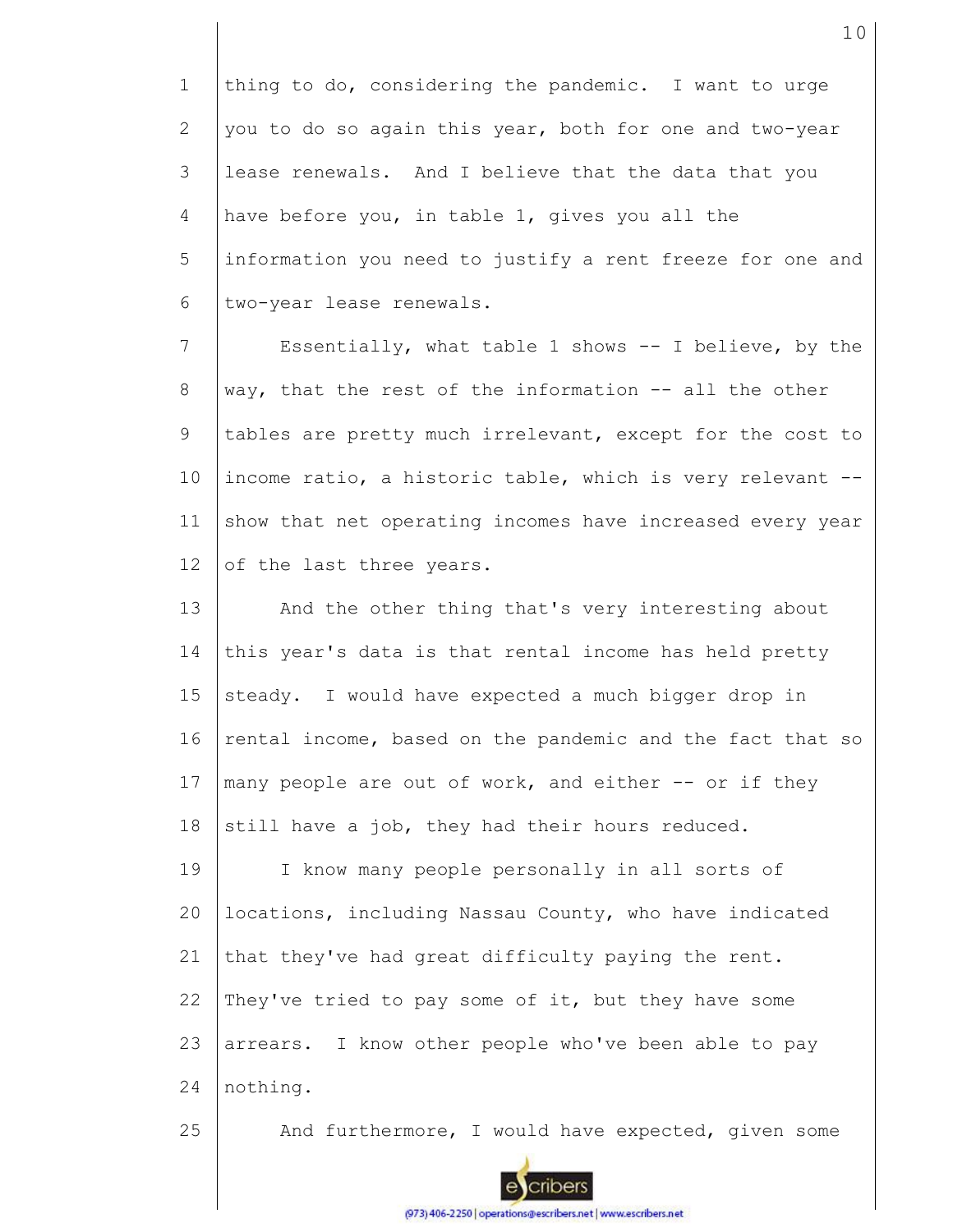thing to do, considering the pandemic. I want to urge you to do so again this year, both for one and two-year lease renewals. And I believe that the data that you have before you, in table 1, gives you all the information you need to justify a rent freeze for one and two-year lease renewals.

Essentially, what table 1 shows -- I believe, by the way, that the rest of the information -- all the other tables are pretty much irrelevant, except for the cost to income ratio, a historic table, which is very relevant -- show that net operating incomes have increased every year of the last three years.

And the other thing that's very interesting about this year's data is that rental income has held pretty steady. I would have expected a much bigger drop in rental income, based on the pandemic and the fact that so many people are out of work, and either -- or if they still have a job, they had their hours reduced.

I know many people personally in all sorts of locations, including Nassau County, who have indicated that they've had great difficulty paying the rent. They've tried to pay some of it, but they have some arrears. I know other people who've been able to pay nothing.

And furthermore, I would have expected, given some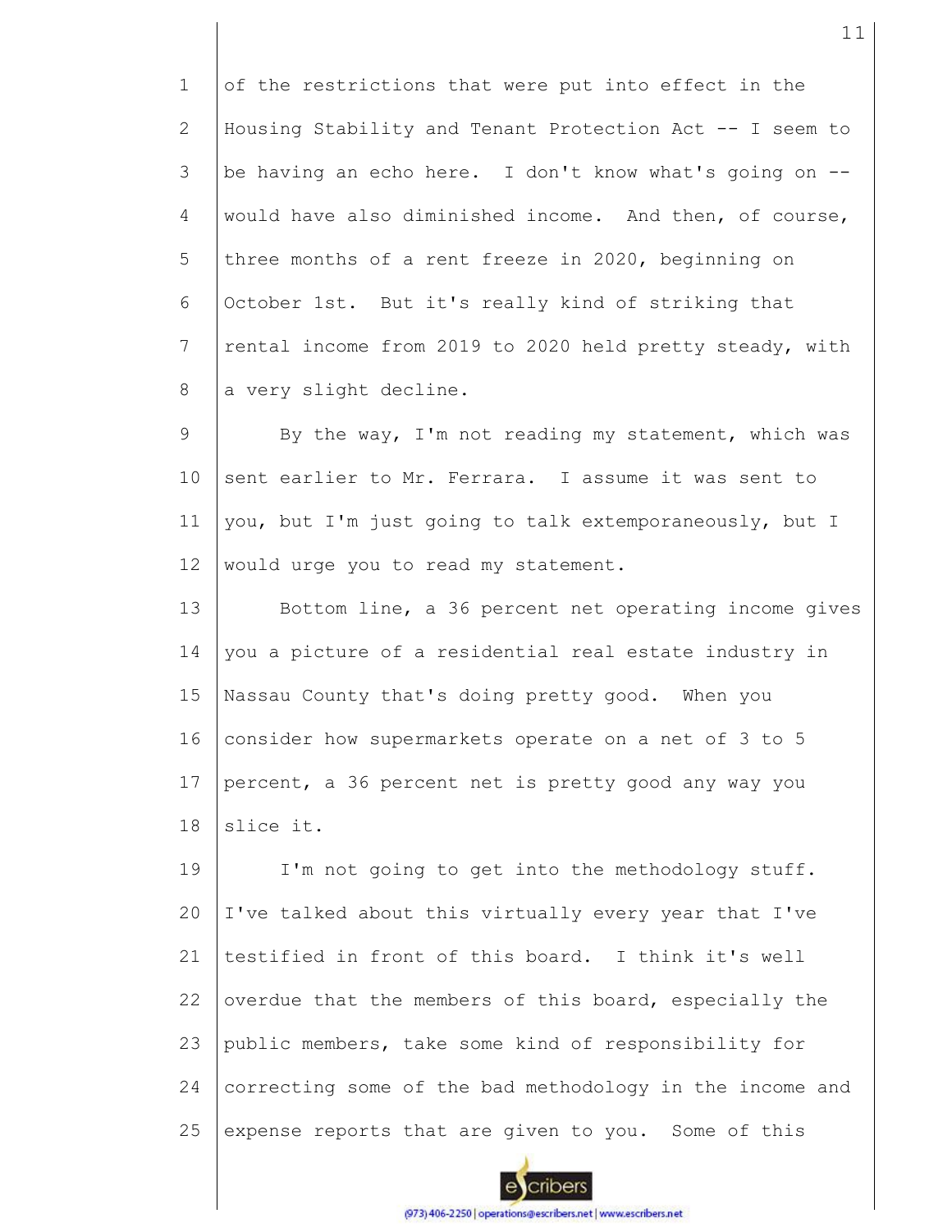of the restrictions that were put into effect in the Housing Stability and Tenant Protection Act -- I seem to be having an echo here. I don't know what's going on -- would have also diminished income. And then, of course, three months of a rent freeze in 2020, beginning on October 1st. But it's really kind of striking that rental income from 2019 to 2020 held pretty steady, with a very slight decline.

By the way, I'm not reading my statement, which was sent earlier to Mr. Ferrara. I assume it was sent to you, but I'm just going to talk extemporaneously, but I would urge you to read my statement.

Bottom line, a 36 percent net operating income gives you a picture of a residential real estate industry in Nassau County that's doing pretty good. When you consider how supermarkets operate on a net of 3 to 5 percent, a 36 percent net is pretty good any way you slice it.

I'm not going to get into the methodology stuff. I've talked about this virtually every year that I've testified in front of this board. I think it's well overdue that the members of this board, especially the public members, take some kind of responsibility for correcting some of the bad methodology in the income and expense reports that are given to you. Some of this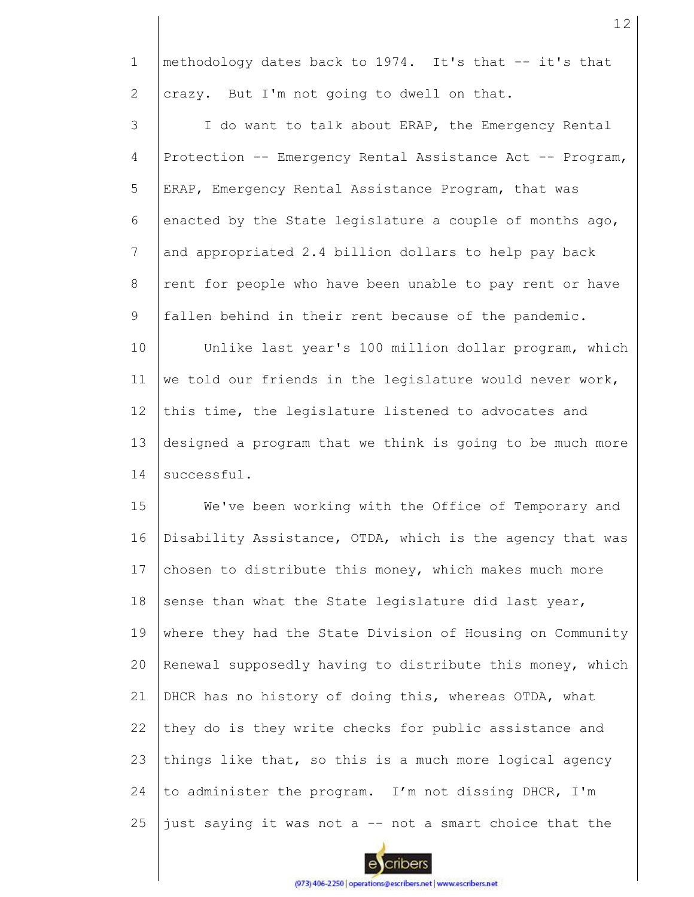methodology dates back to 1974. It's that -- it's that crazy. But I'm not going to dwell on that.

I do want to talk about ERAP, the Emergency Rental Protection -- Emergency Rental Assistance Act -- Program, ERAP, Emergency Rental Assistance Program, that was enacted by the State legislature a couple of months ago, and appropriated 2.4 billion dollars to help pay back rent for people who have been unable to pay rent or have fallen behind in their rent because of the pandemic.

Unlike last year's 100 million dollar program, which we told our friends in the legislature would never work, this time, the legislature listened to advocates and designed a program that we think is going to be much more successful.

We've been working with the Office of Temporary and Disability Assistance, OTDA, which is the agency that was chosen to distribute this money, which makes much more sense than what the State legislature did last year, where they had the State Division of Housing on Community Renewal supposedly having to distribute this money, which DHCR has no history of doing this, whereas OTDA, what they do is they write checks for public assistance and things like that, so this is a much more logical agency to administer the program. I'm not dissing DHCR, I'm just saying it was not a -- not a smart choice that the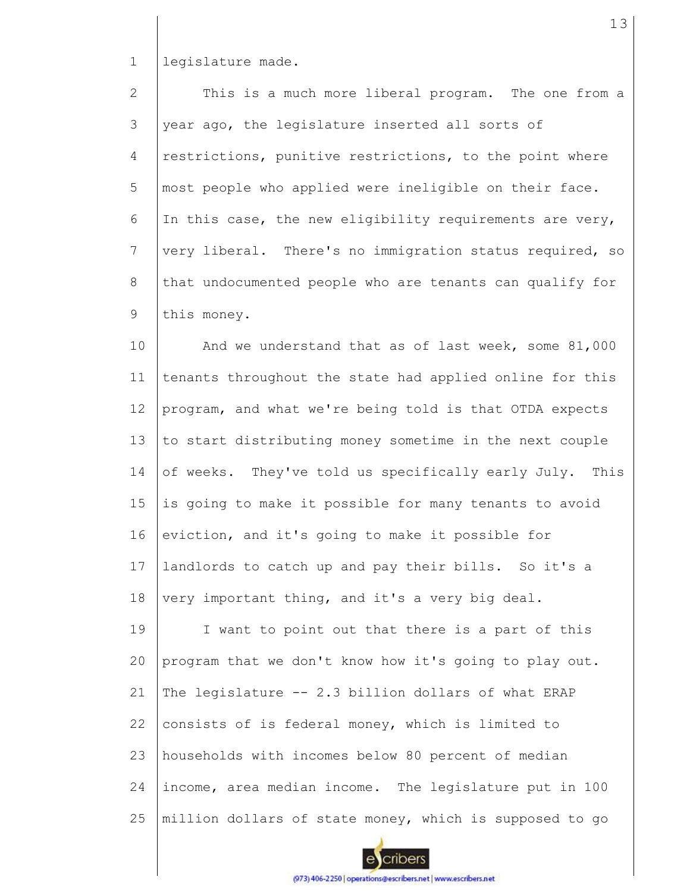legislature made.

This is a much more liberal program. The one from a year ago, the legislature inserted all sorts of restrictions, punitive restrictions, to the point where most people who applied were ineligible on their face. In this case, the new eligibility requirements are very, very liberal. There's no immigration status required, so that undocumented people who are tenants can qualify for this money.

And we understand that as of last week, some 81,000 tenants throughout the state had applied online for this program, and what we're being told is that OTDA expects to start distributing money sometime in the next couple of weeks. They've told us specifically early July. This is going to make it possible for many tenants to avoid eviction, and it's going to make it possible for landlords to catch up and pay their bills. So it's a very important thing, and it's a very big deal.

I want to point out that there is a part of this program that we don't know how it's going to play out. The legislature -- 2.3 billion dollars of what ERAP consists of is federal money, which is limited to households with incomes below 80 percent of median income, area median income. The legislature put in 100 million dollars of state money, which is supposed to go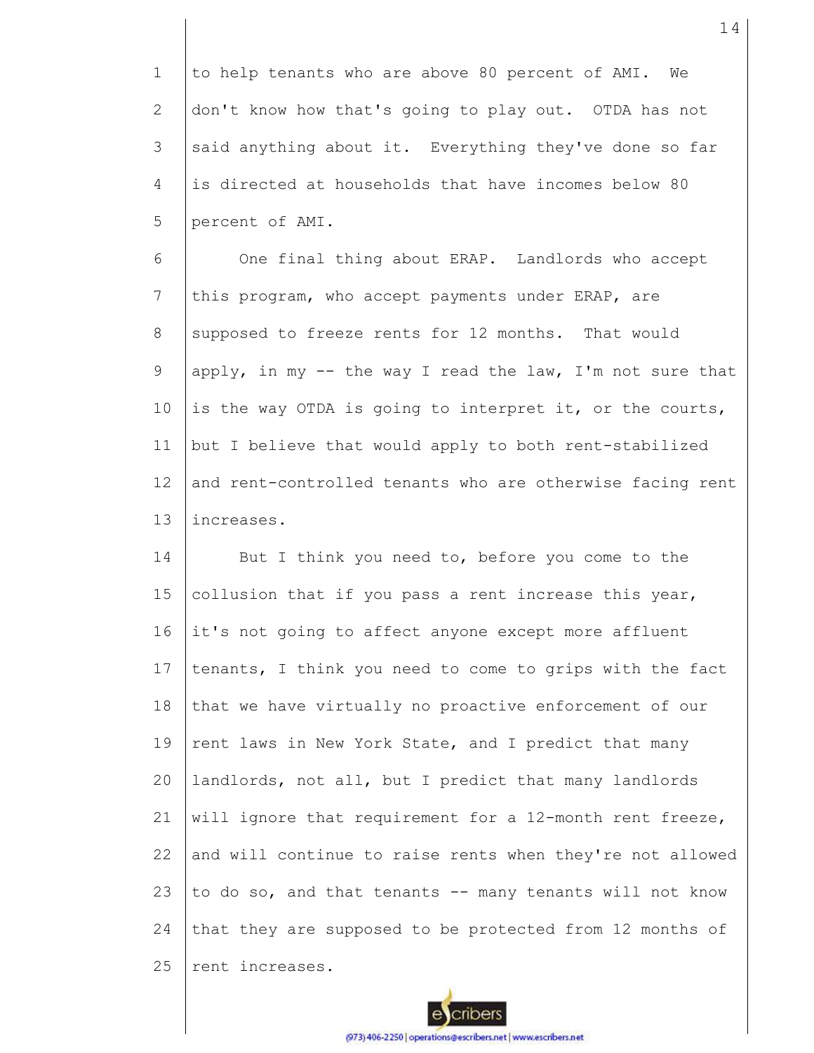to help tenants who are above 80 percent of AMI. We don't know how that's going to play out. OTDA has not said anything about it. Everything they've done so far is directed at households that have incomes below 80 percent of AMI.

One final thing about ERAP. Landlords who accept this program, who accept payments under ERAP, are supposed to freeze rents for 12 months. That would apply, in my -- the way I read the law, I'm not sure that is the way OTDA is going to interpret it, or the courts, but I believe that would apply to both rent-stabilized and rent-controlled tenants who are otherwise facing rent increases.

But I think you need to, before you come to the collusion that if you pass a rent increase this year, it's not going to affect anyone except more affluent tenants, I think you need to come to grips with the fact that we have virtually no proactive enforcement of our rent laws in New York State, and I predict that many landlords, not all, but I predict that many landlords will ignore that requirement for a 12-month rent freeze, and will continue to raise rents when they're not allowed to do so, and that tenants -- many tenants will not know that they are supposed to be protected from 12 months of rent increases.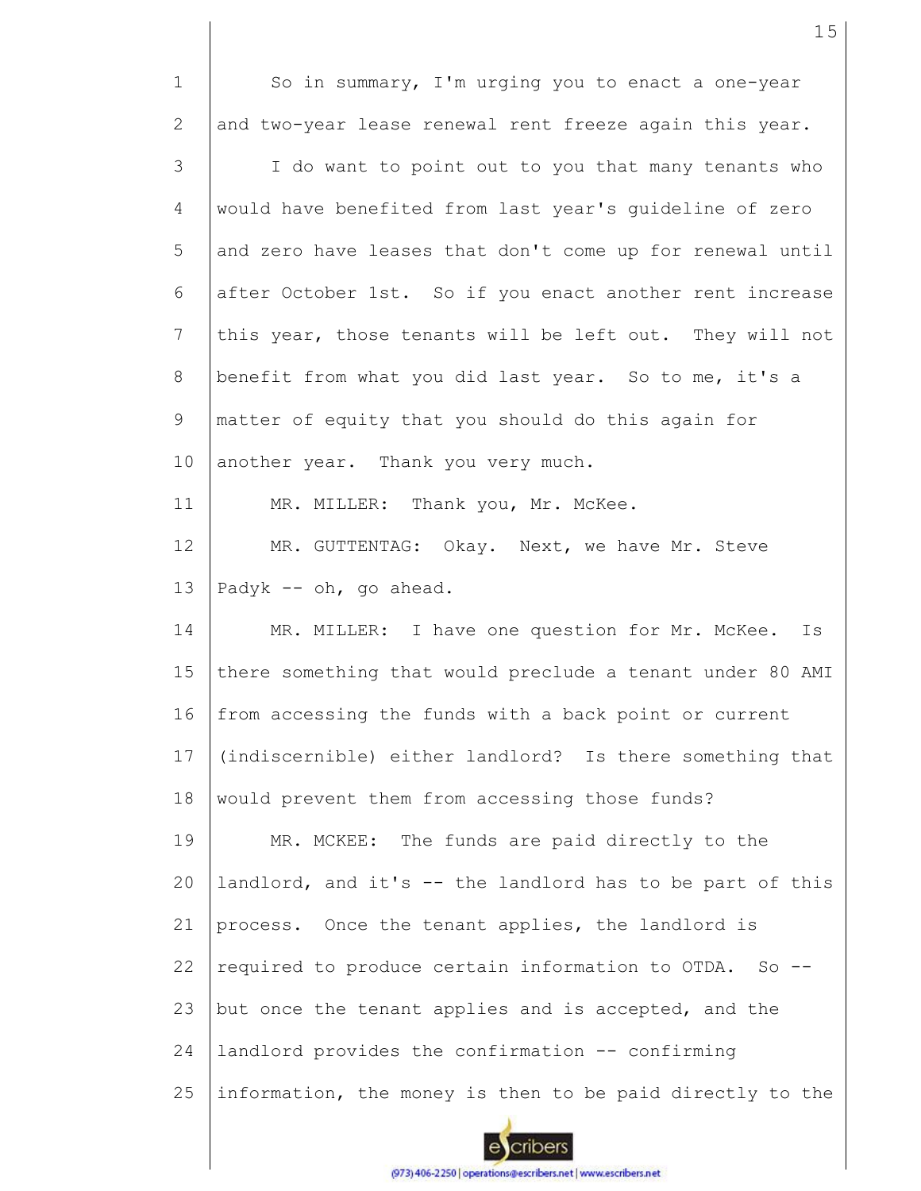So in summary, I'm urging you to enact a one-year and two-year lease renewal rent freeze again this year.

I do want to point out to you that many tenants who would have benefited from last year's guideline of zero and zero have leases that don't come up for renewal until after October 1st. So if you enact another rent increase this year, those tenants will be left out. They will not benefit from what you did last year. So to me, it's a matter of equity that you should do this again for another year. Thank you very much.

MR. MILLER: Thank you, Mr. McKee.

MR. GUTTENTAG: Okay. Next, we have Mr. Steve Padyk -- oh, go ahead.

MR. MILLER: I have one question for Mr. McKee. Is there something that would preclude a tenant under 80 AMI from accessing the funds with a back point or current (indiscernible) either landlord? Is there something that would prevent them from accessing those funds?

MR. MCKEE: The funds are paid directly to the landlord, and it's -- the landlord has to be part of this process. Once the tenant applies, the landlord is required to produce certain information to OTDA. So -- but once the tenant applies and is accepted, and the landlord provides the confirmation -- confirming information, the money is then to be paid directly to the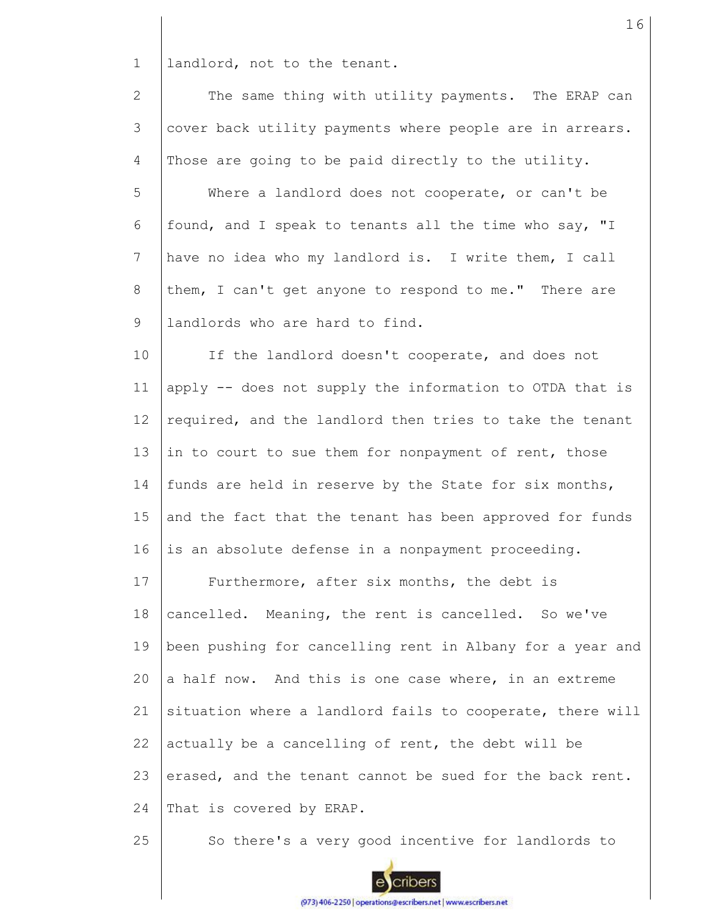landlord, not to the tenant.

The same thing with utility payments. The ERAP can cover back utility payments where people are in arrears. Those are going to be paid directly to the utility.

Where a landlord does not cooperate, or can't be found, and I speak to tenants all the time who say, "I have no idea who my landlord is. I write them, I call them, I can't get anyone to respond to me." There are landlords who are hard to find.

If the landlord doesn't cooperate, and does not apply -- does not supply the information to OTDA that is required, and the landlord then tries to take the tenant in to court to sue them for nonpayment of rent, those funds are held in reserve by the State for six months, and the fact that the tenant has been approved for funds is an absolute defense in a nonpayment proceeding.

Furthermore, after six months, the debt is cancelled. Meaning, the rent is cancelled. So we've been pushing for cancelling rent in Albany for a year and a half now. And this is one case where, in an extreme situation where a landlord fails to cooperate, there will actually be a cancelling of rent, the debt will be erased, and the tenant cannot be sued for the back rent. That is covered by ERAP.

So there's a very good incentive for landlords to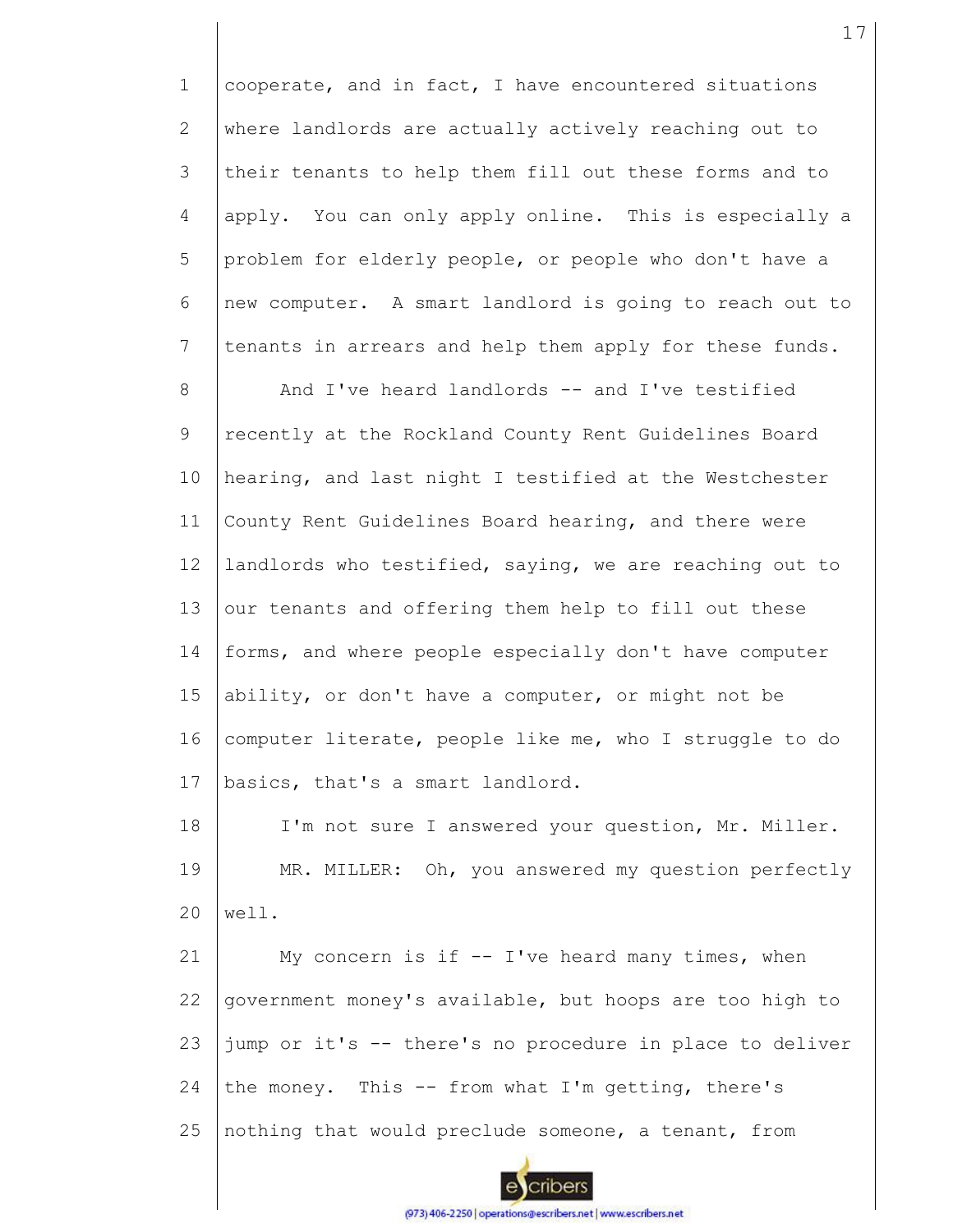cooperate, and in fact, I have encountered situations where landlords are actually actively reaching out to their tenants to help them fill out these forms and to apply. You can only apply online. This is especially a problem for elderly people, or people who don't have a new computer. A smart landlord is going to reach out to tenants in arrears and help them apply for these funds.

And I've heard landlords -- and I've testified recently at the Rockland County Rent Guidelines Board hearing, and last night I testified at the Westchester County Rent Guidelines Board hearing, and there were landlords who testified, saying, we are reaching out to our tenants and offering them help to fill out these forms, and where people especially don't have computer ability, or don't have a computer, or might not be computer literate, people like me, who I struggle to do basics, that's a smart landlord.

I'm not sure I answered your question, Mr. Miller.

MR. MILLER: Oh, you answered my question perfectly well.

My concern is if -- I've heard many times, when government money's available, but hoops are too high to jump or it's -- there's no procedure in place to deliver the money. This -- from what I'm getting, there's nothing that would preclude someone, a tenant, from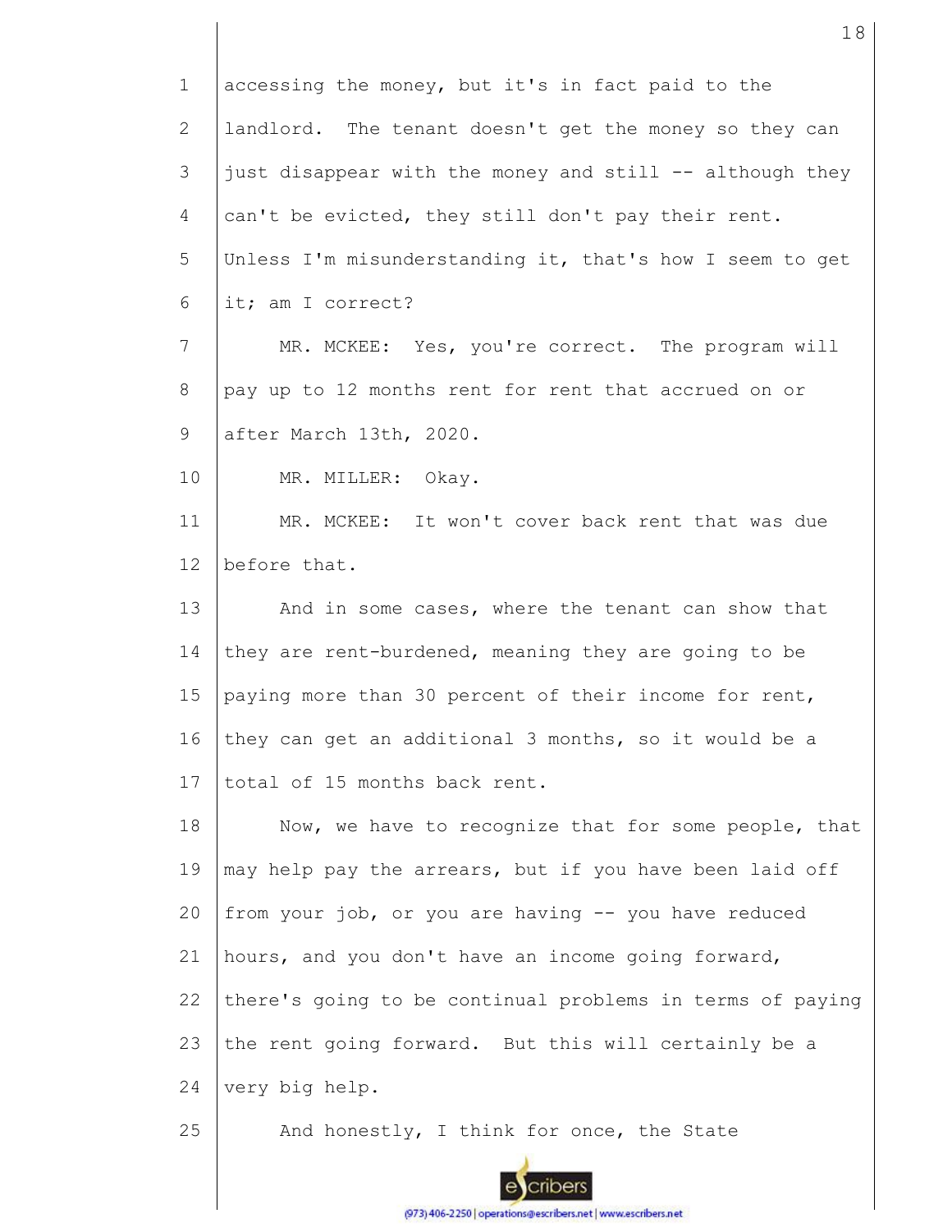accessing the money, but it's in fact paid to the landlord. The tenant doesn't get the money so they can just disappear with the money and still -- although they can't be evicted, they still don't pay their rent. Unless I'm misunderstanding it, that's how I seem to get it; am I correct?

MR. MCKEE: Yes, you're correct. The program will pay up to 12 months rent for rent that accrued on or after March 13th, 2020.

MR. MILLER: Okay.

MR. MCKEE: It won't cover back rent that was due before that.

And in some cases, where the tenant can show that they are rent-burdened, meaning they are going to be paying more than 30 percent of their income for rent, they can get an additional 3 months, so it would be a total of 15 months back rent.

Now, we have to recognize that for some people, that may help pay the arrears, but if you have been laid off from your job, or you are having -- you have reduced hours, and you don't have an income going forward, there's going to be continual problems in terms of paying the rent going forward. But this will certainly be a very big help.

And honestly, I think for once, the State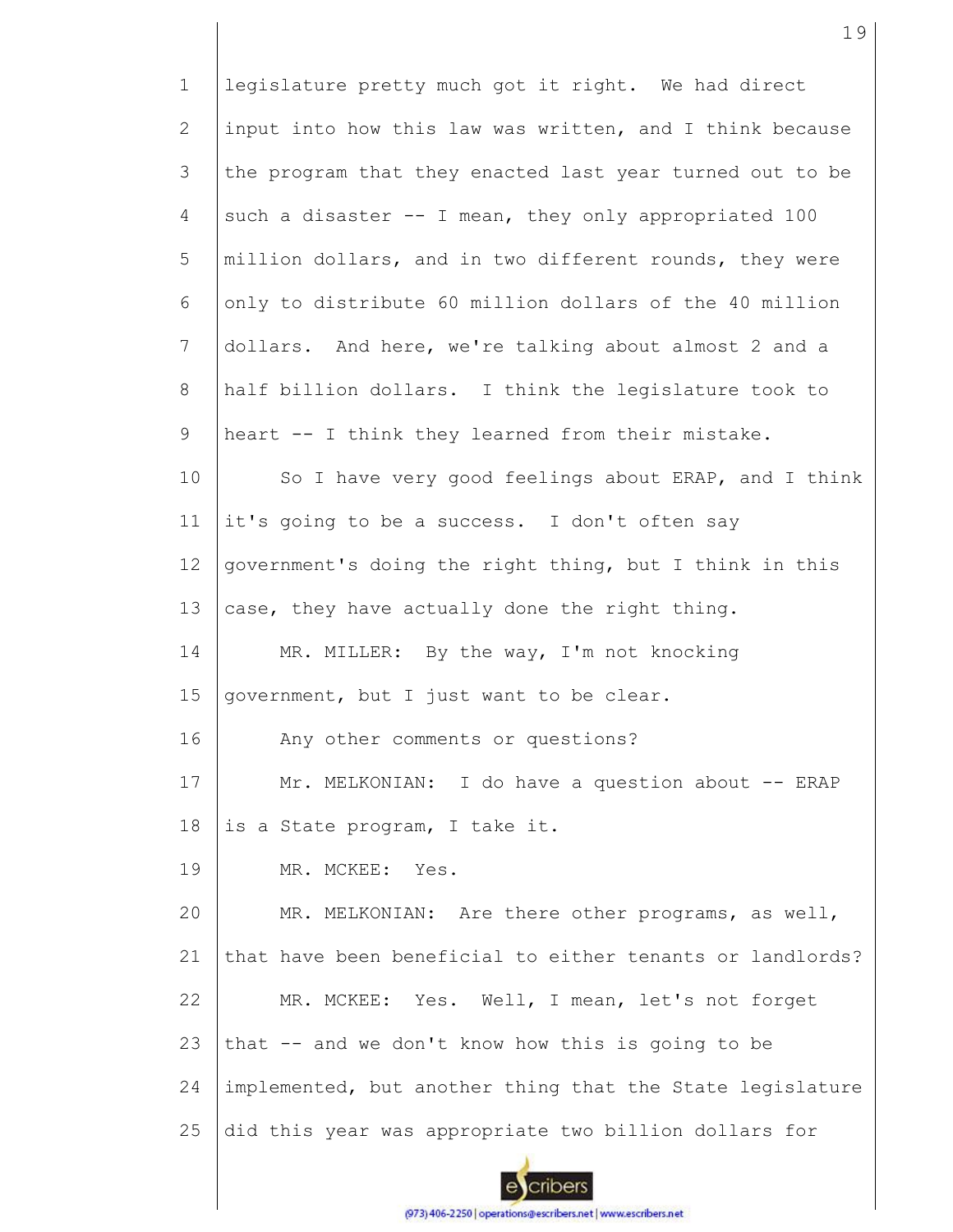legislature pretty much got it right. We had direct input into how this law was written, and I think because the program that they enacted last year turned out to be such a disaster -- I mean, they only appropriated 100 million dollars, and in two different rounds, they were only to distribute 60 million dollars of the 40 million dollars. And here, we're talking about almost 2 and a half billion dollars. I think the legislature took to heart -- I think they learned from their mistake.

So I have very good feelings about ERAP, and I think it's going to be a success. I don't often say government's doing the right thing, but I think in this case, they have actually done the right thing.

MR. MILLER: By the way, I'm not knocking government, but I just want to be clear.

Any other comments or questions?

Mr. MELKONIAN: I do have a question about -- ERAP is a State program, I take it.

MR. MCKEE: Yes.

MR. MELKONIAN: Are there other programs, as well, that have been beneficial to either tenants or landlords?

MR. MCKEE: Yes. Well, I mean, let's not forget that -- and we don't know how this is going to be implemented, but another thing that the State legislature did this year was appropriate two billion dollars for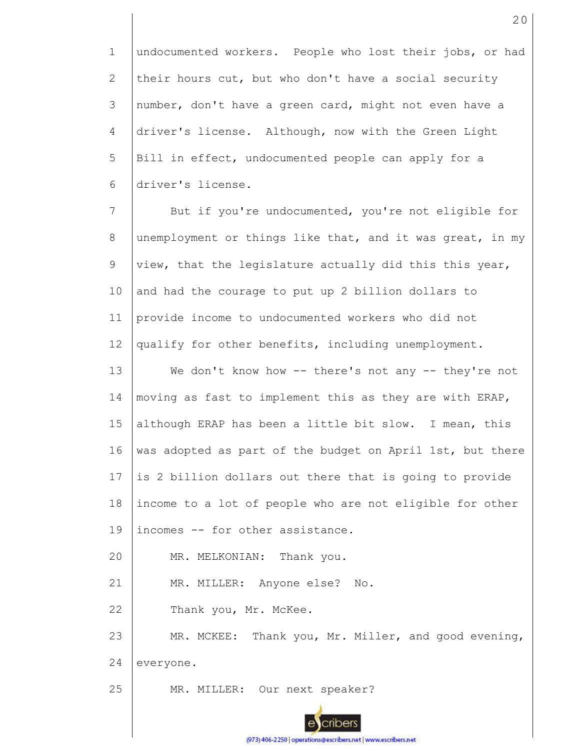undocumented workers. People who lost their jobs, or had their hours cut, but who don't have a social security number, don't have a green card, might not even have a driver's license. Although, now with the Green Light Bill in effect, undocumented people can apply for a driver's license.

But if you're undocumented, you're not eligible for unemployment or things like that, and it was great, in my view, that the legislature actually did this this year, and had the courage to put up 2 billion dollars to provide income to undocumented workers who did not qualify for other benefits, including unemployment.

We don't know how -- there's not any -- they're not moving as fast to implement this as they are with ERAP, although ERAP has been a little bit slow. I mean, this was adopted as part of the budget on April 1st, but there is 2 billion dollars out there that is going to provide income to a lot of people who are not eligible for other incomes -- for other assistance.

MR. MELKONIAN: Thank you.

MR. MILLER: Anyone else? No.

Thank you, Mr. McKee.

MR. MCKEE: Thank you, Mr. Miller, and good evening, everyone.

MR. MILLER: Our next speaker?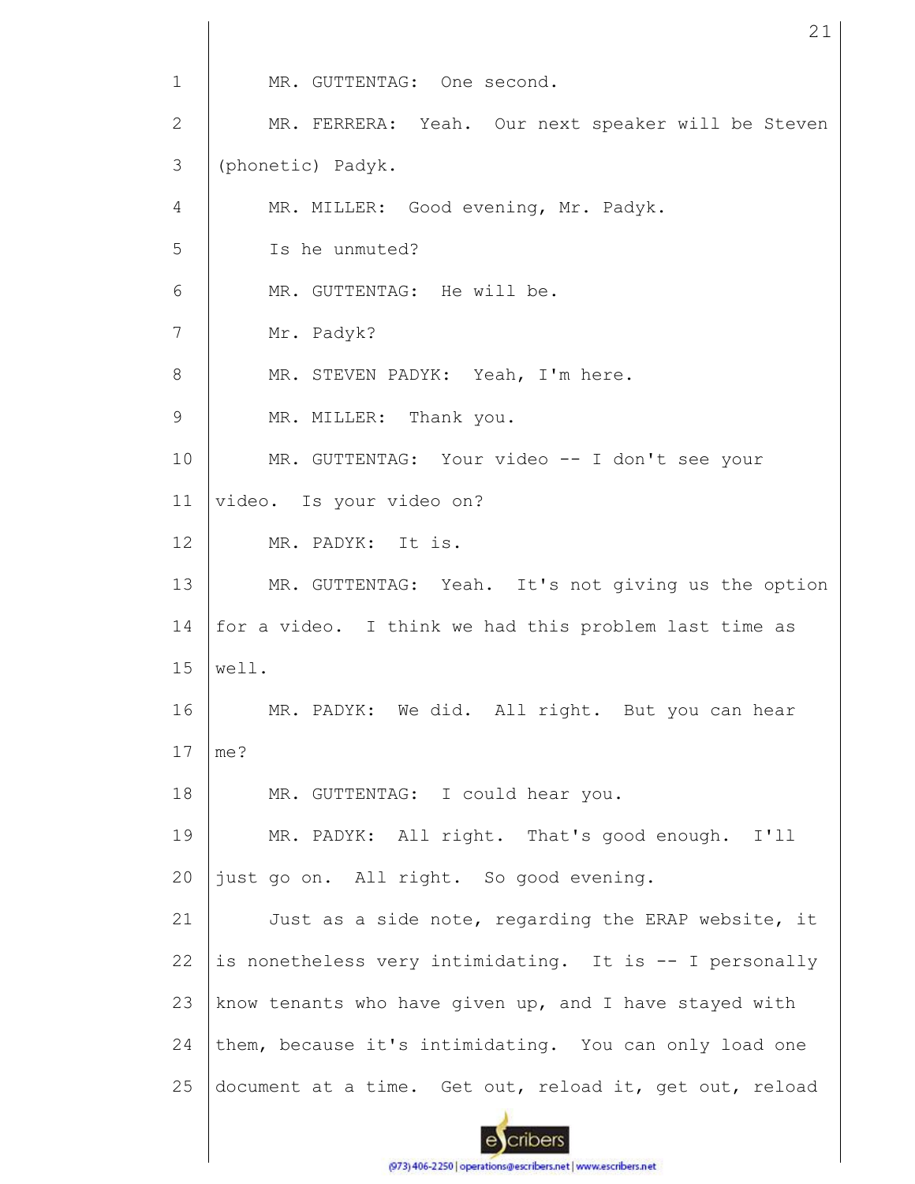MR. GUTTENTAG: One second.

MR. FERRERA: Yeah. Our next speaker will be Steven (phonetic) Padyk.

MR. MILLER: Good evening, Mr. Padyk.

Is he unmuted?

MR. GUTTENTAG: He will be.

Mr. Padyk?

MR. STEVEN PADYK: Yeah, I'm here.

MR. MILLER: Thank you.

MR. GUTTENTAG: Your video -- I don't see your video. Is your video on?

MR. PADYK: It is.

MR. GUTTENTAG: Yeah. It's not giving us the option for a video. I think we had this problem last time as well.

MR. PADYK: We did. All right. But you can hear me?

MR. GUTTENTAG: I could hear you.

MR. PADYK: All right. That's good enough. I'll just go on. All right. So good evening.

Just as a side note, regarding the ERAP website, it is nonetheless very intimidating. It is -- I personally know tenants who have given up, and I have stayed with them, because it's intimidating. You can only load one document at a time. Get out, reload it, get out, reload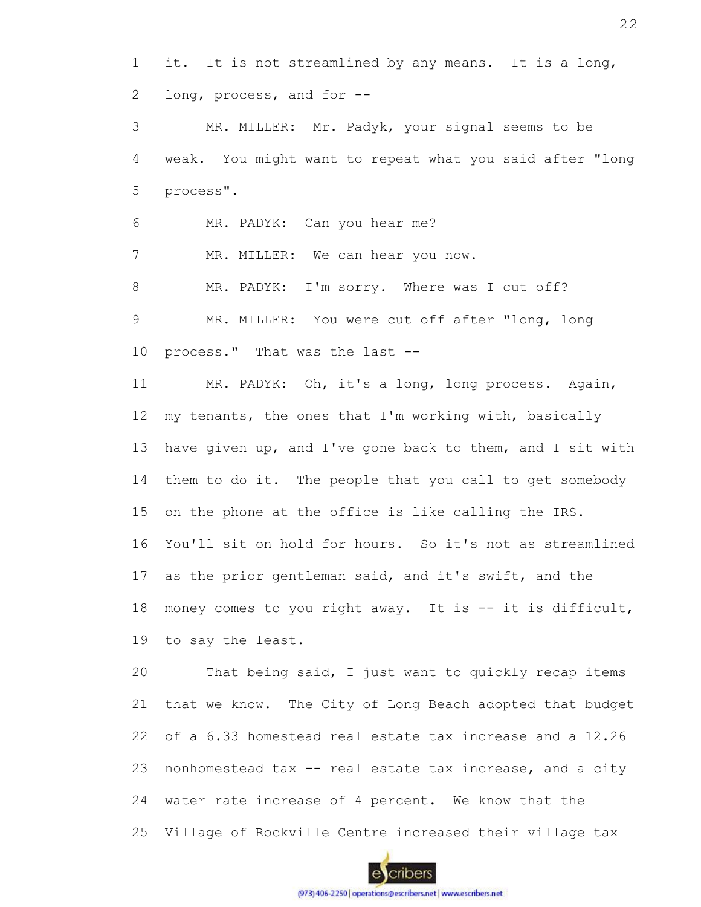1 it. It is not streamlined by any means. It is a long,
2 long, process, and for --
3 MR. MILLER: Mr. Padyk, your signal seems to be
4 weak. You might want to repeat what you said after "long
5 process".
6 MR. PADYK: Can you hear me?
7 MR. MILLER: We can hear you now.
8 MR. PADYK: I'm sorry. Where was I cut off?
9 MR. MILLER: You were cut off after "long, long
10 process." That was the last --
11 MR. PADYK: Oh, it's a long, long process. Again,
12 my tenants, the ones that I'm working with, basically
13 have given up, and I've gone back to them, and I sit with
14 them to do it. The people that you call to get somebody
15 on the phone at the office is like calling the IRS.
16 You'll sit on hold for hours. So it's not as streamlined
17 as the prior gentleman said, and it's swift, and the
18 money comes to you right away. It is -- it is difficult,
19 to say the least.
20 That being said, I just want to quickly recap items
21 that we know. The City of Long Beach adopted that budget
22 of a 6.33 homestead real estate tax increase and a 12.26
23 nonhomestead tax -- real estate tax increase, and a city
24 water rate increase of 4 percent. We know that the
25 Village of Rockville Centre increased their village tax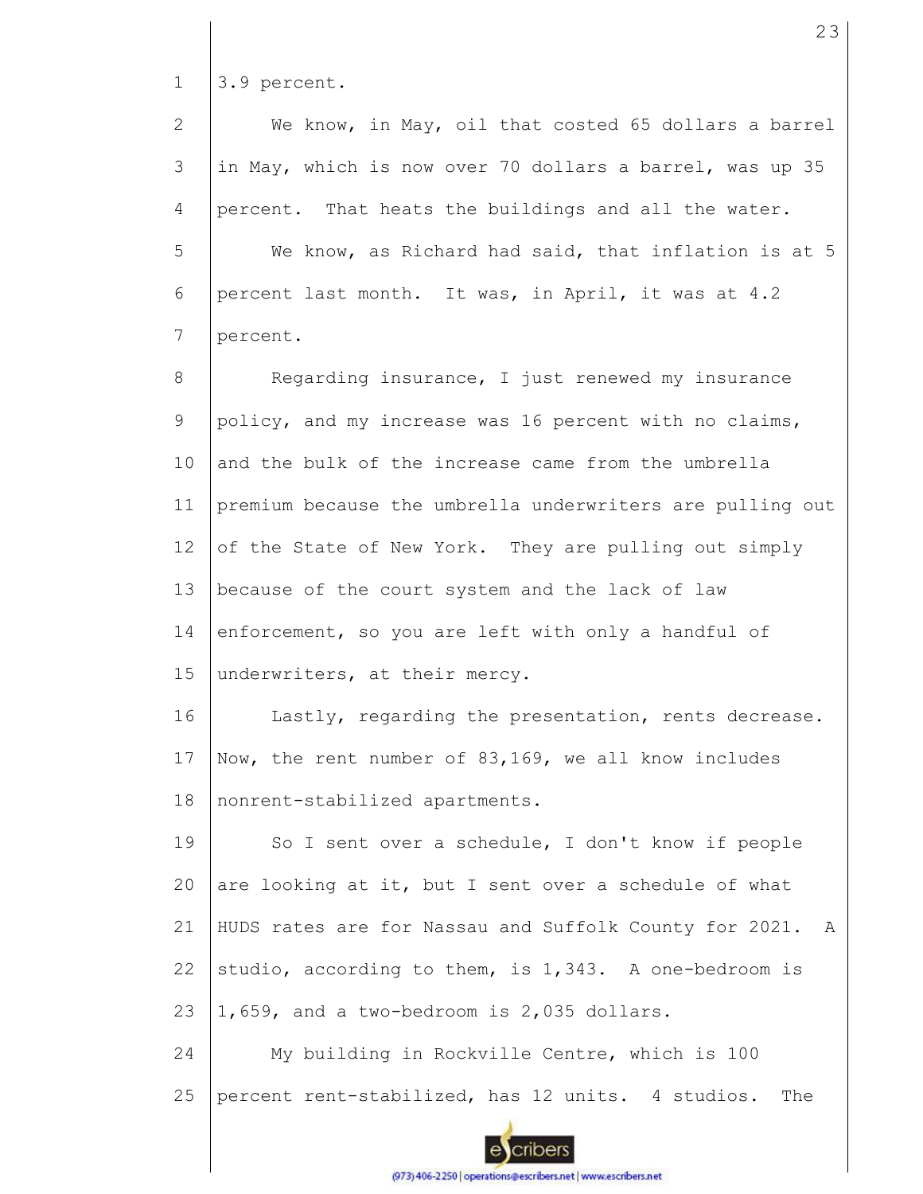3.9 percent.

We know, in May, oil that costed 65 dollars a barrel in May, which is now over 70 dollars a barrel, was up 35 percent. That heats the buildings and all the water.

We know, as Richard had said, that inflation is at 5 percent last month. It was, in April, it was at 4.2 percent.

Regarding insurance, I just renewed my insurance policy, and my increase was 16 percent with no claims, and the bulk of the increase came from the umbrella premium because the umbrella underwriters are pulling out of the State of New York. They are pulling out simply because of the court system and the lack of law enforcement, so you are left with only a handful of underwriters, at their mercy.

Lastly, regarding the presentation, rents decrease. Now, the rent number of 83,169, we all know includes nonrent-stabilized apartments.

So I sent over a schedule, I don't know if people are looking at it, but I sent over a schedule of what HUDS rates are for Nassau and Suffolk County for 2021. A studio, according to them, is 1,343. A one-bedroom is 1,659, and a two-bedroom is 2,035 dollars.

My building in Rockville Centre, which is 100 percent rent-stabilized, has 12 units. 4 studios. The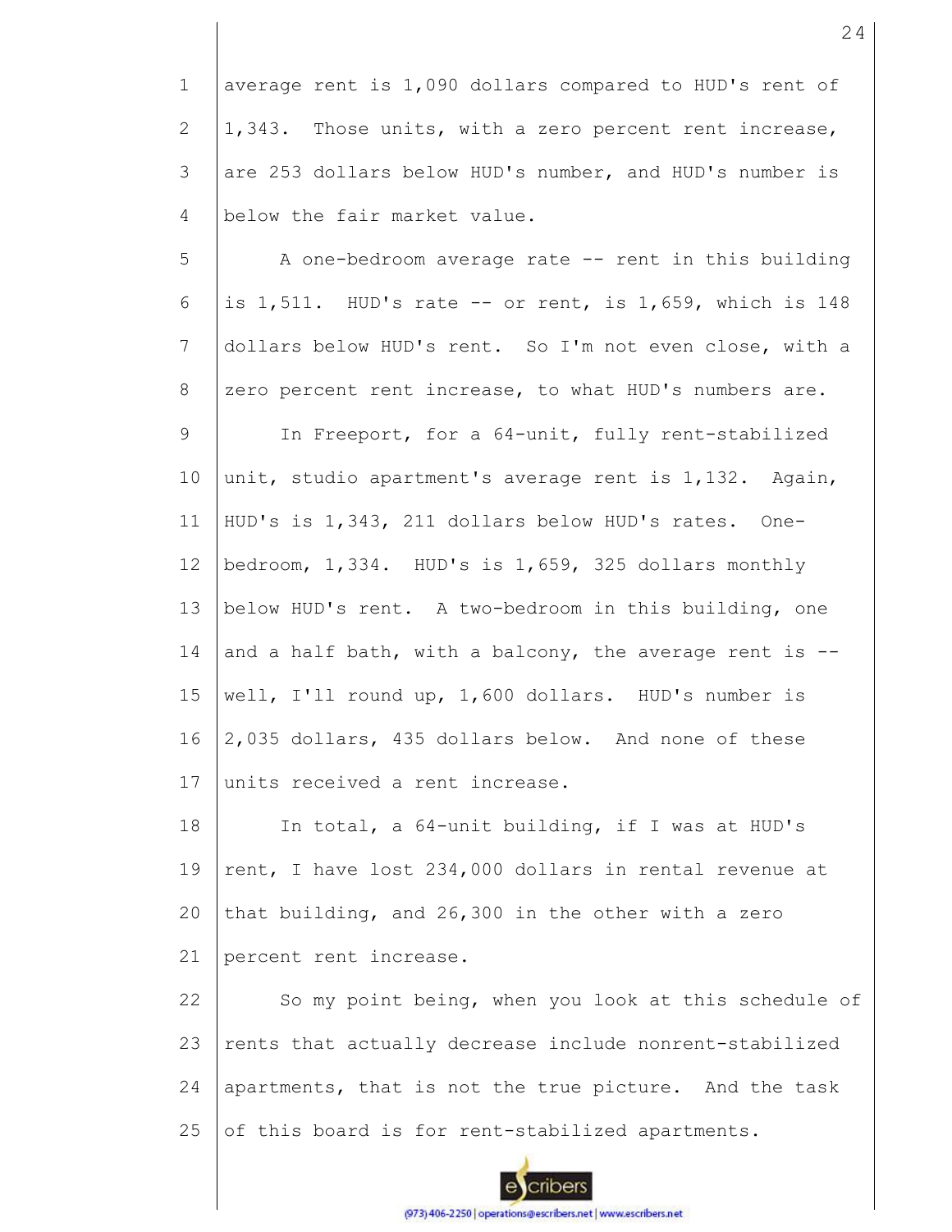average rent is 1,090 dollars compared to HUD's rent of 1,343. Those units, with a zero percent rent increase, are 253 dollars below HUD's number, and HUD's number is below the fair market value.

A one-bedroom average rate -- rent in this building is 1,511. HUD's rate -- or rent, is 1,659, which is 148 dollars below HUD's rent. So I'm not even close, with a zero percent rent increase, to what HUD's numbers are.

In Freeport, for a 64-unit, fully rent-stabilized unit, studio apartment's average rent is 1,132. Again, HUD's is 1,343, 211 dollars below HUD's rates. One-bedroom, 1,334. HUD's is 1,659, 325 dollars monthly below HUD's rent. A two-bedroom in this building, one and a half bath, with a balcony, the average rent is -- well, I'll round up, 1,600 dollars. HUD's number is 2,035 dollars, 435 dollars below. And none of these units received a rent increase.

In total, a 64-unit building, if I was at HUD's rent, I have lost 234,000 dollars in rental revenue at that building, and 26,300 in the other with a zero percent rent increase.

So my point being, when you look at this schedule of rents that actually decrease include nonrent-stabilized apartments, that is not the true picture. And the task of this board is for rent-stabilized apartments.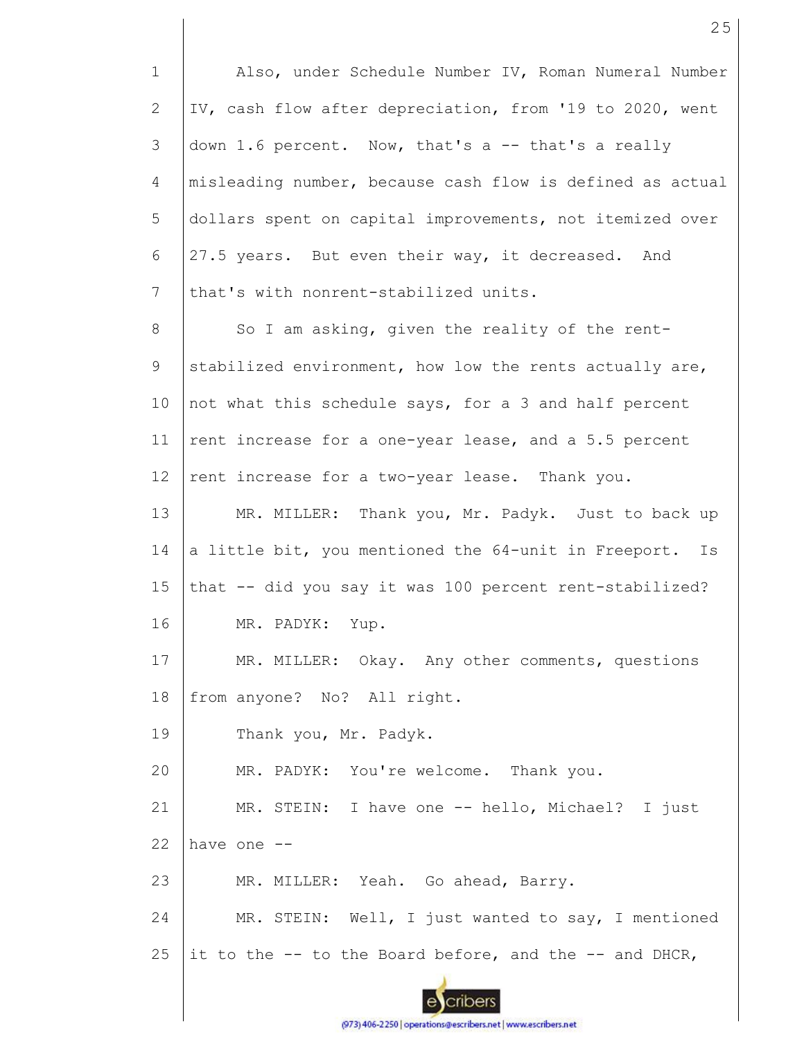Also, under Schedule Number IV, Roman Numeral Number IV, cash flow after depreciation, from '19 to 2020, went down 1.6 percent. Now, that's a -- that's a really misleading number, because cash flow is defined as actual dollars spent on capital improvements, not itemized over 27.5 years. But even their way, it decreased. And that's with nonrent-stabilized units.

So I am asking, given the reality of the rent-stabilized environment, how low the rents actually are, not what this schedule says, for a 3 and half percent rent increase for a one-year lease, and a 5.5 percent rent increase for a two-year lease. Thank you.

MR. MILLER: Thank you, Mr. Padyk. Just to back up a little bit, you mentioned the 64-unit in Freeport. Is that -- did you say it was 100 percent rent-stabilized?

MR. PADYK: Yup.

MR. MILLER: Okay. Any other comments, questions from anyone? No? All right.

Thank you, Mr. Padyk.

MR. PADYK: You're welcome. Thank you.

MR. STEIN: I have one -- hello, Michael? I just have one --

MR. MILLER: Yeah. Go ahead, Barry.

MR. STEIN: Well, I just wanted to say, I mentioned it to the -- to the Board before, and the -- and DHCR,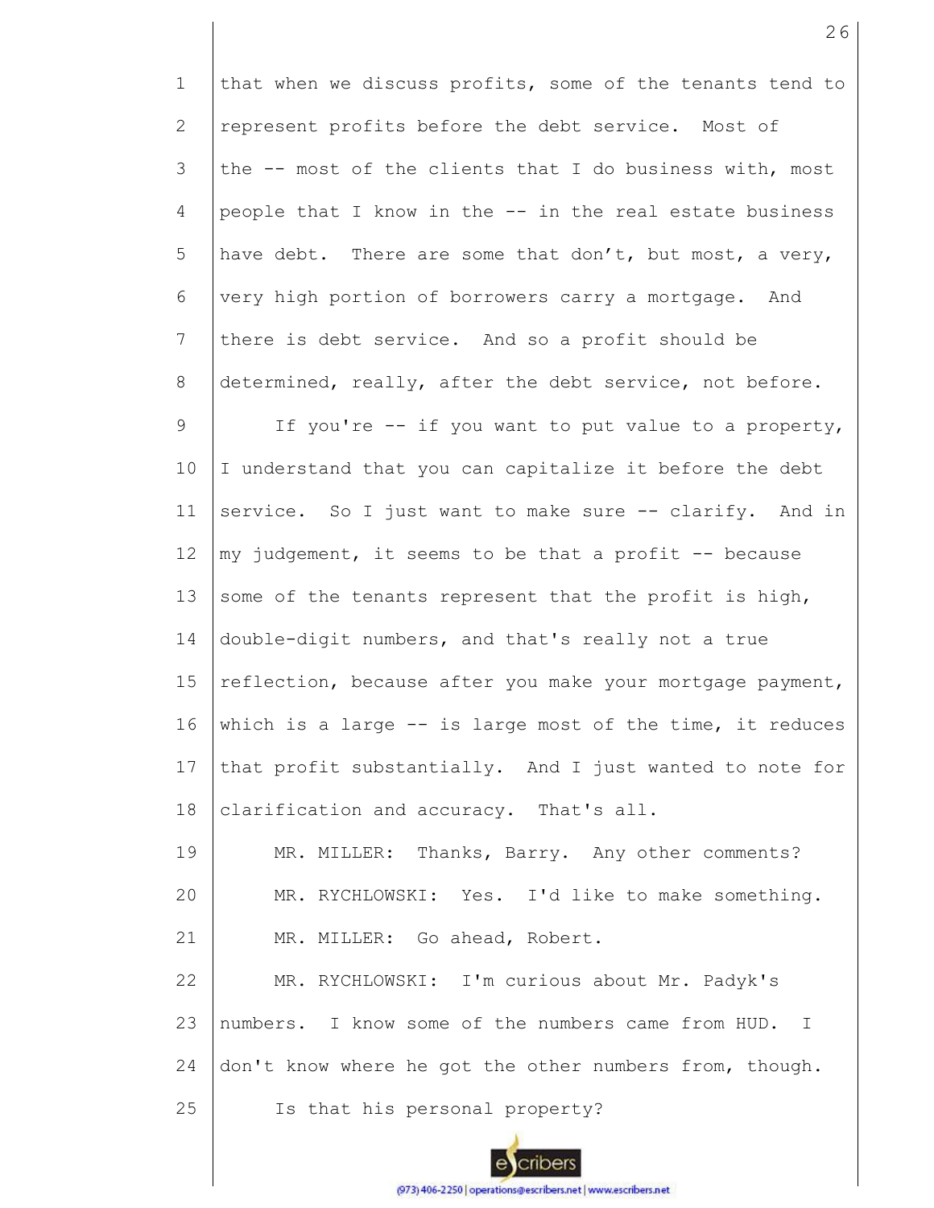that when we discuss profits, some of the tenants tend to represent profits before the debt service. Most of the -- most of the clients that I do business with, most people that I know in the -- in the real estate business have debt. There are some that don't, but most, a very, very high portion of borrowers carry a mortgage. And there is debt service. And so a profit should be determined, really, after the debt service, not before.

If you're -- if you want to put value to a property, I understand that you can capitalize it before the debt service. So I just want to make sure -- clarify. And in my judgement, it seems to be that a profit -- because some of the tenants represent that the profit is high, double-digit numbers, and that's really not a true reflection, because after you make your mortgage payment, which is a large -- is large most of the time, it reduces that profit substantially. And I just wanted to note for clarification and accuracy. That's all.

MR. MILLER: Thanks, Barry. Any other comments?

MR. RYCHLOWSKI: Yes. I'd like to make something.

MR. MILLER: Go ahead, Robert.

MR. RYCHLOWSKI: I'm curious about Mr. Padyk's numbers. I know some of the numbers came from HUD. I don't know where he got the other numbers from, though.

Is that his personal property?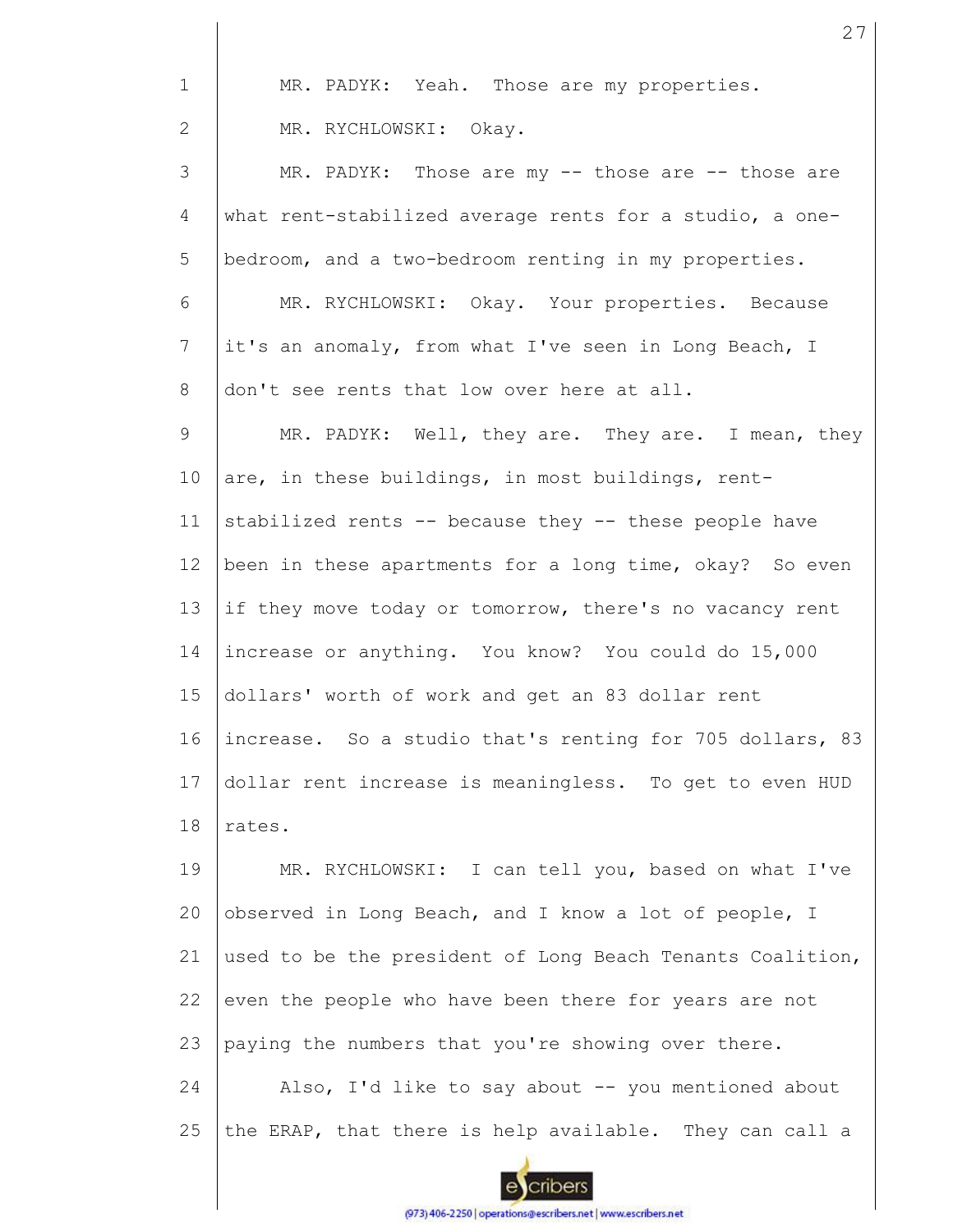MR. PADYK: Yeah. Those are my properties.

MR. RYCHLOWSKI: Okay.

MR. PADYK: Those are my -- those are -- those are what rent-stabilized average rents for a studio, a one-bedroom, and a two-bedroom renting in my properties.

MR. RYCHLOWSKI: Okay. Your properties. Because it's an anomaly, from what I've seen in Long Beach, I don't see rents that low over here at all.

MR. PADYK: Well, they are. They are. I mean, they are, in these buildings, in most buildings, rent-stabilized rents -- because they -- these people have been in these apartments for a long time, okay? So even if they move today or tomorrow, there's no vacancy rent increase or anything. You know? You could do 15,000 dollars' worth of work and get an 83 dollar rent increase. So a studio that's renting for 705 dollars, 83 dollar rent increase is meaningless. To get to even HUD rates.

MR. RYCHLOWSKI: I can tell you, based on what I've observed in Long Beach, and I know a lot of people, I used to be the president of Long Beach Tenants Coalition, even the people who have been there for years are not paying the numbers that you're showing over there.

Also, I'd like to say about -- you mentioned about the ERAP, that there is help available. They can call a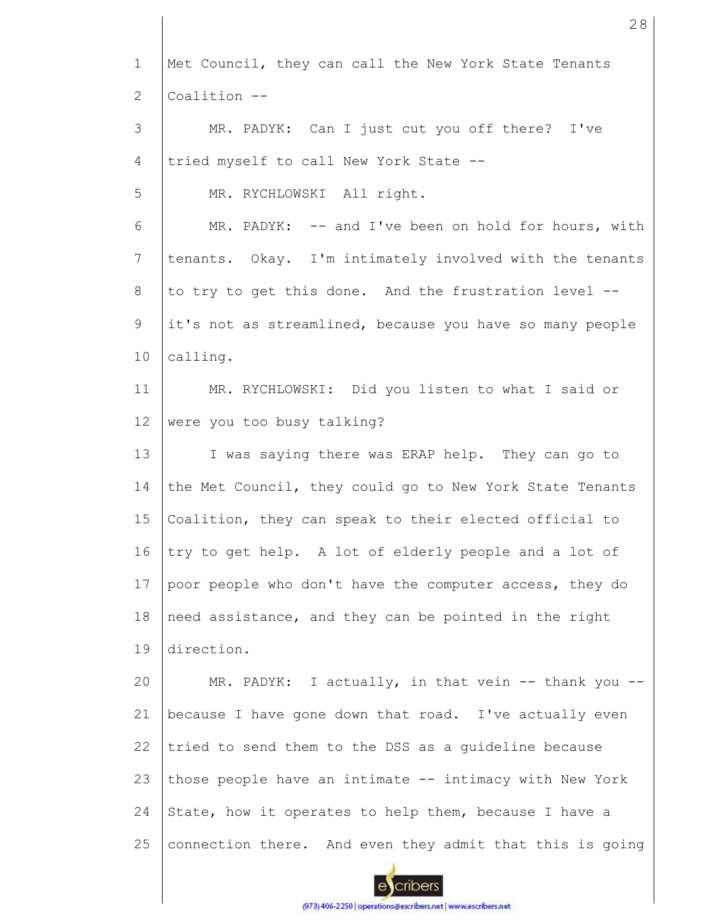Met Council, they can call the New York State Tenants Coalition --

MR. PADYK: Can I just cut you off there? I've tried myself to call New York State --

MR. RYCHLOWSKI All right.

MR. PADYK: -- and I've been on hold for hours, with tenants. Okay. I'm intimately involved with the tenants to try to get this done. And the frustration level -- it's not as streamlined, because you have so many people calling.

MR. RYCHLOWSKI: Did you listen to what I said or were you too busy talking?

I was saying there was ERAP help. They can go to the Met Council, they could go to New York State Tenants Coalition, they can speak to their elected official to try to get help. A lot of elderly people and a lot of poor people who don't have the computer access, they do need assistance, and they can be pointed in the right direction.

MR. PADYK: I actually, in that vein -- thank you -- because I have gone down that road. I've actually even tried to send them to the DSS as a guideline because those people have an intimate -- intimacy with New York State, how it operates to help them, because I have a connection there. And even they admit that this is going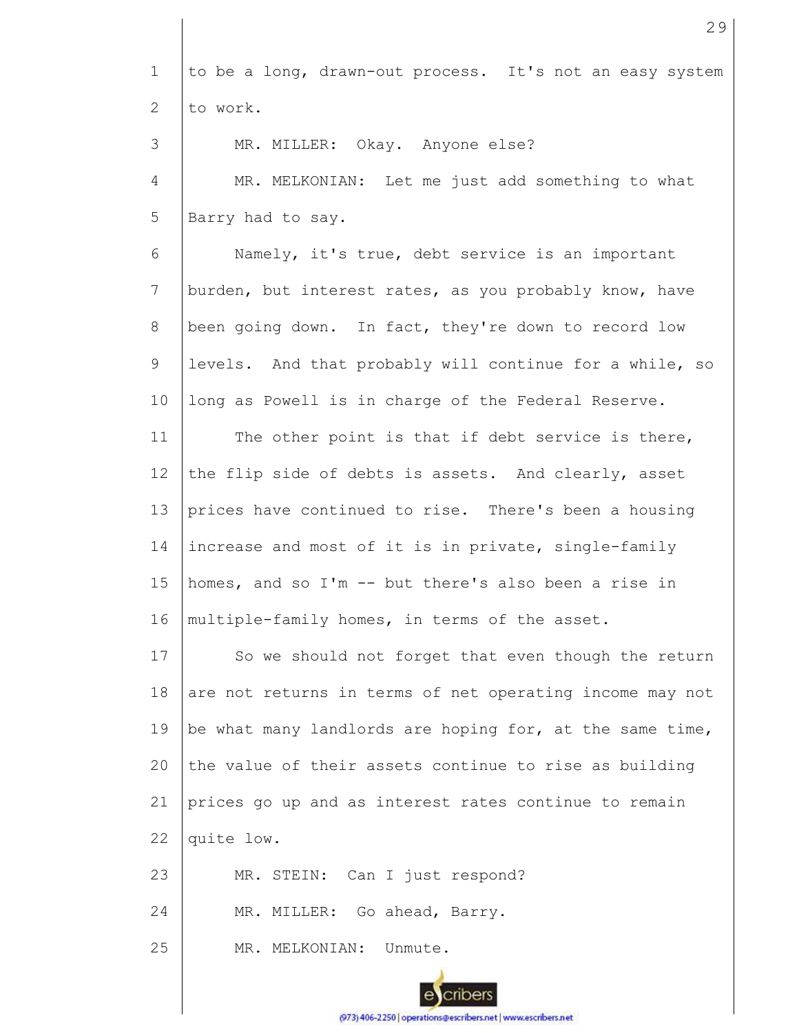to be a long, drawn-out process. It's not an easy system to work.

MR. MILLER: Okay. Anyone else?

MR. MELKONIAN: Let me just add something to what Barry had to say.

Namely, it's true, debt service is an important burden, but interest rates, as you probably know, have been going down. In fact, they're down to record low levels. And that probably will continue for a while, so long as Powell is in charge of the Federal Reserve.

The other point is that if debt service is there, the flip side of debts is assets. And clearly, asset prices have continued to rise. There's been a housing increase and most of it is in private, single-family homes, and so I'm -- but there's also been a rise in multiple-family homes, in terms of the asset.

So we should not forget that even though the return are not returns in terms of net operating income may not be what many landlords are hoping for, at the same time, the value of their assets continue to rise as building prices go up and as interest rates continue to remain quite low.

MR. STEIN: Can I just respond?

MR. MILLER: Go ahead, Barry.

MR. MELKONIAN: Unmute.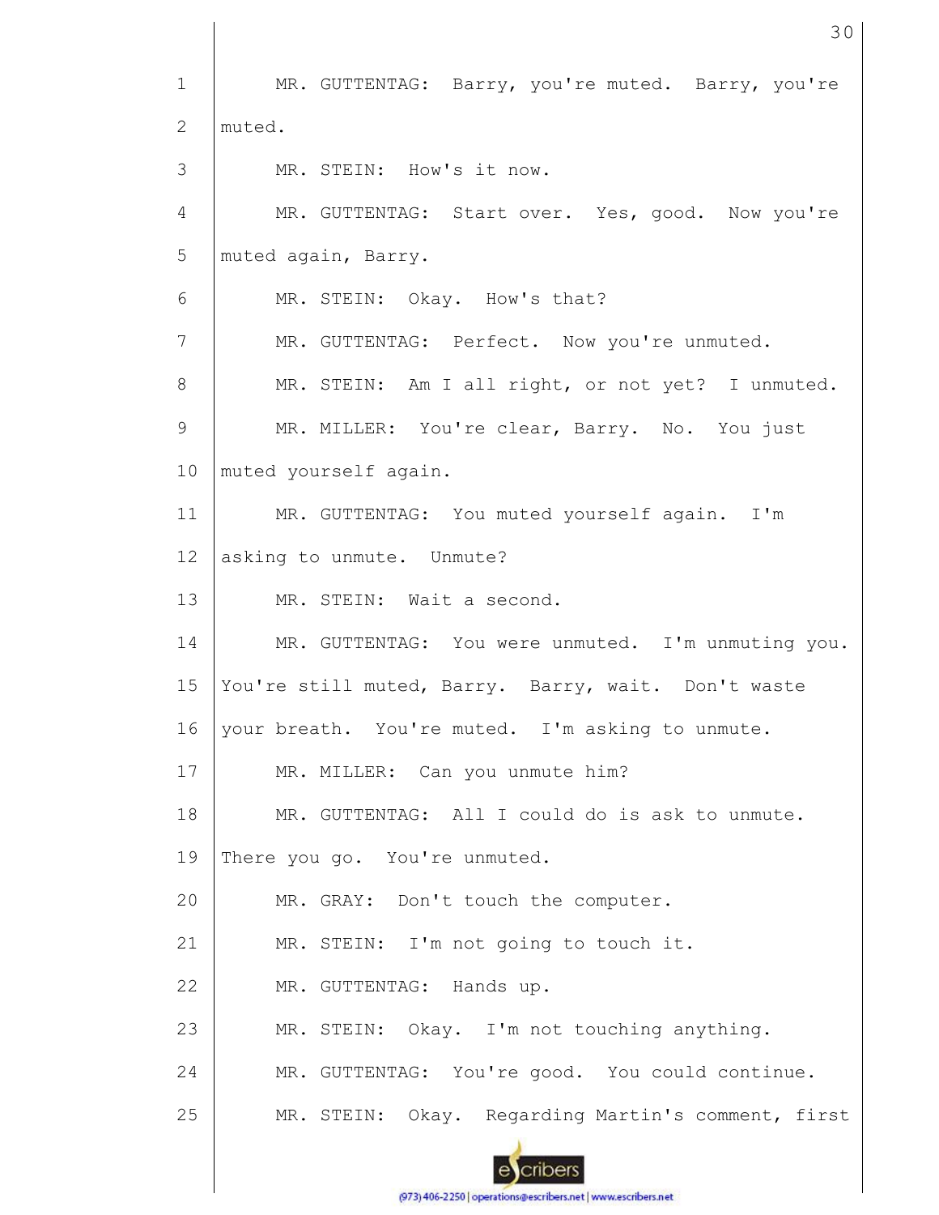MR. GUTTENTAG: Barry, you're muted. Barry, you're muted.

MR. STEIN: How's it now.

MR. GUTTENTAG: Start over. Yes, good. Now you're muted again, Barry.

MR. STEIN: Okay. How's that?

MR. GUTTENTAG: Perfect. Now you're unmuted.

MR. STEIN: Am I all right, or not yet? I unmuted.

MR. MILLER: You're clear, Barry. No. You just muted yourself again.

MR. GUTTENTAG: You muted yourself again. I'm asking to unmute. Unmute?

MR. STEIN: Wait a second.

MR. GUTTENTAG: You were unmuted. I'm unmuting you. You're still muted, Barry. Barry, wait. Don't waste your breath. You're muted. I'm asking to unmute.

MR. MILLER: Can you unmute him?

MR. GUTTENTAG: All I could do is ask to unmute. There you go. You're unmuted.

MR. GRAY: Don't touch the computer.

MR. STEIN: I'm not going to touch it.

MR. GUTTENTAG: Hands up.

MR. STEIN: Okay. I'm not touching anything.

MR. GUTTENTAG: You're good. You could continue.

MR. STEIN: Okay. Regarding Martin's comment, first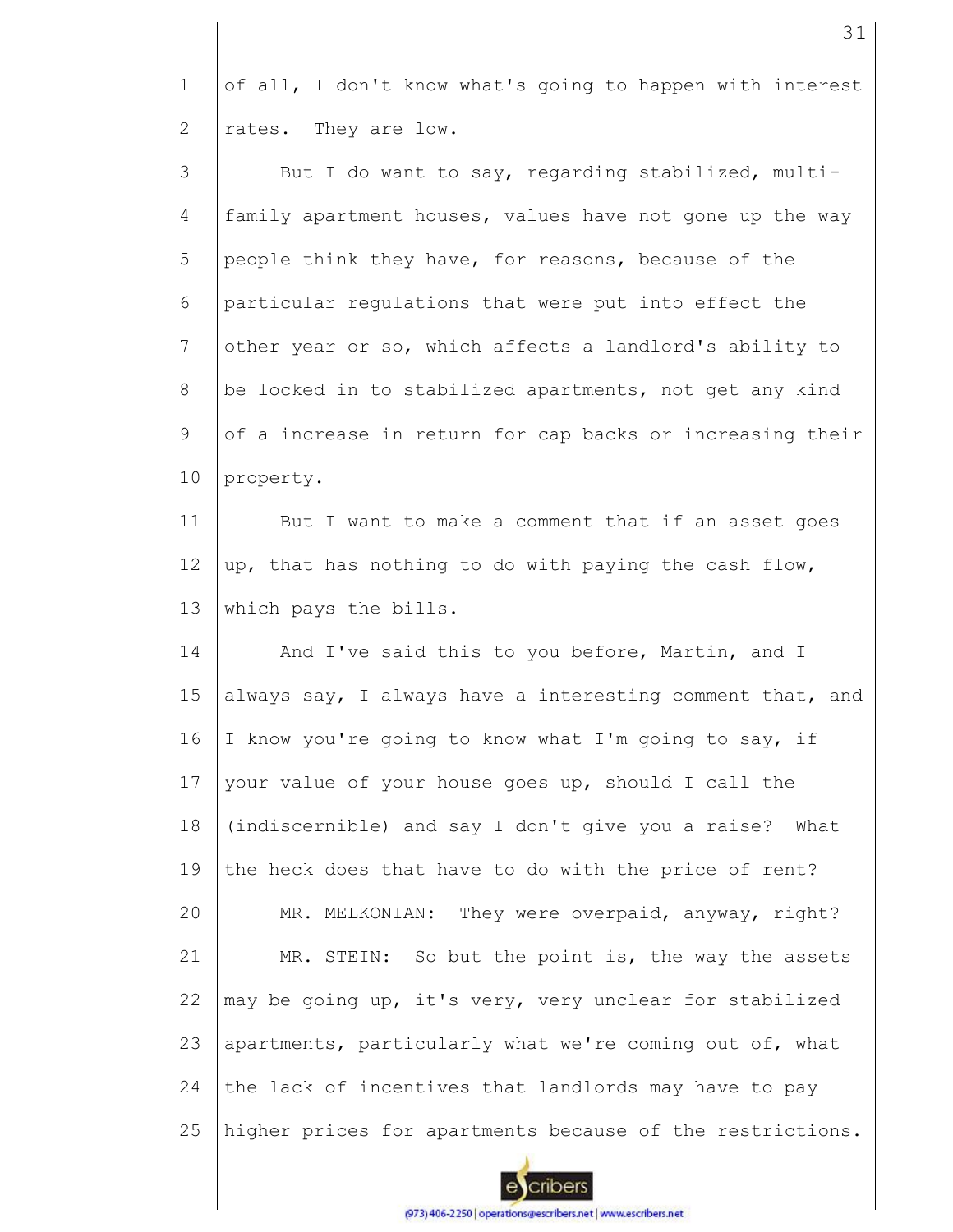of all, I don't know what's going to happen with interest rates. They are low.

But I do want to say, regarding stabilized, multi-family apartment houses, values have not gone up the way people think they have, for reasons, because of the particular regulations that were put into effect the other year or so, which affects a landlord's ability to be locked in to stabilized apartments, not get any kind of a increase in return for cap backs or increasing their property.

But I want to make a comment that if an asset goes up, that has nothing to do with paying the cash flow, which pays the bills.

And I've said this to you before, Martin, and I always say, I always have a interesting comment that, and I know you're going to know what I'm going to say, if your value of your house goes up, should I call the (indiscernible) and say I don't give you a raise? What the heck does that have to do with the price of rent?

MR. MELKONIAN: They were overpaid, anyway, right?

MR. STEIN: So but the point is, the way the assets may be going up, it's very, very unclear for stabilized apartments, particularly what we're coming out of, what the lack of incentives that landlords may have to pay higher prices for apartments because of the restrictions.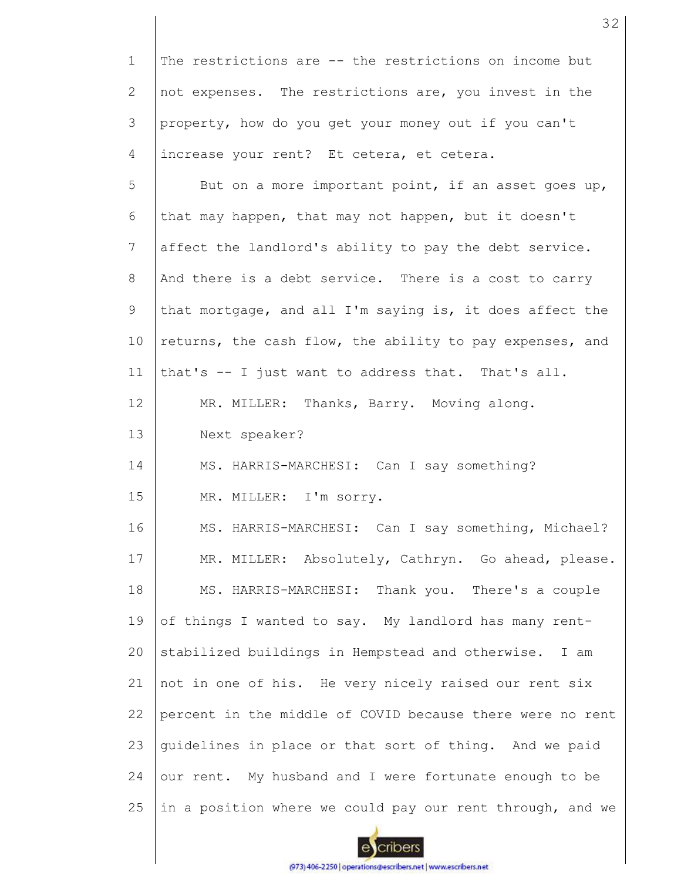The restrictions are -- the restrictions on income but not expenses. The restrictions are, you invest in the property, how do you get your money out if you can't increase your rent? Et cetera, et cetera.

But on a more important point, if an asset goes up, that may happen, that may not happen, but it doesn't affect the landlord's ability to pay the debt service. And there is a debt service. There is a cost to carry that mortgage, and all I'm saying is, it does affect the returns, the cash flow, the ability to pay expenses, and that's -- I just want to address that. That's all.

MR. MILLER: Thanks, Barry. Moving along.

Next speaker?

MS. HARRIS-MARCHESI: Can I say something?

MR. MILLER: I'm sorry.

MS. HARRIS-MARCHESI: Can I say something, Michael?

MR. MILLER: Absolutely, Cathryn. Go ahead, please.

MS. HARRIS-MARCHESI: Thank you. There's a couple of things I wanted to say. My landlord has many rent-stabilized buildings in Hempstead and otherwise. I am not in one of his. He very nicely raised our rent six percent in the middle of COVID because there were no rent guidelines in place or that sort of thing. And we paid our rent. My husband and I were fortunate enough to be in a position where we could pay our rent through, and we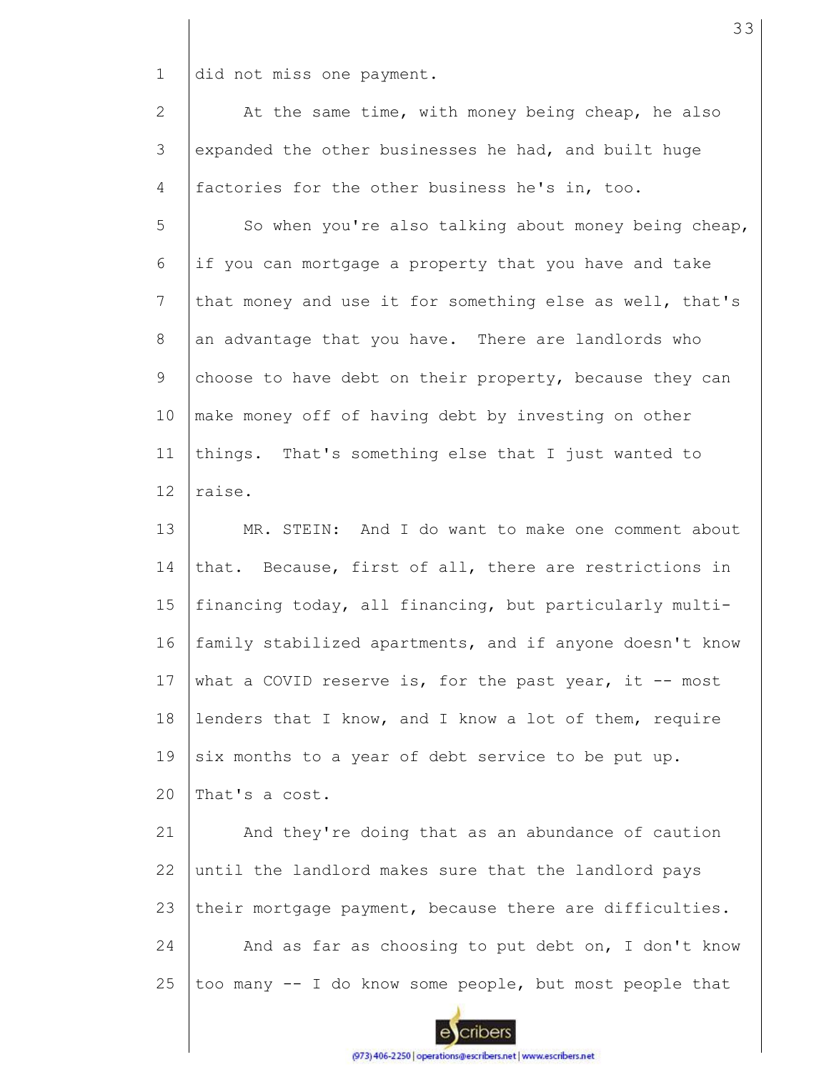did not miss one payment.

At the same time, with money being cheap, he also expanded the other businesses he had, and built huge factories for the other business he's in, too.

So when you're also talking about money being cheap, if you can mortgage a property that you have and take that money and use it for something else as well, that's an advantage that you have. There are landlords who choose to have debt on their property, because they can make money off of having debt by investing on other things. That's something else that I just wanted to raise.

MR. STEIN: And I do want to make one comment about that. Because, first of all, there are restrictions in financing today, all financing, but particularly multi-family stabilized apartments, and if anyone doesn't know what a COVID reserve is, for the past year, it -- most lenders that I know, and I know a lot of them, require six months to a year of debt service to be put up. That's a cost.

And they're doing that as an abundance of caution until the landlord makes sure that the landlord pays their mortgage payment, because there are difficulties.

And as far as choosing to put debt on, I don't know too many -- I do know some people, but most people that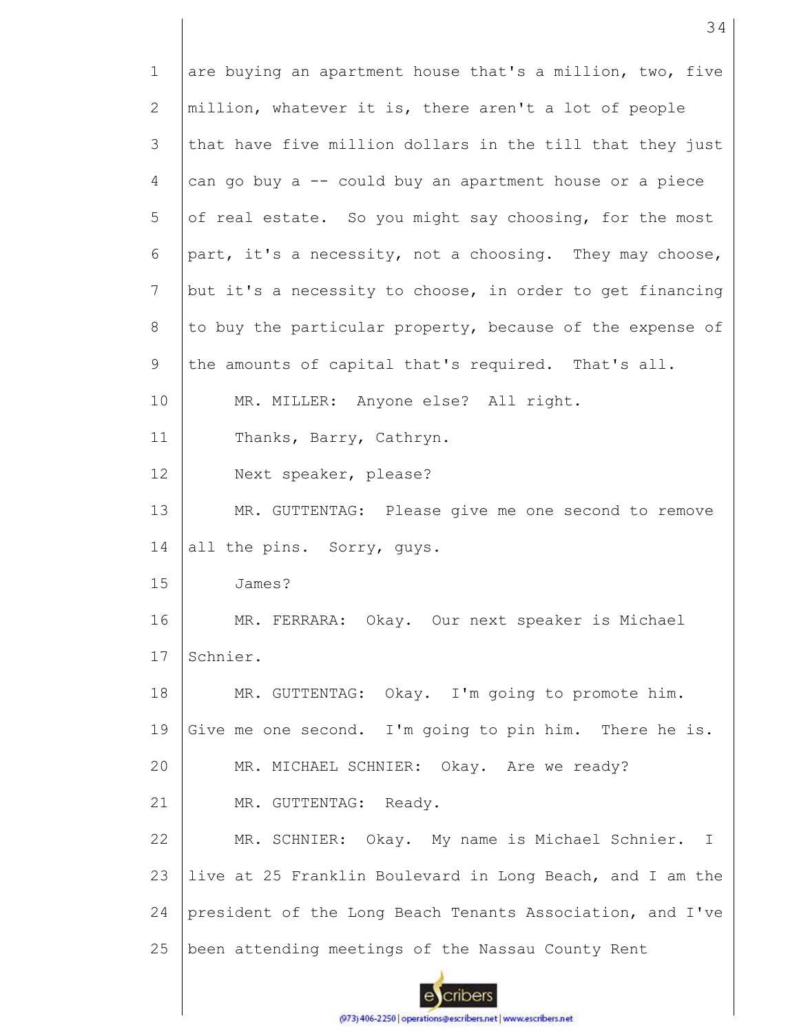are buying an apartment house that's a million, two, five million, whatever it is, there aren't a lot of people that have five million dollars in the till that they just can go buy a -- could buy an apartment house or a piece of real estate. So you might say choosing, for the most part, it's a necessity, not a choosing. They may choose, but it's a necessity to choose, in order to get financing to buy the particular property, because of the expense of the amounts of capital that's required. That's all.

MR. MILLER: Anyone else? All right.

Thanks, Barry, Cathryn.

Next speaker, please?

MR. GUTTENTAG: Please give me one second to remove all the pins. Sorry, guys.

James?

MR. FERRARA: Okay. Our next speaker is Michael Schnier.

MR. GUTTENTAG: Okay. I'm going to promote him. Give me one second. I'm going to pin him. There he is.

MR. MICHAEL SCHNIER: Okay. Are we ready?

MR. GUTTENTAG: Ready.

MR. SCHNIER: Okay. My name is Michael Schnier. I live at 25 Franklin Boulevard in Long Beach, and I am the president of the Long Beach Tenants Association, and I've been attending meetings of the Nassau County Rent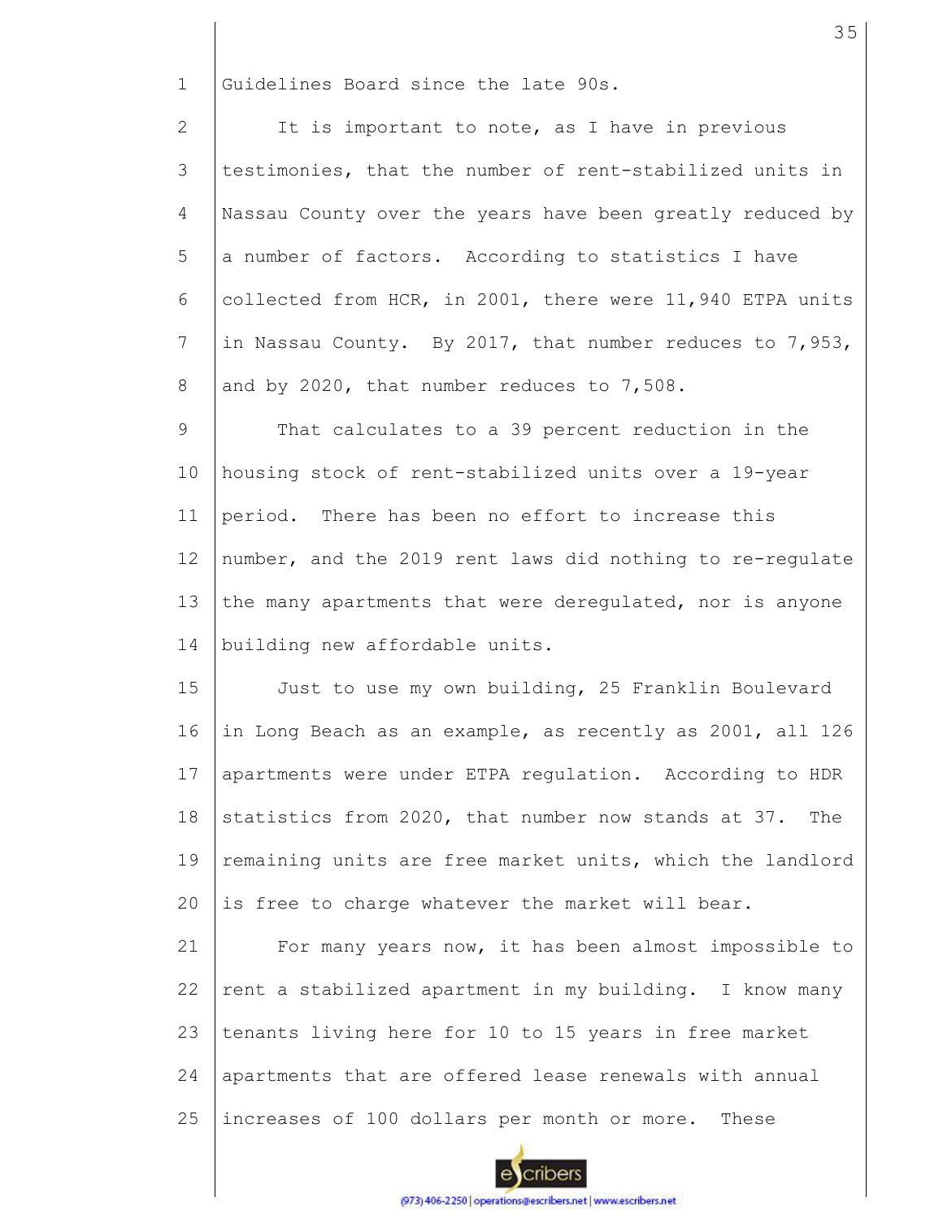Guidelines Board since the late 90s.

It is important to note, as I have in previous testimonies, that the number of rent-stabilized units in Nassau County over the years have been greatly reduced by a number of factors. According to statistics I have collected from HCR, in 2001, there were 11,940 ETPA units in Nassau County. By 2017, that number reduces to 7,953, and by 2020, that number reduces to 7,508.

That calculates to a 39 percent reduction in the housing stock of rent-stabilized units over a 19-year period. There has been no effort to increase this number, and the 2019 rent laws did nothing to re-regulate the many apartments that were deregulated, nor is anyone building new affordable units.

Just to use my own building, 25 Franklin Boulevard in Long Beach as an example, as recently as 2001, all 126 apartments were under ETPA regulation. According to HDR statistics from 2020, that number now stands at 37. The remaining units are free market units, which the landlord is free to charge whatever the market will bear.

For many years now, it has been almost impossible to rent a stabilized apartment in my building. I know many tenants living here for 10 to 15 years in free market apartments that are offered lease renewals with annual increases of 100 dollars per month or more. These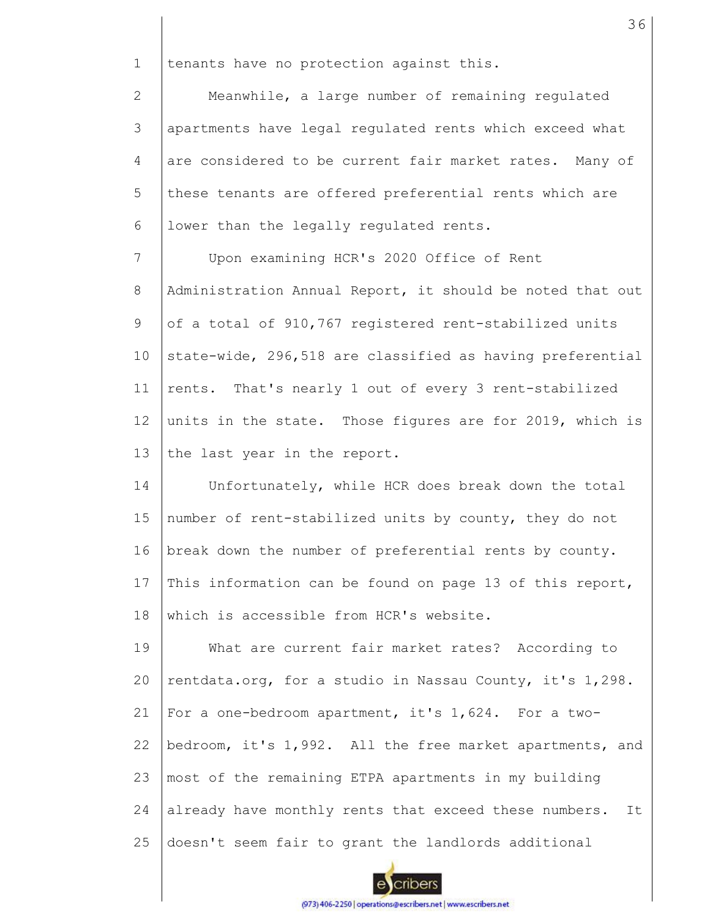tenants have no protection against this.

Meanwhile, a large number of remaining regulated apartments have legal regulated rents which exceed what are considered to be current fair market rates. Many of these tenants are offered preferential rents which are lower than the legally regulated rents.

Upon examining HCR's 2020 Office of Rent Administration Annual Report, it should be noted that out of a total of 910,767 registered rent-stabilized units state-wide, 296,518 are classified as having preferential rents. That's nearly 1 out of every 3 rent-stabilized units in the state. Those figures are for 2019, which is the last year in the report.

Unfortunately, while HCR does break down the total number of rent-stabilized units by county, they do not break down the number of preferential rents by county. This information can be found on page 13 of this report, which is accessible from HCR's website.

What are current fair market rates? According to rentdata.org, for a studio in Nassau County, it's 1,298. For a one-bedroom apartment, it's 1,624. For a two-bedroom, it's 1,992. All the free market apartments, and most of the remaining ETPA apartments in my building already have monthly rents that exceed these numbers. It doesn't seem fair to grant the landlords additional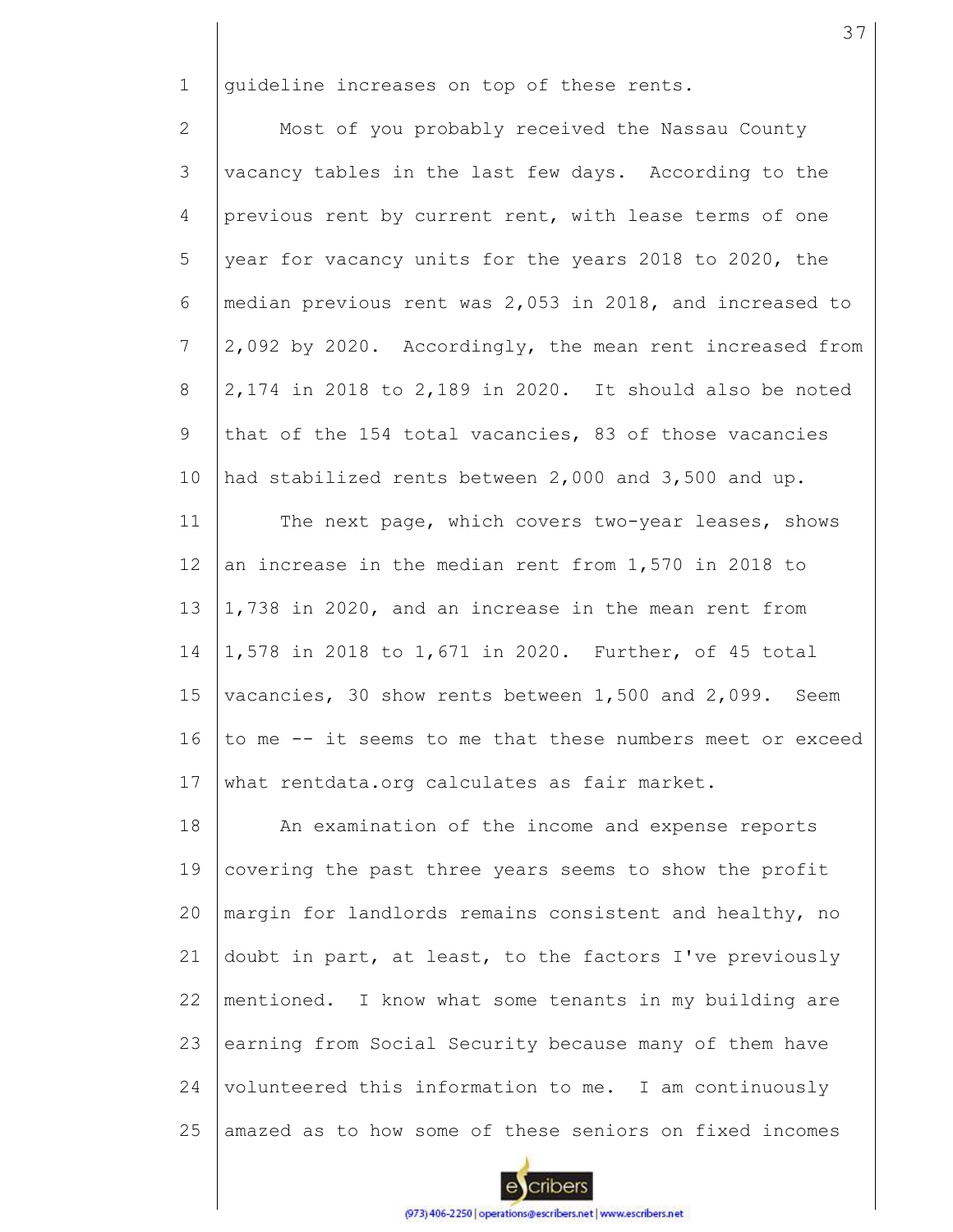guideline increases on top of these rents.

Most of you probably received the Nassau County vacancy tables in the last few days. According to the previous rent by current rent, with lease terms of one year for vacancy units for the years 2018 to 2020, the median previous rent was 2,053 in 2018, and increased to 2,092 by 2020. Accordingly, the mean rent increased from 2,174 in 2018 to 2,189 in 2020. It should also be noted that of the 154 total vacancies, 83 of those vacancies had stabilized rents between 2,000 and 3,500 and up.

The next page, which covers two-year leases, shows an increase in the median rent from 1,570 in 2018 to 1,738 in 2020, and an increase in the mean rent from 1,578 in 2018 to 1,671 in 2020. Further, of 45 total vacancies, 30 show rents between 1,500 and 2,099. Seem to me -- it seems to me that these numbers meet or exceed what rentdata.org calculates as fair market.

An examination of the income and expense reports covering the past three years seems to show the profit margin for landlords remains consistent and healthy, no doubt in part, at least, to the factors I've previously mentioned. I know what some tenants in my building are earning from Social Security because many of them have volunteered this information to me. I am continuously amazed as to how some of these seniors on fixed incomes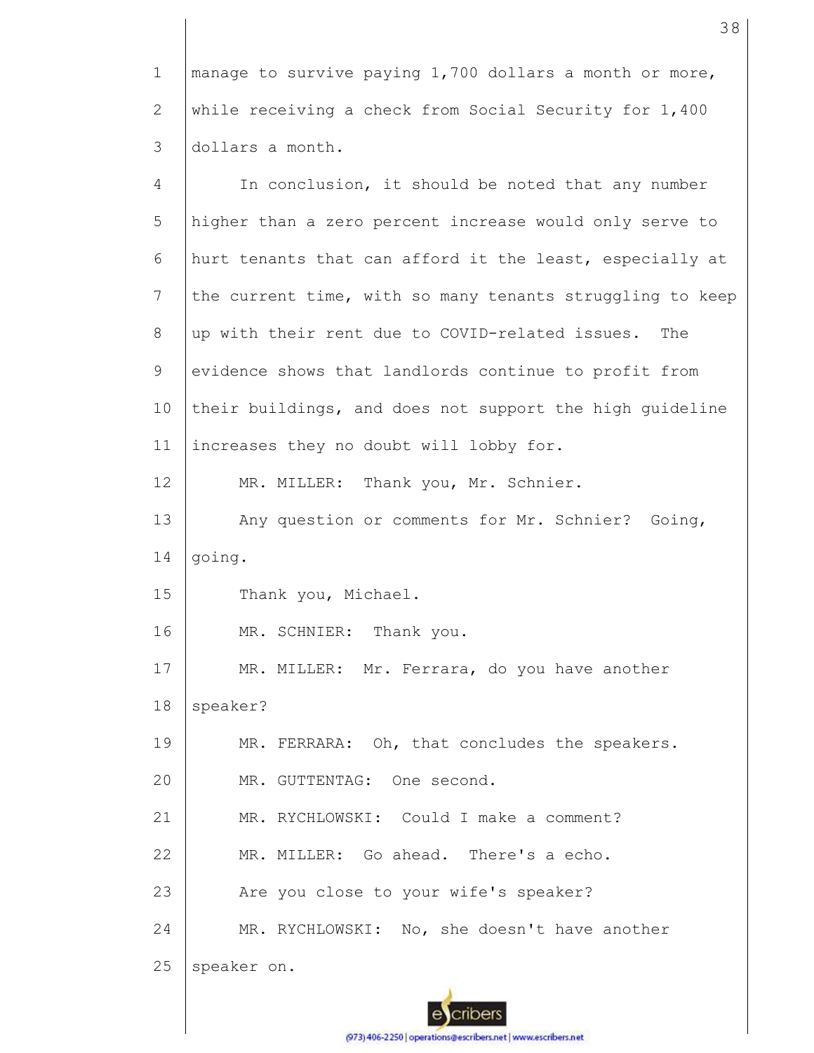manage to survive paying 1,700 dollars a month or more, while receiving a check from Social Security for 1,400 dollars a month.

In conclusion, it should be noted that any number higher than a zero percent increase would only serve to hurt tenants that can afford it the least, especially at the current time, with so many tenants struggling to keep up with their rent due to COVID-related issues. The evidence shows that landlords continue to profit from their buildings, and does not support the high guideline increases they no doubt will lobby for.

MR. MILLER: Thank you, Mr. Schnier.

Any question or comments for Mr. Schnier? Going, going.

Thank you, Michael.

MR. SCHNIER: Thank you.

MR. MILLER: Mr. Ferrara, do you have another speaker?

MR. FERRARA: Oh, that concludes the speakers.

MR. GUTTENTAG: One second.

MR. RYCHLOWSKI: Could I make a comment?

MR. MILLER: Go ahead. There's a echo.

Are you close to your wife's speaker?

MR. RYCHLOWSKI: No, she doesn't have another speaker on.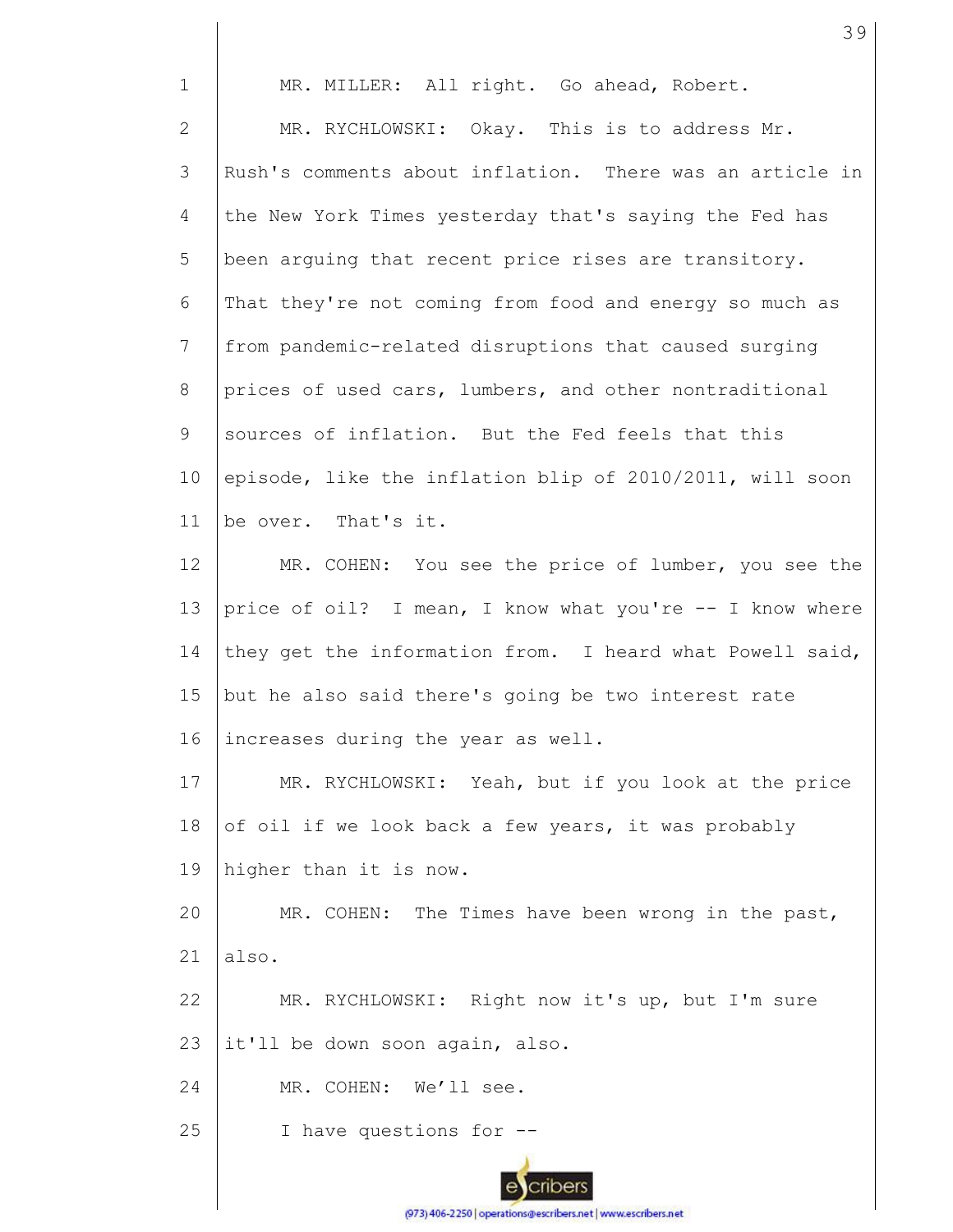MR. MILLER: All right. Go ahead, Robert.

MR. RYCHLOWSKI: Okay. This is to address Mr. Rush's comments about inflation. There was an article in the New York Times yesterday that's saying the Fed has been arguing that recent price rises are transitory. That they're not coming from food and energy so much as from pandemic-related disruptions that caused surging prices of used cars, lumbers, and other nontraditional sources of inflation. But the Fed feels that this episode, like the inflation blip of 2010/2011, will soon be over. That's it.

MR. COHEN: You see the price of lumber, you see the price of oil? I mean, I know what you're -- I know where they get the information from. I heard what Powell said, but he also said there's going be two interest rate increases during the year as well.

MR. RYCHLOWSKI: Yeah, but if you look at the price of oil if we look back a few years, it was probably higher than it is now.

MR. COHEN: The Times have been wrong in the past, also.

MR. RYCHLOWSKI: Right now it's up, but I'm sure it'll be down soon again, also.

MR. COHEN: We'll see.

I have questions for --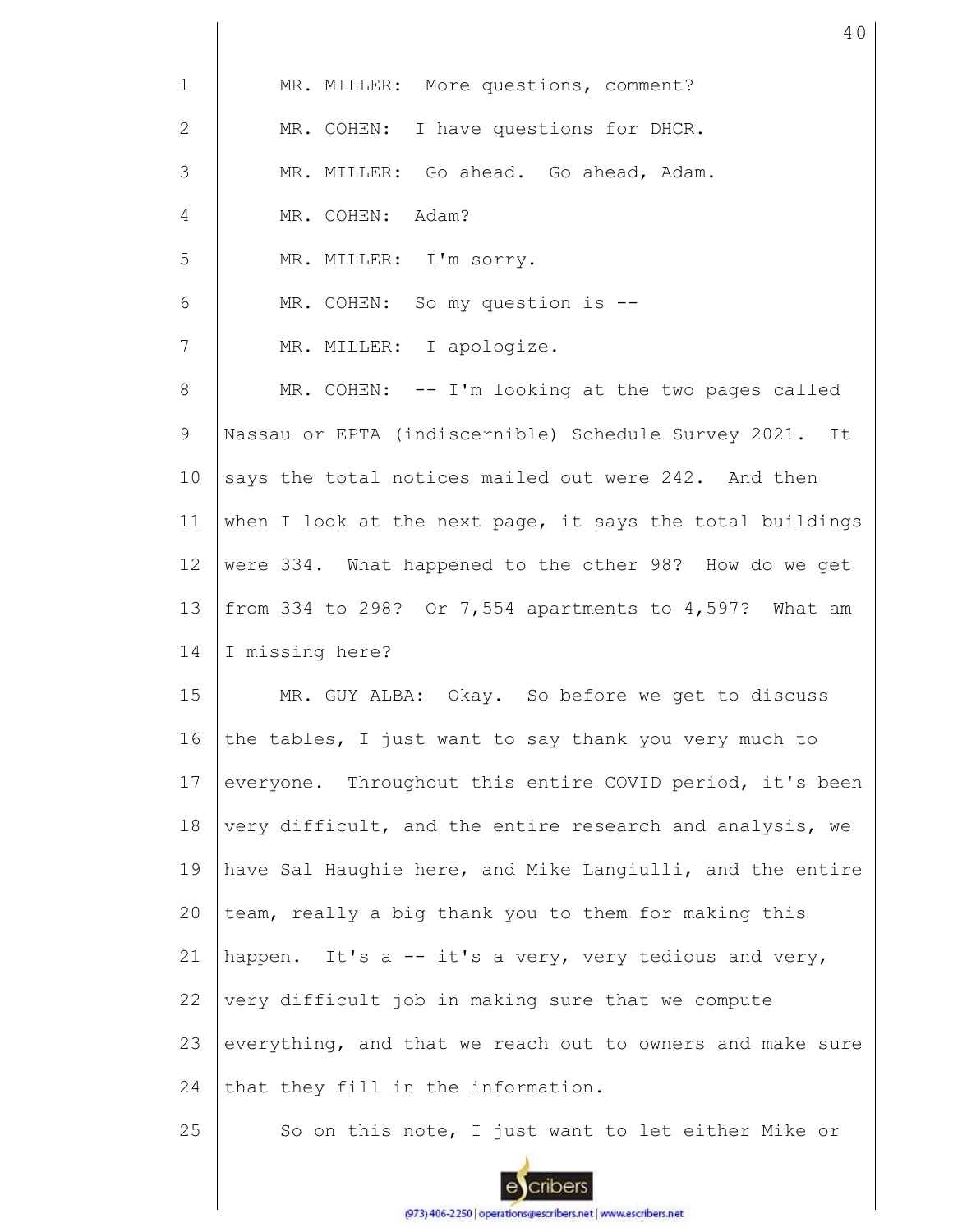MR. MILLER: More questions, comment?

MR. COHEN: I have questions for DHCR.

MR. MILLER: Go ahead. Go ahead, Adam.

MR. COHEN: Adam?

MR. MILLER: I'm sorry.

MR. COHEN: So my question is --

MR. MILLER: I apologize.

MR. COHEN: -- I'm looking at the two pages called Nassau or EPTA (indiscernible) Schedule Survey 2021. It says the total notices mailed out were 242. And then when I look at the next page, it says the total buildings were 334. What happened to the other 98? How do we get from 334 to 298? Or 7,554 apartments to 4,597? What am I missing here?

MR. GUY ALBA: Okay. So before we get to discuss the tables, I just want to say thank you very much to everyone. Throughout this entire COVID period, it's been very difficult, and the entire research and analysis, we have Sal Haughie here, and Mike Langiulli, and the entire team, really a big thank you to them for making this happen. It's a -- it's a very, very tedious and very, very difficult job in making sure that we compute everything, and that we reach out to owners and make sure that they fill in the information.

So on this note, I just want to let either Mike or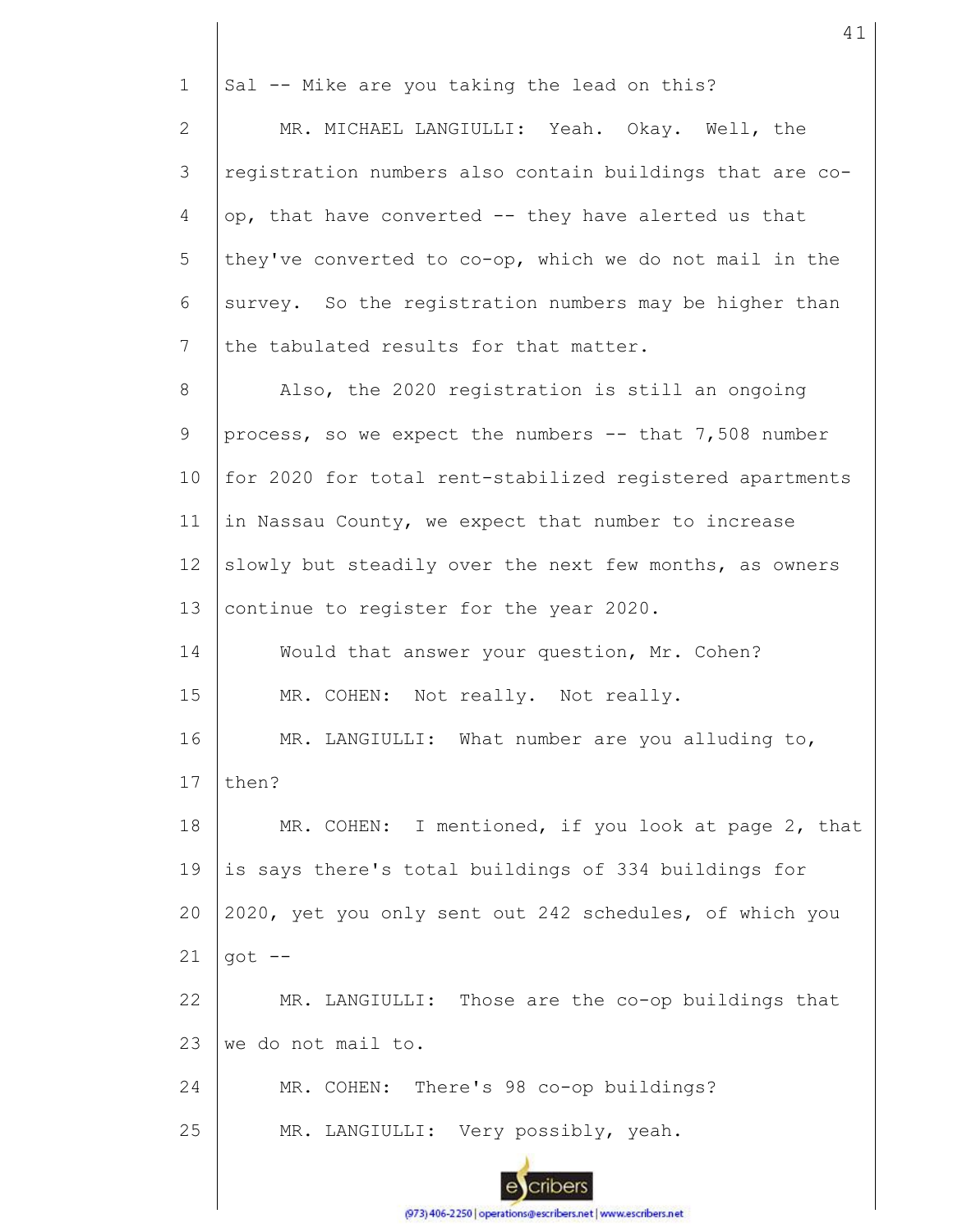Sal -- Mike are you taking the lead on this?

MR. MICHAEL LANGIULLI: Yeah. Okay. Well, the registration numbers also contain buildings that are co-op, that have converted -- they have alerted us that they've converted to co-op, which we do not mail in the survey. So the registration numbers may be higher than the tabulated results for that matter.

Also, the 2020 registration is still an ongoing process, so we expect the numbers -- that 7,508 number for 2020 for total rent-stabilized registered apartments in Nassau County, we expect that number to increase slowly but steadily over the next few months, as owners continue to register for the year 2020.

Would that answer your question, Mr. Cohen?

MR. COHEN: Not really. Not really.

MR. LANGIULLI: What number are you alluding to, then?

MR. COHEN: I mentioned, if you look at page 2, that is says there's total buildings of 334 buildings for 2020, yet you only sent out 242 schedules, of which you got --

MR. LANGIULLI: Those are the co-op buildings that we do not mail to.

MR. COHEN: There's 98 co-op buildings?

MR. LANGIULLI: Very possibly, yeah.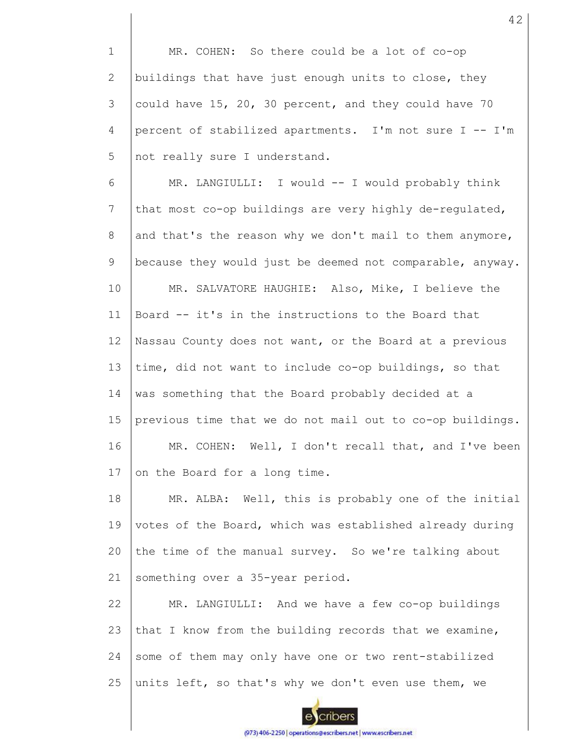MR. COHEN: So there could be a lot of co-op buildings that have just enough units to close, they could have 15, 20, 30 percent, and they could have 70 percent of stabilized apartments. I'm not sure I -- I'm not really sure I understand.

MR. LANGIULLI: I would -- I would probably think that most co-op buildings are very highly de-regulated, and that's the reason why we don't mail to them anymore, because they would just be deemed not comparable, anyway.

MR. SALVATORE HAUGHIE: Also, Mike, I believe the Board -- it's in the instructions to the Board that Nassau County does not want, or the Board at a previous time, did not want to include co-op buildings, so that was something that the Board probably decided at a previous time that we do not mail out to co-op buildings.

MR. COHEN: Well, I don't recall that, and I've been on the Board for a long time.

MR. ALBA: Well, this is probably one of the initial votes of the Board, which was established already during the time of the manual survey. So we're talking about something over a 35-year period.

MR. LANGIULLI: And we have a few co-op buildings that I know from the building records that we examine, some of them may only have one or two rent-stabilized units left, so that's why we don't even use them, we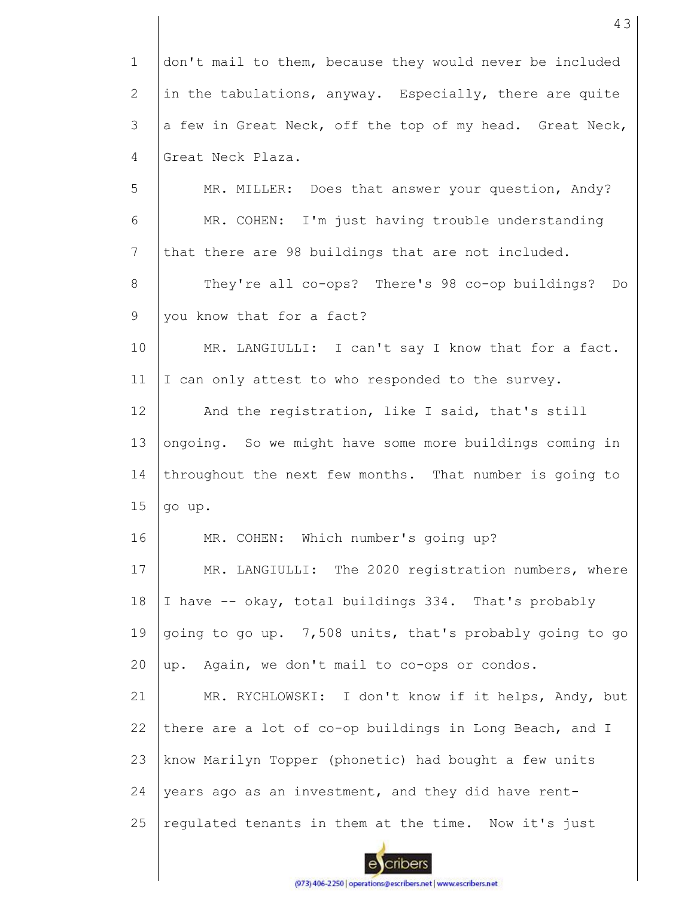don't mail to them, because they would never be included in the tabulations, anyway. Especially, there are quite a few in Great Neck, off the top of my head. Great Neck, Great Neck Plaza.

MR. MILLER: Does that answer your question, Andy?

MR. COHEN: I'm just having trouble understanding that there are 98 buildings that are not included.

They're all co-ops? There's 98 co-op buildings? Do you know that for a fact?

MR. LANGIULLI: I can't say I know that for a fact. I can only attest to who responded to the survey.

And the registration, like I said, that's still ongoing. So we might have some more buildings coming in throughout the next few months. That number is going to go up.

MR. COHEN: Which number's going up?

MR. LANGIULLI: The 2020 registration numbers, where I have -- okay, total buildings 334. That's probably going to go up. 7,508 units, that's probably going to go up. Again, we don't mail to co-ops or condos.

MR. RYCHLOWSKI: I don't know if it helps, Andy, but there are a lot of co-op buildings in Long Beach, and I know Marilyn Topper (phonetic) had bought a few units years ago as an investment, and they did have rent-regulated tenants in them at the time. Now it's just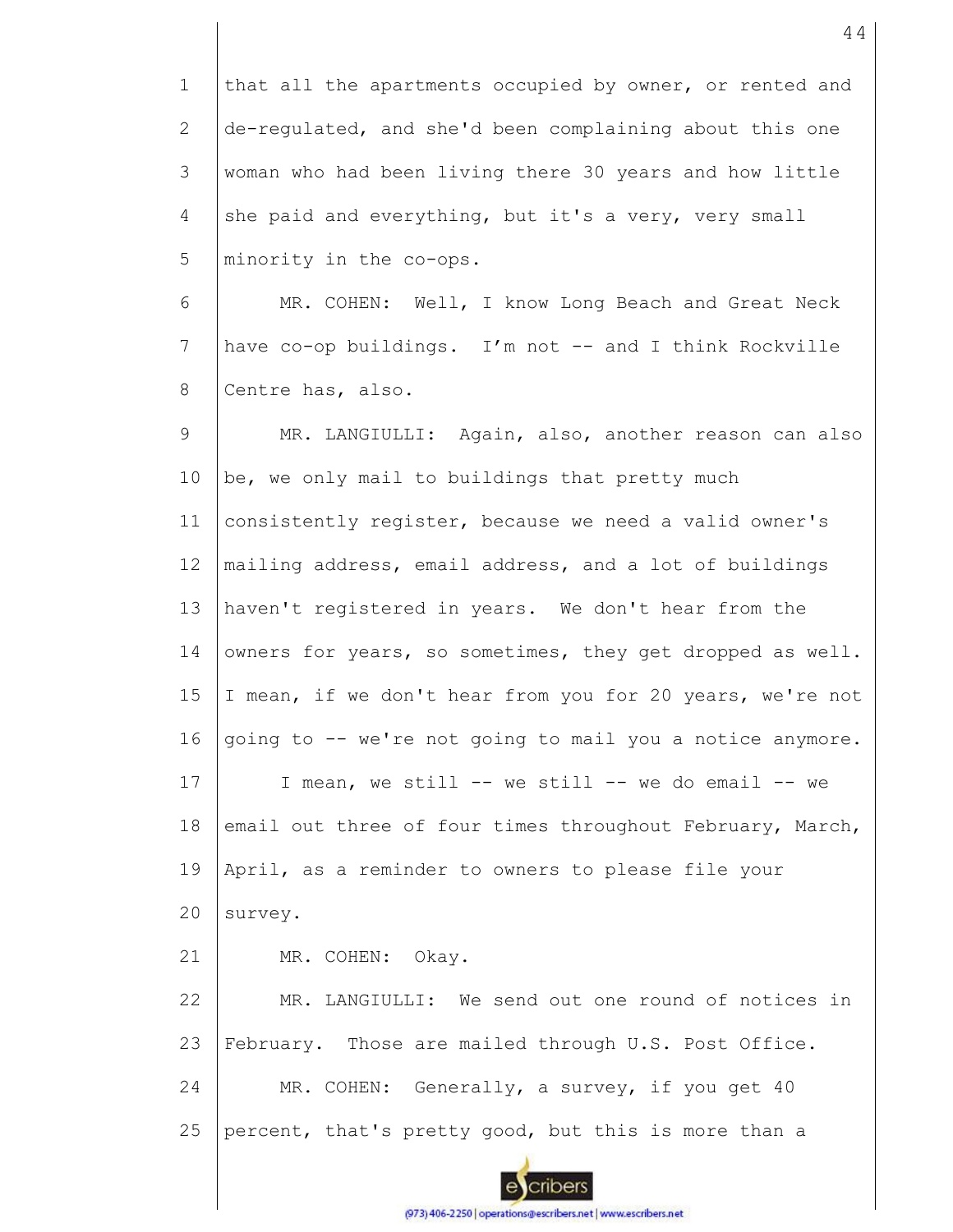that all the apartments occupied by owner, or rented and de-regulated, and she'd been complaining about this one woman who had been living there 30 years and how little she paid and everything, but it's a very, very small minority in the co-ops.

MR. COHEN: Well, I know Long Beach and Great Neck have co-op buildings. I'm not -- and I think Rockville Centre has, also.

MR. LANGIULLI: Again, also, another reason can also be, we only mail to buildings that pretty much consistently register, because we need a valid owner's mailing address, email address, and a lot of buildings haven't registered in years. We don't hear from the owners for years, so sometimes, they get dropped as well. I mean, if we don't hear from you for 20 years, we're not going to -- we're not going to mail you a notice anymore.

I mean, we still -- we still -- we do email -- we email out three of four times throughout February, March, April, as a reminder to owners to please file your survey.

MR. COHEN: Okay.

MR. LANGIULLI: We send out one round of notices in February. Those are mailed through U.S. Post Office.

MR. COHEN: Generally, a survey, if you get 40 percent, that's pretty good, but this is more than a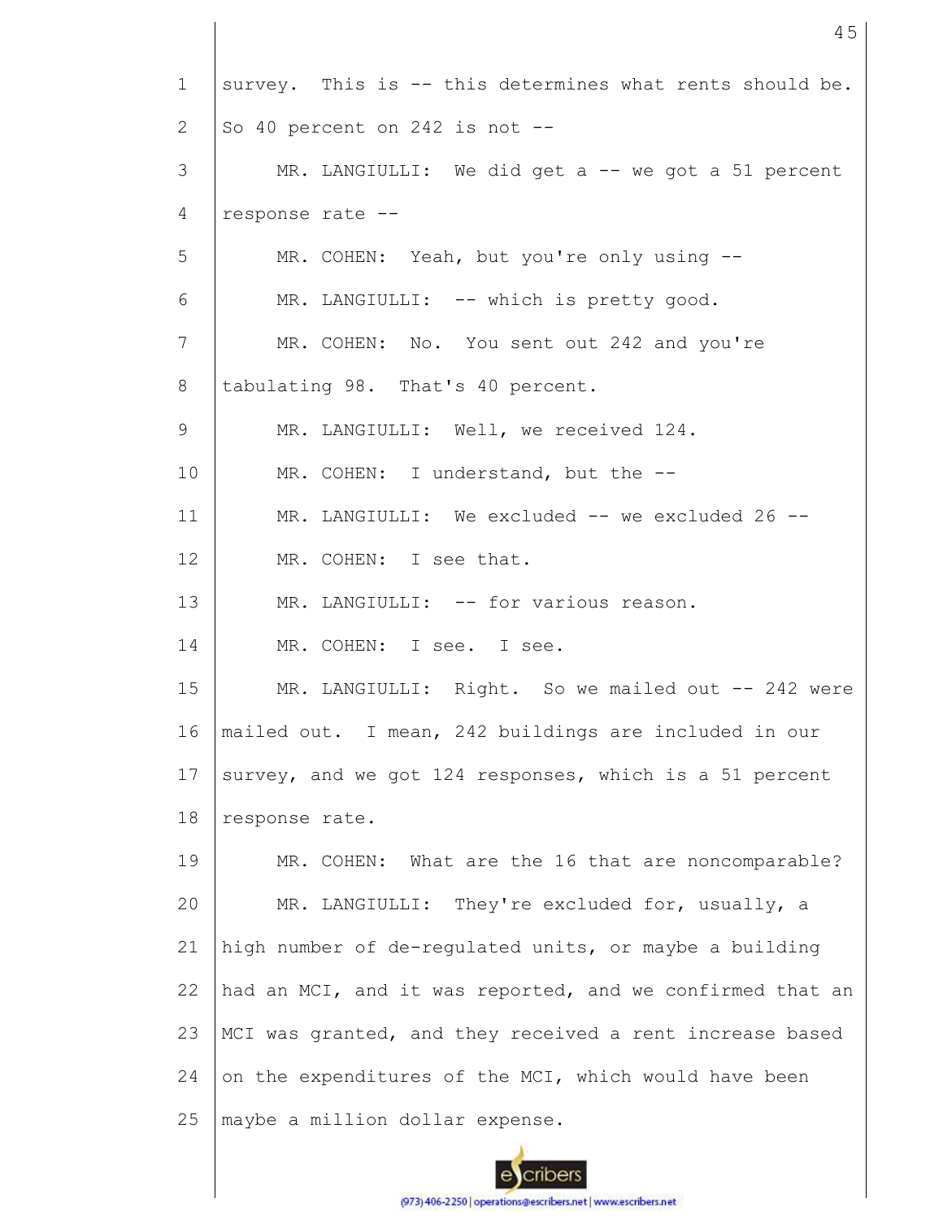survey. This is -- this determines what rents should be. So 40 percent on 242 is not --

MR. LANGIULLI: We did get a -- we got a 51 percent response rate --

MR. COHEN: Yeah, but you're only using --

MR. LANGIULLI: -- which is pretty good.

MR. COHEN: No. You sent out 242 and you're tabulating 98. That's 40 percent.

MR. LANGIULLI: Well, we received 124.

MR. COHEN: I understand, but the --

MR. LANGIULLI: We excluded -- we excluded 26 --

MR. COHEN: I see that.

MR. LANGIULLI: -- for various reason.

MR. COHEN: I see. I see.

MR. LANGIULLI: Right. So we mailed out -- 242 were mailed out. I mean, 242 buildings are included in our survey, and we got 124 responses, which is a 51 percent response rate.

MR. COHEN: What are the 16 that are noncomparable?

MR. LANGIULLI: They're excluded for, usually, a high number of de-regulated units, or maybe a building had an MCI, and it was reported, and we confirmed that an MCI was granted, and they received a rent increase based on the expenditures of the MCI, which would have been maybe a million dollar expense.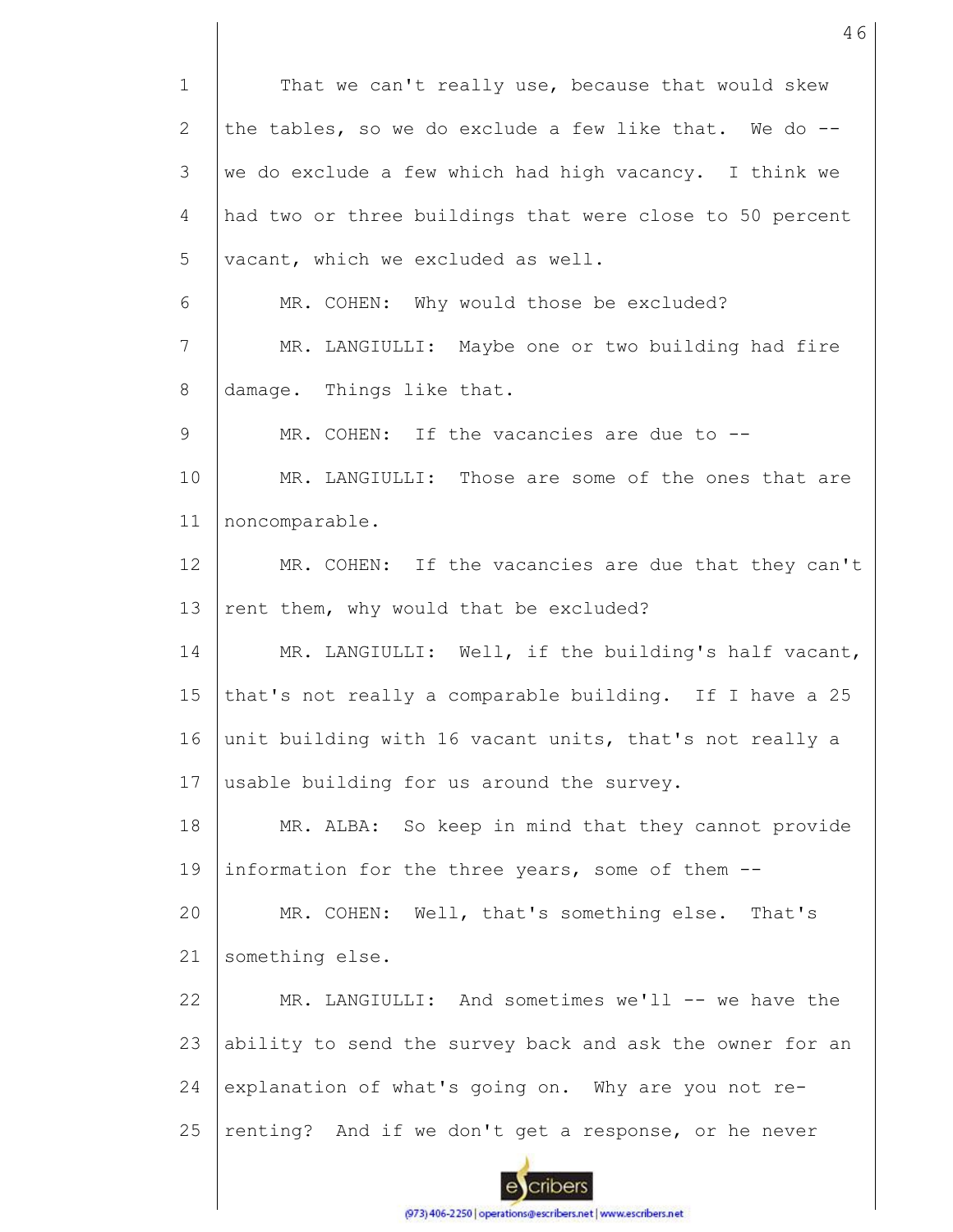That we can't really use, because that would skew the tables, so we do exclude a few like that. We do -- we do exclude a few which had high vacancy. I think we had two or three buildings that were close to 50 percent vacant, which we excluded as well.

MR. COHEN: Why would those be excluded?

MR. LANGIULLI: Maybe one or two building had fire damage. Things like that.

MR. COHEN: If the vacancies are due to --

MR. LANGIULLI: Those are some of the ones that are noncomparable.

MR. COHEN: If the vacancies are due that they can't rent them, why would that be excluded?

MR. LANGIULLI: Well, if the building's half vacant, that's not really a comparable building. If I have a 25 unit building with 16 vacant units, that's not really a usable building for us around the survey.

MR. ALBA: So keep in mind that they cannot provide information for the three years, some of them --

MR. COHEN: Well, that's something else. That's something else.

MR. LANGIULLI: And sometimes we'll -- we have the ability to send the survey back and ask the owner for an explanation of what's going on. Why are you not re-renting? And if we don't get a response, or he never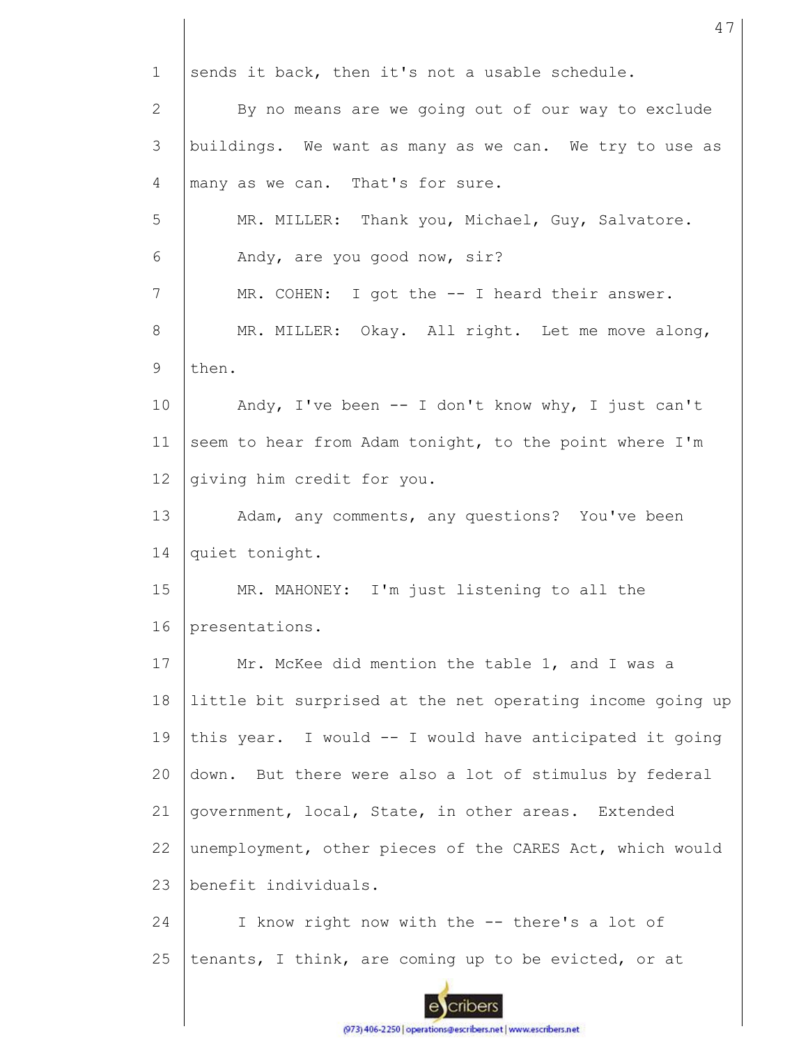sends it back, then it's not a usable schedule.

By no means are we going out of our way to exclude buildings. We want as many as we can. We try to use as many as we can. That's for sure.

MR. MILLER: Thank you, Michael, Guy, Salvatore.

Andy, are you good now, sir?

MR. COHEN: I got the -- I heard their answer.

MR. MILLER: Okay. All right. Let me move along, then.

Andy, I've been -- I don't know why, I just can't seem to hear from Adam tonight, to the point where I'm giving him credit for you.

Adam, any comments, any questions? You've been quiet tonight.

MR. MAHONEY: I'm just listening to all the presentations.

Mr. McKee did mention the table 1, and I was a little bit surprised at the net operating income going up this year. I would -- I would have anticipated it going down. But there were also a lot of stimulus by federal government, local, State, in other areas. Extended unemployment, other pieces of the CARES Act, which would benefit individuals.

I know right now with the -- there's a lot of tenants, I think, are coming up to be evicted, or at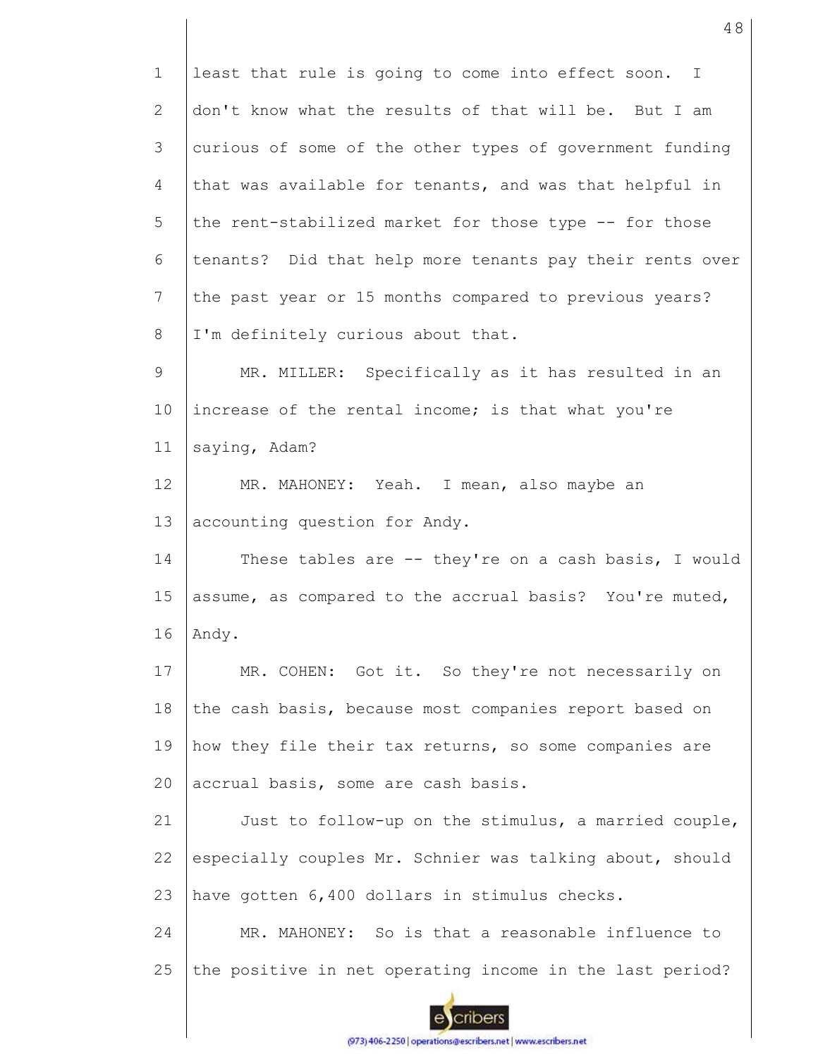least that rule is going to come into effect soon. I don't know what the results of that will be. But I am curious of some of the other types of government funding that was available for tenants, and was that helpful in the rent-stabilized market for those type -- for those tenants? Did that help more tenants pay their rents over the past year or 15 months compared to previous years? I'm definitely curious about that.

MR. MILLER: Specifically as it has resulted in an increase of the rental income; is that what you're saying, Adam?

MR. MAHONEY: Yeah. I mean, also maybe an accounting question for Andy.

These tables are -- they're on a cash basis, I would assume, as compared to the accrual basis? You're muted, Andy.

MR. COHEN: Got it. So they're not necessarily on the cash basis, because most companies report based on how they file their tax returns, so some companies are accrual basis, some are cash basis.

Just to follow-up on the stimulus, a married couple, especially couples Mr. Schnier was talking about, should have gotten 6,400 dollars in stimulus checks.

MR. MAHONEY: So is that a reasonable influence to the positive in net operating income in the last period?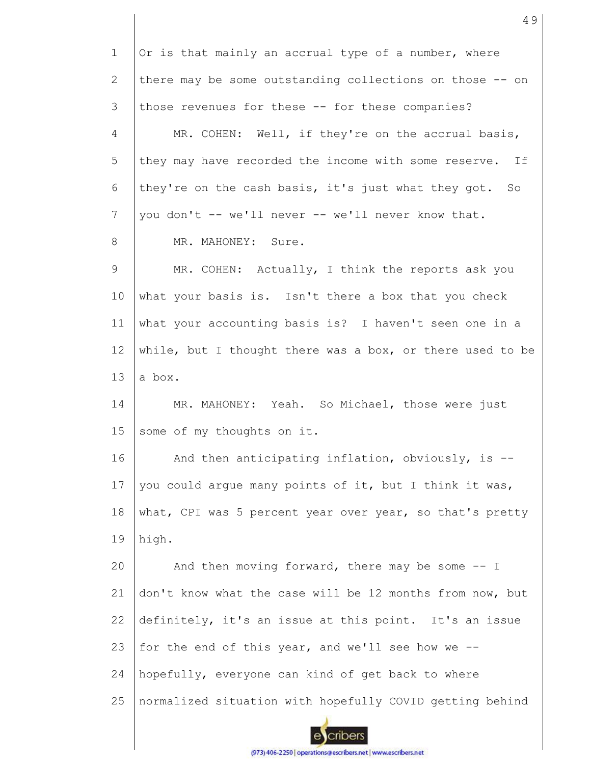Or is that mainly an accrual type of a number, where there may be some outstanding collections on those -- on those revenues for these -- for these companies?

MR. COHEN: Well, if they're on the accrual basis, they may have recorded the income with some reserve. If they're on the cash basis, it's just what they got. So you don't -- we'll never -- we'll never know that.

MR. MAHONEY: Sure.

MR. COHEN: Actually, I think the reports ask you what your basis is. Isn't there a box that you check what your accounting basis is? I haven't seen one in a while, but I thought there was a box, or there used to be a box.

MR. MAHONEY: Yeah. So Michael, those were just some of my thoughts on it.

And then anticipating inflation, obviously, is -- you could argue many points of it, but I think it was, what, CPI was 5 percent year over year, so that's pretty high.

And then moving forward, there may be some -- I don't know what the case will be 12 months from now, but definitely, it's an issue at this point. It's an issue for the end of this year, and we'll see how we -- hopefully, everyone can kind of get back to where normalized situation with hopefully COVID getting behind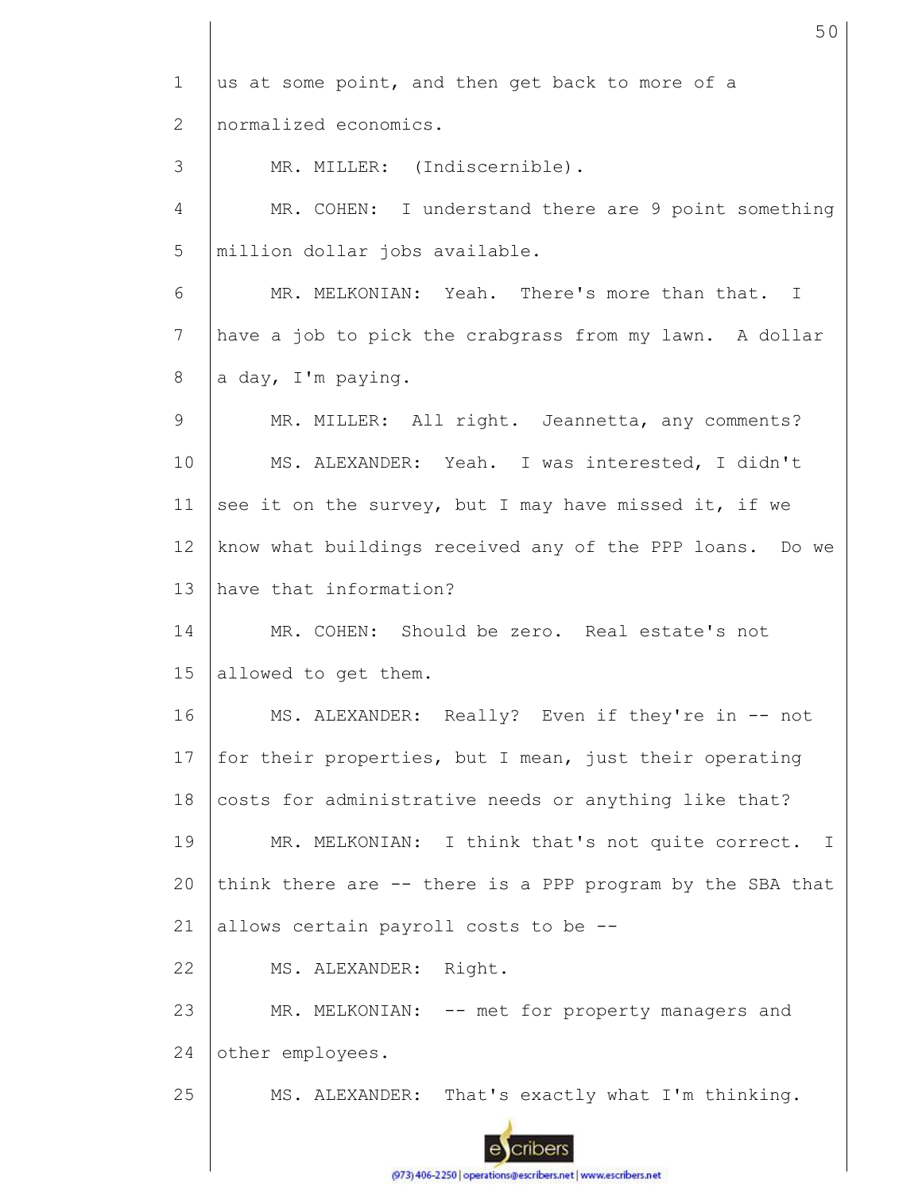us at some point, and then get back to more of a normalized economics.

MR. MILLER: (Indiscernible).

MR. COHEN: I understand there are 9 point something million dollar jobs available.

MR. MELKONIAN: Yeah. There's more than that. I have a job to pick the crabgrass from my lawn. A dollar a day, I'm paying.

MR. MILLER: All right. Jeannetta, any comments?

MS. ALEXANDER: Yeah. I was interested, I didn't see it on the survey, but I may have missed it, if we know what buildings received any of the PPP loans. Do we have that information?

MR. COHEN: Should be zero. Real estate's not allowed to get them.

MS. ALEXANDER: Really? Even if they're in -- not for their properties, but I mean, just their operating costs for administrative needs or anything like that?

MR. MELKONIAN: I think that's not quite correct. I think there are -- there is a PPP program by the SBA that allows certain payroll costs to be --

MS. ALEXANDER: Right.

MR. MELKONIAN: -- met for property managers and other employees.

MS. ALEXANDER: That's exactly what I'm thinking.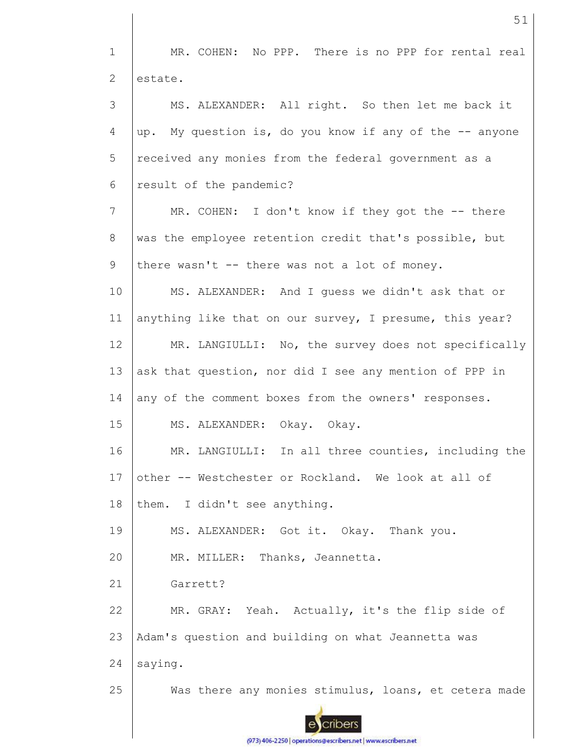MR. COHEN: No PPP. There is no PPP for rental real estate.

MS. ALEXANDER: All right. So then let me back it up. My question is, do you know if any of the -- anyone received any monies from the federal government as a result of the pandemic?

MR. COHEN: I don't know if they got the -- there was the employee retention credit that's possible, but there wasn't -- there was not a lot of money.

MS. ALEXANDER: And I guess we didn't ask that or anything like that on our survey, I presume, this year?

MR. LANGIULLI: No, the survey does not specifically ask that question, nor did I see any mention of PPP in any of the comment boxes from the owners' responses.

MS. ALEXANDER: Okay. Okay.

MR. LANGIULLI: In all three counties, including the other -- Westchester or Rockland. We look at all of them. I didn't see anything.

MS. ALEXANDER: Got it. Okay. Thank you.

MR. MILLER: Thanks, Jeannetta.

Garrett?

MR. GRAY: Yeah. Actually, it's the flip side of Adam's question and building on what Jeannetta was saying.

Was there any monies stimulus, loans, et cetera made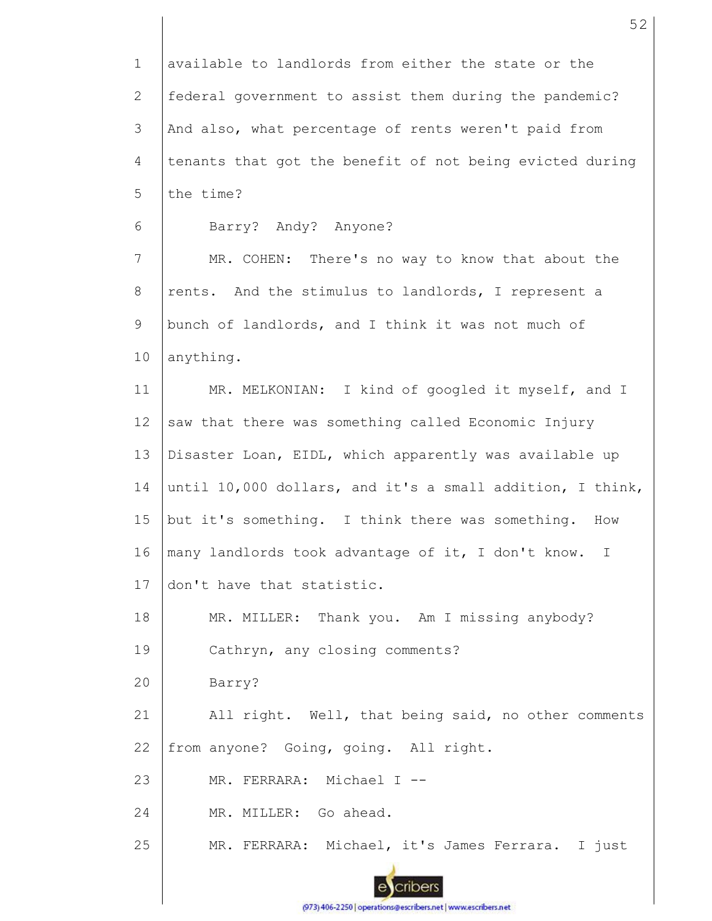available to landlords from either the state or the federal government to assist them during the pandemic? And also, what percentage of rents weren't paid from tenants that got the benefit of not being evicted during the time?

Barry? Andy? Anyone?

MR. COHEN: There's no way to know that about the rents. And the stimulus to landlords, I represent a bunch of landlords, and I think it was not much of anything.

MR. MELKONIAN: I kind of googled it myself, and I saw that there was something called Economic Injury Disaster Loan, EIDL, which apparently was available up until 10,000 dollars, and it's a small addition, I think, but it's something. I think there was something. How many landlords took advantage of it, I don't know. I don't have that statistic.

MR. MILLER: Thank you. Am I missing anybody?

Cathryn, any closing comments?

Barry?

All right. Well, that being said, no other comments from anyone? Going, going. All right.

MR. FERRARA: Michael I --

MR. MILLER: Go ahead.

MR. FERRARA: Michael, it's James Ferrara. I just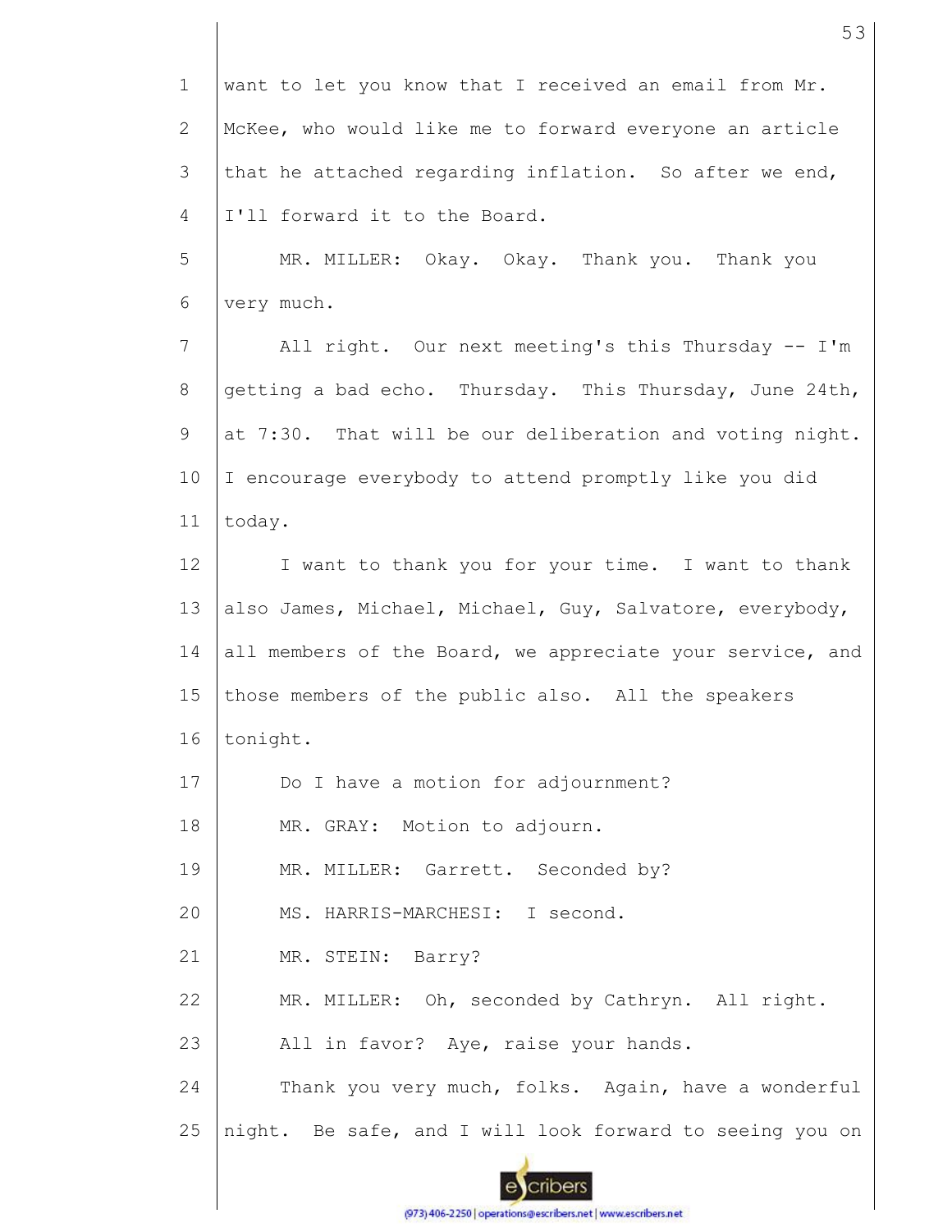want to let you know that I received an email from Mr. McKee, who would like me to forward everyone an article that he attached regarding inflation. So after we end, I'll forward it to the Board.

MR. MILLER: Okay. Okay. Thank you. Thank you very much.

All right. Our next meeting's this Thursday -- I'm getting a bad echo. Thursday. This Thursday, June 24th, at 7:30. That will be our deliberation and voting night. I encourage everybody to attend promptly like you did today.

I want to thank you for your time. I want to thank also James, Michael, Michael, Guy, Salvatore, everybody, all members of the Board, we appreciate your service, and those members of the public also. All the speakers tonight.

Do I have a motion for adjournment?

MR. GRAY: Motion to adjourn.

MR. MILLER: Garrett. Seconded by?

MS. HARRIS-MARCHESI: I second.

MR. STEIN: Barry?

MR. MILLER: Oh, seconded by Cathryn. All right. All in favor? Aye, raise your hands.

Thank you very much, folks. Again, have a wonderful night. Be safe, and I will look forward to seeing you on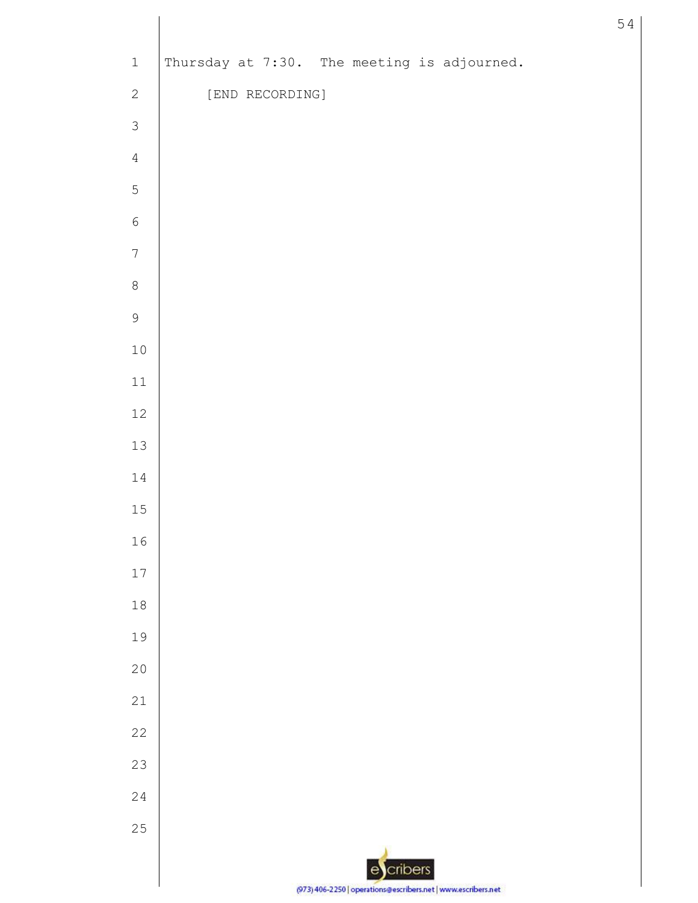Thursday at 7:30. The meeting is adjourned.

[END RECORDING]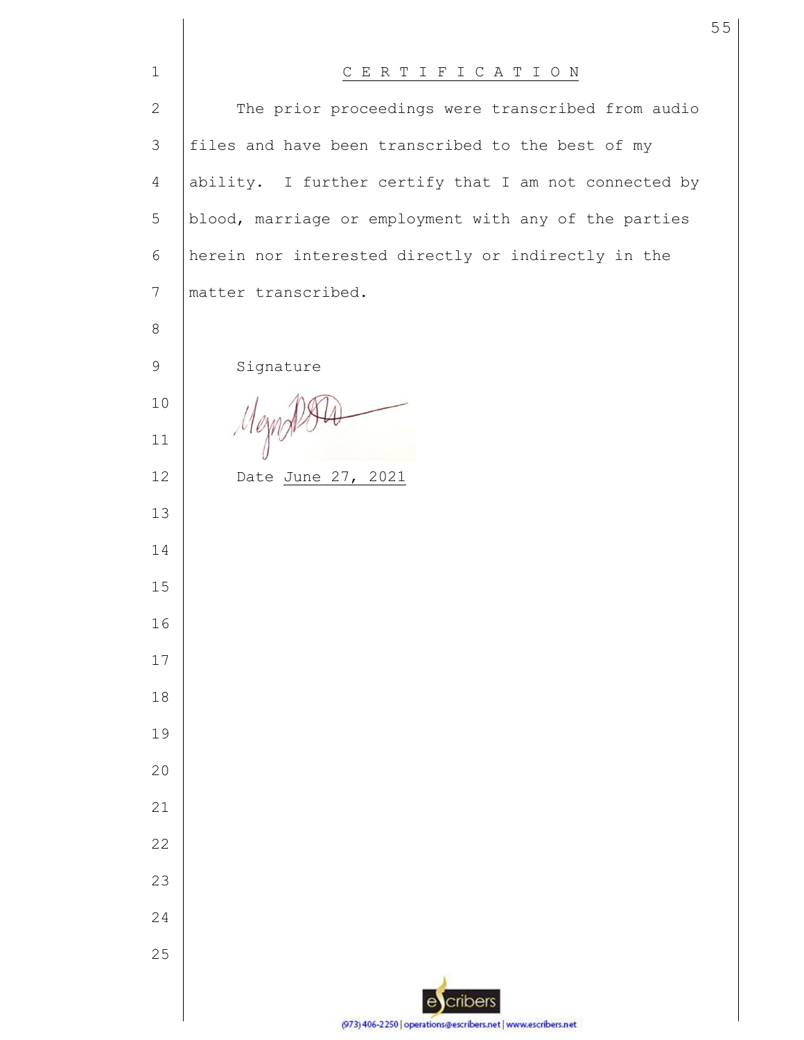# C E R T I F I C A T I O N

The prior proceedings were transcribed from audio files and have been transcribed to the best of my ability. I further certify that I am not connected by blood, marriage or employment with any of the parties herein nor interested directly or indirectly in the matter transcribed.

Signature

Date June 27, 2021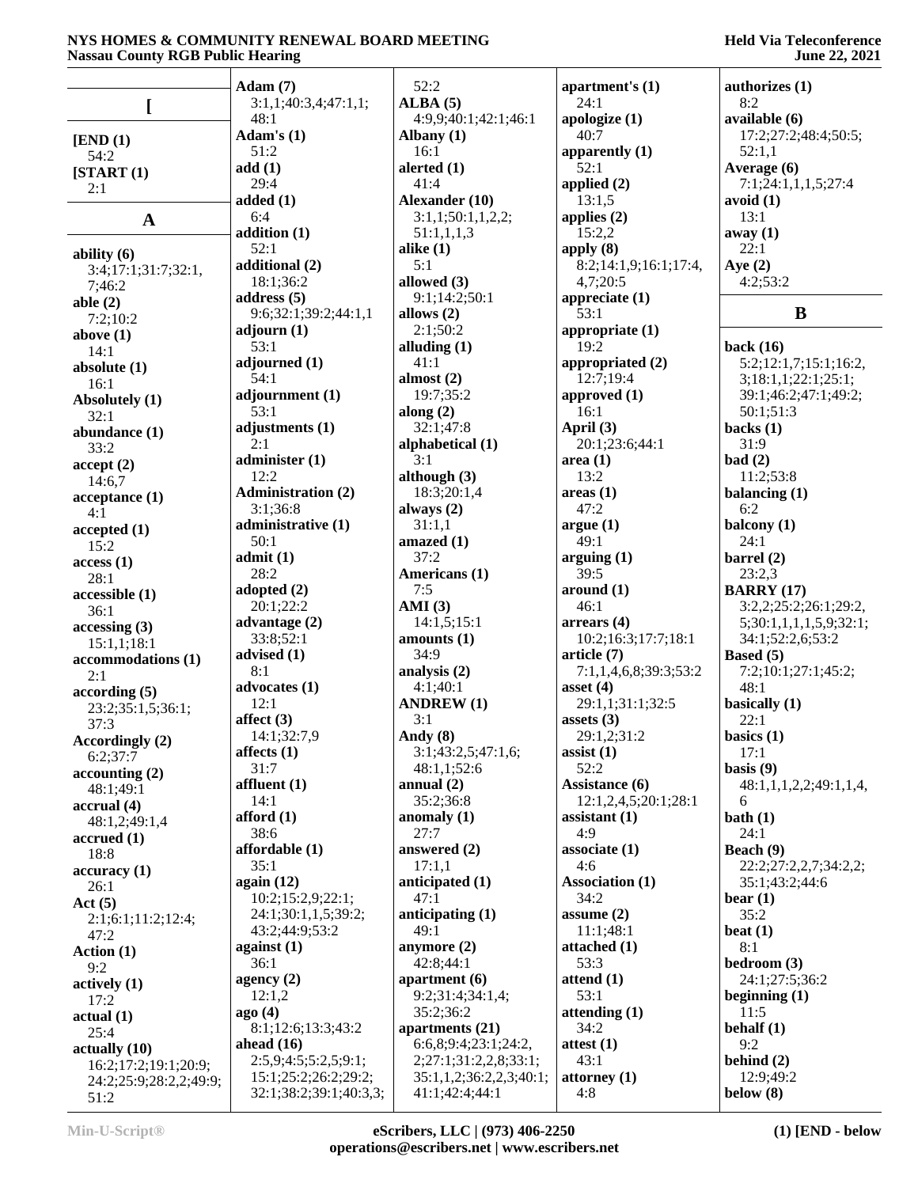## [

**[END (1)**
54:2

**[START (1)**
2:1

## A

**ability (6)**
3:4;17:1;31:7;32:1, 7;46:2

**able (2)**
7:2;10:2

**above (1)**
14:1

**absolute (1)**
16:1

**Absolutely (1)**
32:1

**abundance (1)**
33:2

**accept (2)**
14:6,7

**acceptance (1)**
4:1

**accepted (1)**
15:2

**access (1)**
28:1

**accessible (1)**
36:1

**accessing (3)**
15:1,1;18:1

**accommodations (1)**
2:1

**according (5)**
23:2;35:1,5;36:1; 37:3

**Accordingly (2)**
6:2;37:7

**accounting (2)**
48:1;49:1

**accrual (4)**
48:1,2;49:1,4

**accrued (1)**
18:8

**accuracy (1)**
26:1

**Act (5)**
2:1;6:1;11:2;12:4; 47:2

**Action (1)**
9:2

**actively (1)**
17:2

**actual (1)**
25:4

**actually (10)**
16:2;17:2;19:1;20:9; 24:2;25:9;28:2,2;49:9; 51:2

**Adam (7)**
3:1,1;40:3,4;47:1,1; 48:1

**Adam's (1)**
51:2

**add (1)**
29:4

**added (1)**
6:4

**addition (1)**
52:1

**additional (2)**
18:1;36:2

**address (5)**
9:6;32:1;39:2;44:1,1

**adjourn (1)**
53:1

**adjourned (1)**
54:1

**adjournment (1)**
53:1

**adjustments (1)**
2:1

**administer (1)**
12:2

**Administration (2)**
3:1;36:8

**administrative (1)**
50:1

**admit (1)**
28:2

**adopted (2)**
20:1;22:2

**advantage (2)**
33:8;52:1

**advised (1)**
8:1

**advocates (1)**
12:1

**affect (3)**
14:1;32:7,9

**affects (1)**
31:7

**affluent (1)**
14:1

**afford (1)**
38:6

**affordable (1)**
35:1

**again (12)**
10:2;15:2,9;22:1; 24:1;30:1,1,5;39:2; 43:2;44:9;53:2

**against (1)**
36:1

**agency (2)**
12:1,2

**ago (4)**
8:1;12:6;13:3;43:2

**ahead (16)**
2:5,9;4:5;5:2,5;9:1; 15:1;25:2;26:2;29:2; 32:1;38:2;39:1;40:3,3; 52:2

**ALBA (5)**
4:9,9;40:1;42:1;46:1

**Albany (1)**
16:1

**alerted (1)**
41:4

**Alexander (10)**
3:1,1;50:1,1,2,2; 51:1,1,1,3

**alike (1)**
5:1

**allowed (3)**
9:1;14:2;50:1

**allows (2)**
2:1;50:2

**alluding (1)**
41:1

**almost (2)**
19:7;35:2

**along (2)**
32:1;47:8

**alphabetical (1)**
3:1

**although (3)**
18:3;20:1,4

**always (2)**
31:1,1

**amazed (1)**
37:2

**Americans (1)**
7:5

**AMI (3)**
14:1,5;15:1

**amounts (1)**
34:9

**analysis (2)**
4:1;40:1

**ANDREW (1)**
3:1

**Andy (8)**
3:1;43:2,5;47:1,6; 48:1,1;52:6

**annual (2)**
35:2;36:8

**anomaly (1)**
27:7

**answered (2)**
17:1,1

**anticipated (1)**
47:1

**anticipating (1)**
49:1

**anymore (2)**
42:8;44:1

**apartment (6)**
9:2;31:4;34:1,4; 35:2;36:2

**apartments (21)**
6:6,8;9:4;23:1;24:2, 2;27:1;31:2,2,8;33:1; 35:1,1,2;36:2,2,3;40:1; 41:1;42:4;44:1

**apartment's (1)**
24:1

**apologize (1)**
40:7

**apparently (1)**
52:1

**applied (2)**
13:1,5

**applies (2)**
15:2,2

**apply (8)**
8:2;14:1,9;16:1;17:4, 4,7;20:5

**appreciate (1)**
53:1

**appropriate (1)**
19:2

**appropriated (2)**
12:7;19:4

**approved (1)**
16:1

**April (3)**
20:1;23:6;44:1

**area (1)**
13:2

**areas (1)**
47:2

**argue (1)**
49:1

**arguing (1)**
39:5

**around (1)**
46:1

**arrears (4)**
10:2;16:3;17:7;18:1

**article (7)**
7:1,1,4,6,8;39:3;53:2

**asset (4)**
29:1,1;31:1;32:5

**assets (3)**
29:1,2;31:2

**assist (1)**
52:2

**Assistance (6)**
12:1,2,4,5;20:1;28:1

**assistant (1)**
4:9

**associate (1)**
4:6

**Association (1)**
34:2

**assume (2)**
11:1;48:1

**attached (1)**
53:3

**attend (1)**
53:1

**attending (1)**
34:2

**attest (1)**
43:1

**attorney (1)**
4:8

**authorizes (1)**
8:2

**available (6)**
17:2;27:2;48:4;50:5; 52:1,1

**Average (6)**
7:1;24:1,1,1,5;27:4

**avoid (1)**
13:1

**away (1)**
22:1

**Aye (2)**
4:2;53:2

## B

**back (16)**
5:2;12:1,7;15:1;16:2, 3;18:1,1;22:1;25:1; 39:1;46:2;47:1;49:2; 50:1;51:3

**backs (1)**
31:9

**bad (2)**
11:2;53:8

**balancing (1)**
6:2

**balcony (1)**
24:1

**barrel (2)**
23:2,3

**BARRY (17)**
3:2,2;25:2;26:1;29:2, 5;30:1,1,1,1,5,9;32:1; 34:1;52:2,6;53:2

**Based (5)**
7:2;10:1;27:1;45:2; 48:1

**basically (1)**
22:1

**basics (1)**
17:1

**basis (9)**
48:1,1,1,2,2;49:1,1,4, 6

**bath (1)**
24:1

**Beach (9)**
22:2;27:2,2,7;34:2,2; 35:1;43:2;44:6

**bear (1)**
35:2

**beat (1)**
8:1

**bedroom (3)**
24:1;27:5;36:2

**beginning (1)**
11:5

**behalf (1)**
9:2

**behind (2)**
12:9;49:2

**below (8)**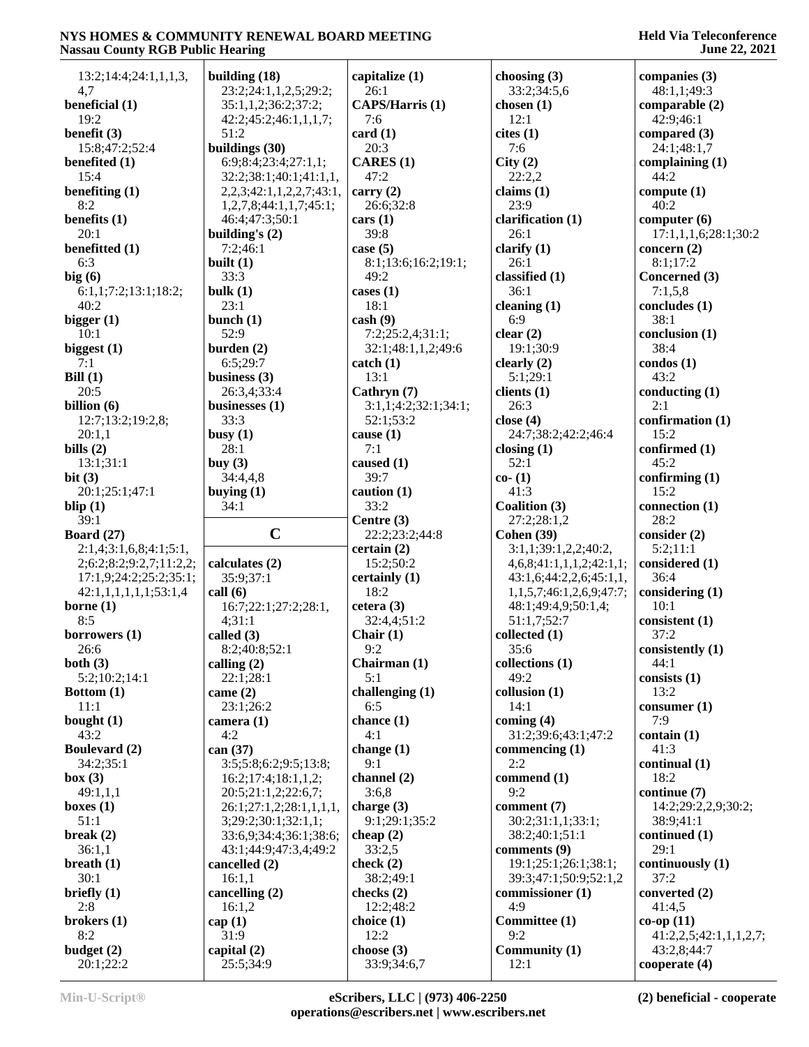13:2;14:4;24:1,1,1,3,4,7
**beneficial (1)**
19:2
**benefit (3)**
15:8;47:2;52:4
**benefited (1)**
15:4
**benefiting (1)**
8:2
**benefits (1)**
20:1
**benefitted (1)**
6:3
**big (6)**
6:1,1;7:2;13:1;18:2;40:2
**bigger (1)**
10:1
**biggest (1)**
7:1
**Bill (1)**
20:5
**billion (6)**
12:7;13:2;19:2,8;20:1,1
**bills (2)**
13:1;31:1
**bit (3)**
20:1;25:1;47:1
**blip (1)**
39:1
**Board (27)**
2:1,4;3:1,6,8;4:1;5:1,2;6:2;8:2;9:2,7;11:2,2;17:1,9;24:2;25:2;35:1;42:1,1,1,1,1,1;53:1,4
**borne (1)**
8:5
**borrowers (1)**
26:6
**both (3)**
5:2;10:2;14:1
**Bottom (1)**
11:1
**bought (1)**
43:2
**Boulevard (2)**
34:2;35:1
**box (3)**
49:1,1,1
**boxes (1)**
51:1
**break (2)**
36:1,1
**breath (1)**
30:1
**briefly (1)**
2:8
**brokers (1)**
8:2
**budget (2)**
20:1;22:2
**building (18)**
23:2;24:1,1,2,5;29:2;35:1,1,2;36:2;37:2;42:2;45:2;46:1,1,1,7;51:2
**buildings (30)**
6:9;8:4;23:4;27:1,1;32:2;38:1;40:1;41:1,1,2,2,3;42:1,1,2,2,7;43:1,1,2,7,8;44:1,1,7;45:1;46:4;47:3;50:1
**building's (2)**
7:2;46:1
**built (1)**
33:3
**bulk (1)**
23:1
**bunch (1)**
52:9
**burden (2)**
6:5;29:7
**business (3)**
26:3,4;33:4
**businesses (1)**
33:3
**busy (1)**
28:1
**buy (3)**
34:4,4,8
**buying (1)**
34:1

## C

**calculates (2)**
35:9;37:1
**call (6)**
16:7;22:1;27:2;28:1,4;31:1
**called (3)**
8:2;40:8;52:1
**calling (2)**
22:1;28:1
**came (2)**
23:1;26:2
**camera (1)**
4:2
**can (37)**
3:5;5:8;6:2;9:5;13:8;16:2;17:4;18:1,1,2;20:5;21:1,2;22:6,7;26:1;27:1,2;28:1,1,1,1,3;29:2;30:1;32:1,1;33:6,9;34:4;36:1;38:6;43:1;44:9;47:3,4;49:2
**cancelled (2)**
16:1,1
**cancelling (2)**
16:1,2
**cap (1)**
31:9
**capital (2)**
25:5;34:9
**capitalize (1)**
26:1
**CAPS/Harris (1)**
7:6
**card (1)**
20:3
**CARES (1)**
47:2
**carry (2)**
26:6;32:8
**cars (1)**
39:8
**case (5)**
8:1;13:6;16:2;19:1;49:2
**cases (1)**
18:1
**cash (9)**
7:2;25:2,4;31:1;32:1;48:1,1,2;49:6
**catch (1)**
13:1
**Cathryn (7)**
3:1,1;4:2;32:1;34:1;52:1;53:2
**cause (1)**
7:1
**caused (1)**
39:7
**caution (1)**
33:2
**Centre (3)**
22:2;23:2;44:8
**certain (2)**
15:2;50:2
**certainly (1)**
18:2
**cetera (3)**
32:4,4;51:2
**Chair (1)**
9:2
**Chairman (1)**
5:1
**challenging (1)**
6:5
**chance (1)**
4:1
**change (1)**
9:1
**channel (2)**
3:6,8
**charge (3)**
9:1;29:1;35:2
**cheap (2)**
33:2,5
**check (2)**
38:2;49:1
**checks (2)**
12:2;48:2
**choice (1)**
12:2
**choose (3)**
33:9;34:6,7
**choosing (3)**
33:2;34:5,6
**chosen (1)**
12:1
**cites (1)**
7:6
**City (2)**
22:2,2
**claims (1)**
23:9
**clarification (1)**
26:1
**clarify (1)**
26:1
**classified (1)**
36:1
**cleaning (1)**
6:9
**clear (2)**
19:1;30:9
**clearly (2)**
5:1;29:1
**clients (1)**
26:3
**close (4)**
24:7;38:2;42:2;46:4
**closing (1)**
52:1
**co- (1)**
41:3
**Coalition (3)**
27:2;28:1,2
**Cohen (39)**
3:1,1;39:1,2,2;40:2,4,6,8;41:1,1,1,2;42:1,1;43:1,6;44:2,2,6;45:1,1,1,1,5,7;46:1,2,6,9;47:7;48:1;49:4,9;50:1,4;51:1,7;52:7
**collected (1)**
35:6
**collections (1)**
49:2
**collusion (1)**
14:1
**coming (4)**
31:2;39:6;43:1;47:2
**commencing (1)**
2:2
**commend (1)**
9:2
**comment (7)**
30:2;31:1,1;33:1;38:2;40:1;51:1
**comments (9)**
19:1;25:1;26:1;38:1;39:3;47:1;50:9;52:1,2
**commissioner (1)**
4:9
**Committee (1)**
9:2
**Community (1)**
12:1
**companies (3)**
48:1,1;49:3
**comparable (2)**
42:9;46:1
**compared (3)**
24:1;48:1,7
**complaining (1)**
44:2
**compute (1)**
40:2
**computer (6)**
17:1,1,1,6;28:1;30:2
**concern (2)**
8:1;17:2
**Concerned (3)**
7:1,5,8
**concludes (1)**
38:1
**conclusion (1)**
38:4
**condos (1)**
43:2
**conducting (1)**
2:1
**confirmation (1)**
15:2
**confirmed (1)**
45:2
**confirming (1)**
15:2
**connection (1)**
28:2
**consider (2)**
5:2;11:1
**considered (1)**
36:4
**considering (1)**
10:1
**consistent (1)**
37:2
**consistently (1)**
44:1
**consists (1)**
13:2
**consumer (1)**
7:9
**contain (1)**
41:3
**continual (1)**
18:2
**continue (7)**
14:2;29:2,2,9;30:2;38:9;41:1
**continued (1)**
29:1
**continuously (1)**
37:2
**converted (2)**
41:4,5
**co-op (11)**
41:2,2,5;42:1,1,1,2,7;43:2,8;44:7
**cooperate (4)**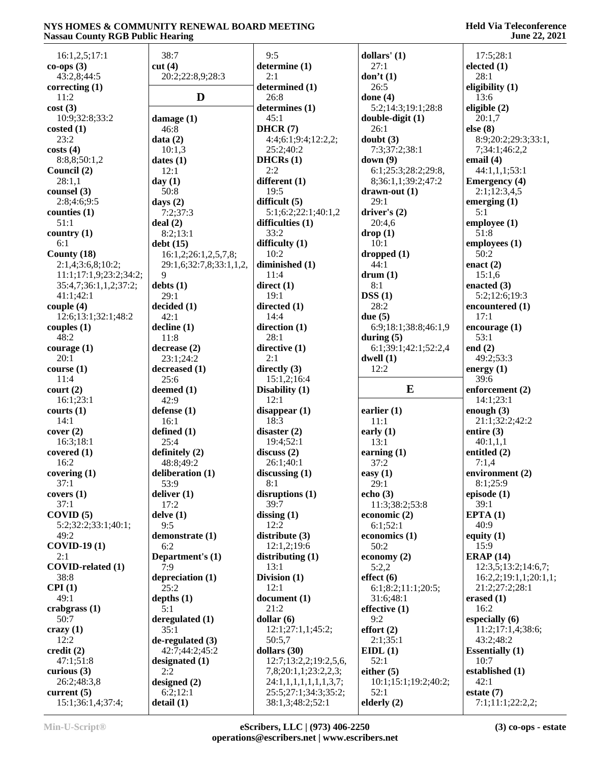16:1,2,5;17:1
**co-ops (3)**
43:2,8;44:5
**correcting (1)**
11:2
**cost (3)**
10:9;32:8;33:2
**costed (1)**
23:2
**costs (4)**
8:8,8;50:1,2
**Council (2)**
28:1,1
**counsel (3)**
2:8;4:6;9:5
**counties (1)**
51:1
**country (1)**
6:1
**County (18)**
2:1,4;3:6,8;10:2;
11:1;17:1,9;23:2;34:2;
35:4,7;36:1,1,2;37:2;
41:1;42:1
**couple (4)**
12:6;13:1;32:1;48:2
**couples (1)**
48:2
**courage (1)**
20:1
**course (1)**
11:4
**court (2)**
16:1;23:1
**courts (1)**
14:1
**cover (2)**
16:3;18:1
**covered (1)**
16:2
**covering (1)**
37:1
**covers (1)**
37:1
**COVID (5)**
5:2;32:2;33:1;40:1;
49:2
**COVID-19 (1)**
2:1
**COVID-related (1)**
38:8
**CPI (1)**
49:1
**crabgrass (1)**
50:7
**crazy (1)**
12:2
**credit (2)**
47:1;51:8
**curious (3)**
26:2;48:3,8
**current (5)**
15:1;36:1,4;37:4;
38:7
**cut (4)**
20:2;22:8,9;28:3

## D

**damage (1)**
46:8
**data (2)**
10:1,3
**dates (1)**
12:1
**day (1)**
50:8
**days (2)**
7:2;37:3
**deal (2)**
8:2;13:1
**debt (15)**
16:1,2;26:1,2,5,7,8;
29:1,6;32:7,8;33:1,1,2,
9
**debts (1)**
29:1
**decided (1)**
42:1
**decline (1)**
11:8
**decrease (2)**
23:1;24:2
**decreased (1)**
25:6
**deemed (1)**
42:9
**defense (1)**
16:1
**defined (1)**
25:4
**definitely (2)**
48:8;49:2
**deliberation (1)**
53:9
**deliver (1)**
17:2
**delve (1)**
9:5
**demonstrate (1)**
6:2
**Department's (1)**
7:9
**depreciation (1)**
25:2
**depths (1)**
5:1
**deregulated (1)**
35:1
**de-regulated (3)**
42:7;44:2;45:2
**designated (1)**
2:2
**designed (2)**
6:2;12:1
**detail (1)**
9:5
**determine (1)**
2:1
**determined (1)**
26:8
**determines (1)**
45:1
**DHCR (7)**
4:4;6:1;9:4;12:2,2;
25:2;40:2
**DHCRs (1)**
2:2
**different (1)**
19:5
**difficult (5)**
5:1;6:2;22:1;40:1,2
**difficulties (1)**
33:2
**difficulty (1)**
10:2
**diminished (1)**
11:4
**direct (1)**
19:1
**directed (1)**
14:4
**direction (1)**
28:1
**directive (1)**
2:1
**directly (3)**
15:1,2;16:4
**Disability (1)**
12:1
**disappear (1)**
18:3
**disaster (2)**
19:4;52:1
**discuss (2)**
26:1;40:1
**discussing (1)**
8:1
**disruptions (1)**
39:7
**dissing (1)**
12:2
**distribute (3)**
12:1,2;19:6
**distributing (1)**
13:1
**Division (1)**
12:1
**document (1)**
21:2
**dollar (6)**
12:1;27:1,1;45:2;
50:5,7
**dollars (30)**
12:7;13:2,2;19:2,5,6,
7,8;20:1,1;23:2,2,3;
24:1,1,1,1,1,1,1,3,7;
25:5;27:1;34:3;35:2;
38:1,3;48:2;52:1
**dollars' (1)**
27:1
**don't (1)**
26:5
**done (4)**
5:2;14:3;19:1;28:8
**double-digit (1)**
26:1
**doubt (3)**
7:3;37:2;38:1
**down (9)**
6:1;25:3;28:2;29:8,
8;36:1,1;39:2;47:2
**drawn-out (1)**
29:1
**driver's (2)**
20:4,6
**drop (1)**
10:1
**dropped (1)**
44:1
**drum (1)**
8:1
**DSS (1)**
28:2
**due (5)**
6:9;18:1;38:8;46:1,9
**during (5)**
6:1;39:1;42:1;52:2,4
**dwell (1)**
12:2

## E

**earlier (1)**
11:1
**early (1)**
13:1
**earning (1)**
37:2
**easy (1)**
29:1
**echo (3)**
11:3;38:2;53:8
**economic (2)**
6:1;52:1
**economics (1)**
50:2
**economy (2)**
5:2,2
**effect (6)**
6:1;8:2;11:1;20:5;
31:6;48:1
**effective (1)**
9:2
**effort (2)**
2:1;35:1
**EIDL (1)**
52:1
**either (5)**
10:1;15:1;19:2;40:2;
52:1
**elderly (2)**
17:5;28:1
**elected (1)**
28:1
**eligibility (1)**
13:6
**eligible (2)**
20:1,7
**else (8)**
8:9;20:2;29:3;33:1,
7;34:1;46:2,2
**email (4)**
44:1,1,1;53:1
**Emergency (4)**
2:1;12:3,4,5
**emerging (1)**
5:1
**employee (1)**
51:8
**employees (1)**
50:2
**enact (2)**
15:1,6
**enacted (3)**
5:2;12:6;19:3
**encountered (1)**
17:1
**encourage (1)**
53:1
**end (2)**
49:2;53:3
**energy (1)**
39:6
**enforcement (2)**
14:1;23:1
**enough (3)**
21:1;32:2;42:2
**entire (3)**
40:1,1,1
**entitled (2)**
7:1,4
**environment (2)**
8:1;25:9
**episode (1)**
39:1
**EPTA (1)**
40:9
**equity (1)**
15:9
**ERAP (14)**
12:3,5;13:2;14:6,7;
16:2,2;19:1,1;20:1,1;
21:2;27:2;28:1
**erased (1)**
16:2
**especially (6)**
11:2;17:1,4;38:6;
43:2;48:2
**Essentially (1)**
10:7
**established (1)**
42:1
**estate (7)**
7:1;11:1;22:2,2;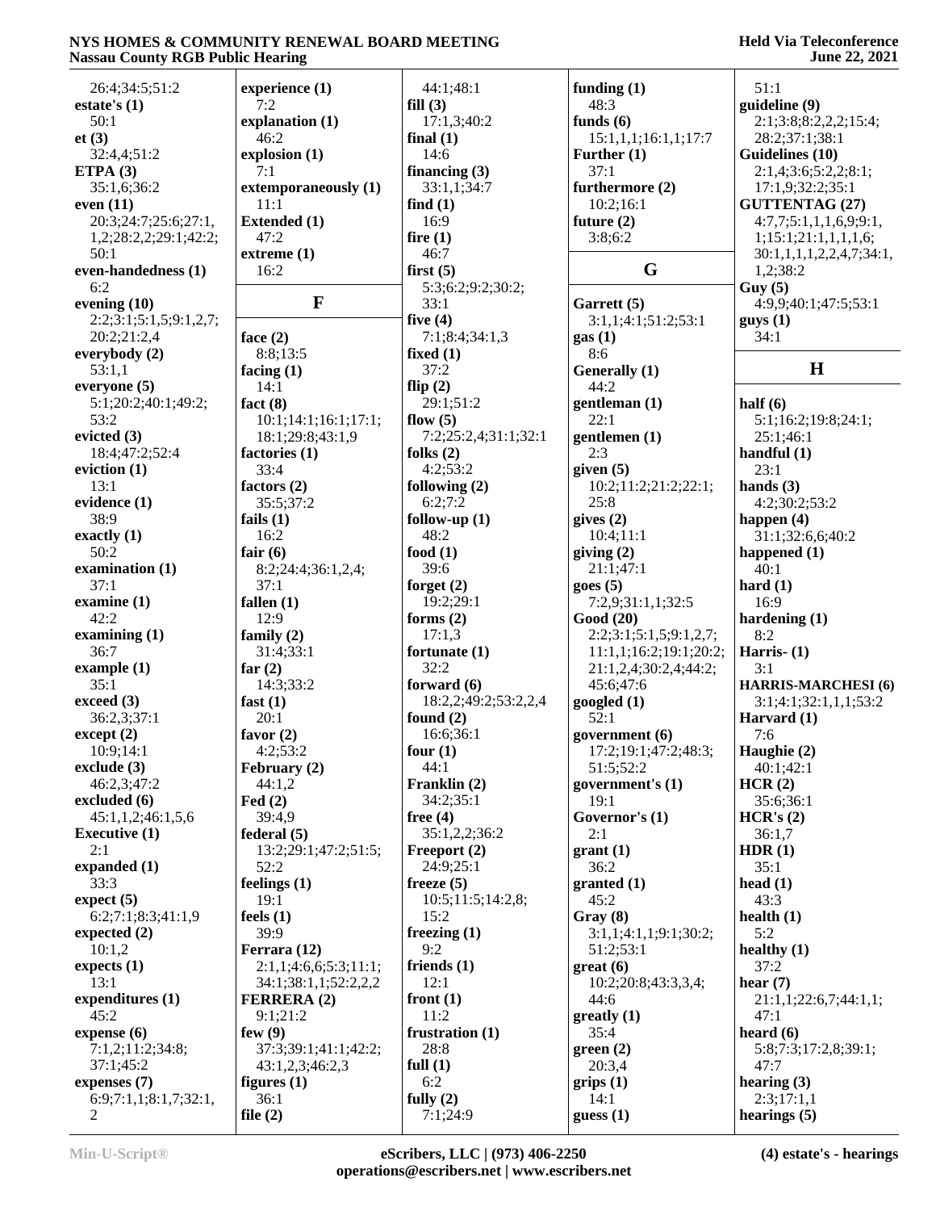26:4;34:5;51:2
**estate's (1)**
50:1
**et (3)**
32:4,4;51:2
**ETPA (3)**
35:1,6;36:2
**even (11)**
20:3;24:7;25:6;27:1,1,2;28:2,2;29:1;42:2;50:1
**even-handedness (1)**
6:2
**evening (10)**
2:2;3:1;5:1,5;9:1,2,7;20:2;21:2,4
**everybody (2)**
53:1,1
**everyone (5)**
5:1;20:2;40:1;49:2;53:2
**evicted (3)**
18:4;47:2;52:4
**eviction (1)**
13:1
**evidence (1)**
38:9
**exactly (1)**
50:2
**examination (1)**
37:1
**examine (1)**
42:2
**examining (1)**
36:7
**example (1)**
35:1
**exceed (3)**
36:2,3;37:1
**except (2)**
10:9;14:1
**exclude (3)**
46:2,3;47:2
**excluded (6)**
45:1,1,2;46:1,5,6
**Executive (1)**
2:1
**expanded (1)**
33:3
**expect (5)**
6:2;7:1;8:3;41:1,9
**expected (2)**
10:1,2
**expects (1)**
13:1
**expenditures (1)**
45:2
**expense (6)**
7:1,2;11:2;34:8;37:1;45:2
**expenses (7)**
6:9;7:1,1;8:1,7;32:1,2
**experience (1)**
7:2
**explanation (1)**
46:2
**explosion (1)**
7:1
**extemporaneously (1)**
11:1
**Extended (1)**
47:2
**extreme (1)**
16:2

## F

**face (2)**
8:8;13:5
**facing (1)**
14:1
**fact (8)**
10:1;14:1;16:1;17:1;18:1;29:8;43:1,9
**factories (1)**
33:4
**factors (2)**
35:5;37:2
**fails (1)**
16:2
**fair (6)**
8:2;24:4;36:1,2,4;37:1
**fallen (1)**
12:9
**family (2)**
31:4;33:1
**far (2)**
14:3;33:2
**fast (1)**
20:1
**favor (2)**
4:2;53:2
**February (2)**
44:1,2
**Fed (2)**
39:4,9
**federal (5)**
13:2;29:1;47:2;51:5;52:2
**feelings (1)**
19:1
**feels (1)**
39:9
**Ferrara (12)**
2:1,1;4:6,6;5:3;11:1;34:1;38:1,1;52:2,2,2
**FERRERA (2)**
9:1;21:2
**few (9)**
37:3;39:1;41:1;42:2;43:1,2,3;46:2,3
**figures (1)**
36:1
**file (2)**
44:1;48:1
**fill (3)**
17:1,3;40:2
**final (1)**
14:6
**financing (3)**
33:1,1;34:7
**find (1)**
16:9
**fire (1)**
46:7
**first (5)**
5:3;6:2;9:2;30:2;33:1
**five (4)**
7:1;8:4;34:1,3
**fixed (1)**
37:2
**flip (2)**
29:1;51:2
**flow (5)**
7:2;25:2,4;31:1;32:1
**folks (2)**
4:2;53:2
**following (2)**
6:2;7:2
**follow-up (1)**
48:2
**food (1)**
39:6
**forget (2)**
19:2;29:1
**forms (2)**
17:1,3
**fortunate (1)**
32:2
**forward (6)**
18:2,2;49:2;53:2,2,4
**found (2)**
16:6;36:1
**four (1)**
44:1
**Franklin (2)**
34:2;35:1
**free (4)**
35:1,2,2;36:2
**Freeport (2)**
24:9;25:1
**freeze (5)**
10:5;11:5;14:2,8;15:2
**freezing (1)**
9:2
**friends (1)**
12:1
**front (1)**
11:2
**frustration (1)**
28:8
**full (1)**
6:2
**fully (2)**
7:1;24:9
**funding (1)**
48:3
**funds (6)**
15:1,1,1;16:1,1;17:7
**Further (1)**
37:1
**furthermore (2)**
10:2;16:1
**future (2)**
3:8;6:2

## G

**Garrett (5)**
3:1,1;4:1;51:2;53:1
**gas (1)**
8:6
**Generally (1)**
44:2
**gentleman (1)**
22:1
**gentlemen (1)**
2:3
**given (5)**
10:2;11:2;21:2;22:1;25:8
**gives (2)**
10:4;11:1
**giving (2)**
21:1;47:1
**goes (5)**
7:2,9;31:1,1;32:5
**Good (20)**
2:2;3:1;5:1,5;9:1,2,7;11:1,1;16:2;19:1;20:2;21:1,2,4;30:2,4;44:2;45:6;47:6
**googled (1)**
52:1
**government (6)**
17:2;19:1;47:2;48:3;51:5;52:2
**government's (1)**
19:1
**Governor's (1)**
2:1
**grant (1)**
36:2
**granted (1)**
45:2
**Gray (8)**
3:1,1;4:1,1;9:1;30:2;51:2;53:1
**great (6)**
10:2;20:8;43:3,3,4;44:6
**greatly (1)**
35:4
**green (2)**
20:3,4
**grips (1)**
14:1
**guess (1)**
51:1
**guideline (9)**
2:1;3:8;8:2,2,2;15:4;28:2;37:1;38:1
**Guidelines (10)**
2:1,4;3:6;5:2,2;8:1;17:1,9;32:2;35:1
**GUTTENTAG (27)**
4:7,7;5:1,1,1,6,9;9:1,1;15:1;21:1,1,1,1,6;30:1,1,1,1,2,2,4,7;34:1,1,2;38:2
**Guy (5)**
4:9,9;40:1;47:5;53:1
**guys (1)**
34:1

## H

**half (6)**
5:1;16:2;19:8;24:1;25:1;46:1
**handful (1)**
23:1
**hands (3)**
4:2;30:2;53:2
**happen (4)**
31:1;32:6,6;40:2
**happened (1)**
40:1
**hard (1)**
16:9
**hardening (1)**
8:2
**Harris- (1)**
3:1
**HARRIS-MARCHESI (6)**
3:1;4:1;32:1,1,1;53:2
**Harvard (1)**
7:6
**Haughie (2)**
40:1;42:1
**HCR (2)**
35:6;36:1
**HCR's (2)**
36:1,7
**HDR (1)**
35:1
**head (1)**
43:3
**health (1)**
5:2
**healthy (1)**
37:2
**hear (7)**
21:1,1;22:6,7;44:1,1;47:1
**heard (6)**
5:8;7:3;17:2,8;39:1;47:7
**hearing (3)**
2:3;17:1,1
**hearings (5)**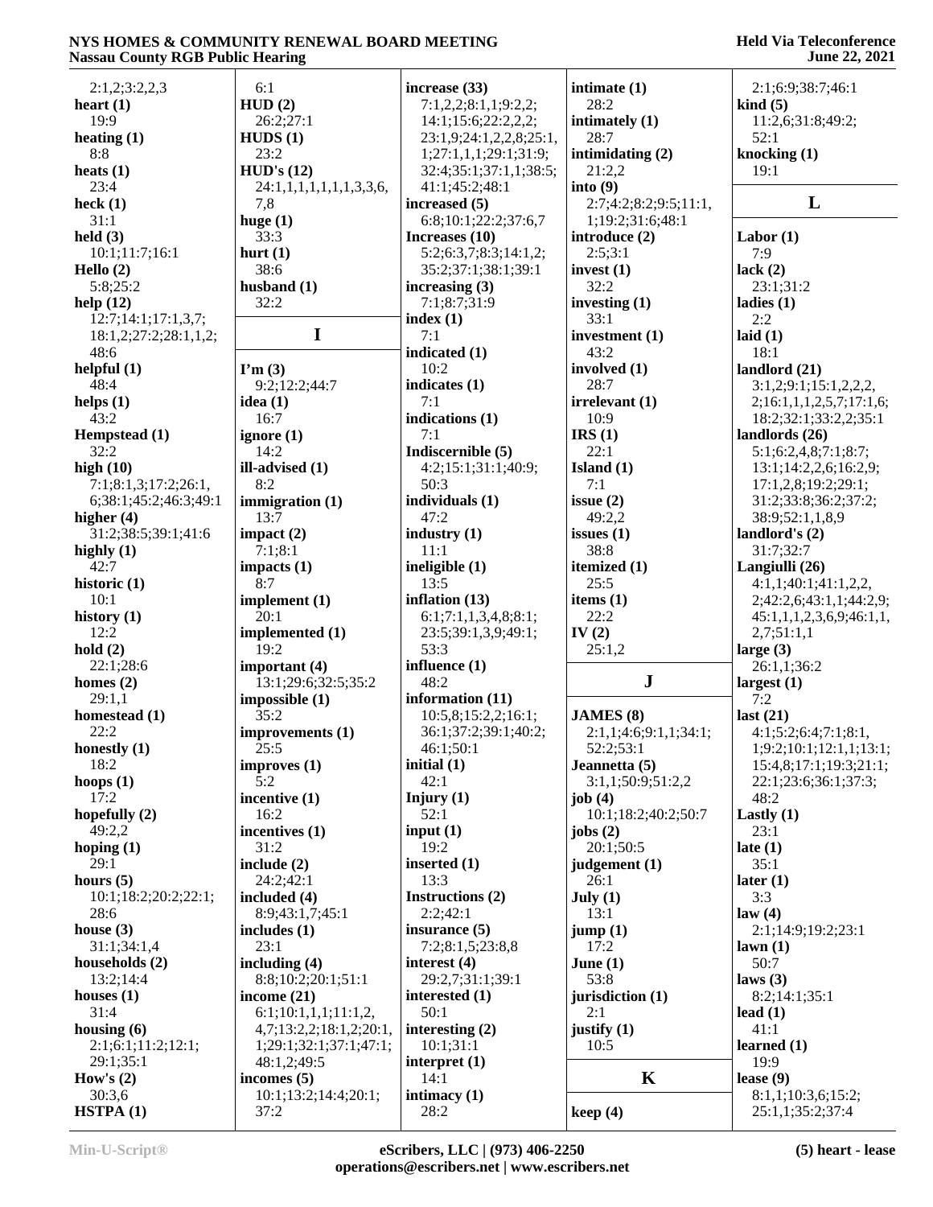2:1,2;3:2,2,3
**heart (1)**
19:9
**heating (1)**
8:8
**heats (1)**
23:4
**heck (1)**
31:1
**held (3)**
10:1;11:7;16:1
**Hello (2)**
5:8;25:2
**help (12)**
12:7;14:1;17:1,3,7;
18:1,2;27:2;28:1,1,2;
48:6
**helpful (1)**
48:4
**helps (1)**
43:2
**Hempstead (1)**
32:2
**high (10)**
7:1;8:1,3;17:2;26:1,
6;38:1;45:2;46:3;49:1
**higher (4)**
31:2;38:5;39:1;41:6
**highly (1)**
42:7
**historic (1)**
10:1
**history (1)**
12:2
**hold (2)**
22:1;28:6
**homes (2)**
29:1,1
**homestead (1)**
22:2
**honestly (1)**
18:2
**hoops (1)**
17:2
**hopefully (2)**
49:2,2
**hoping (1)**
29:1
**hours (5)**
10:1;18:2;20:2;22:1;
28:6
**house (3)**
31:1;34:1,4
**households (2)**
13:2;14:4
**houses (1)**
31:4
**housing (6)**
2:1;6:1;11:2;12:1;
29:1;35:1
**How's (2)**
30:3,6
**HSTPA (1)**
6:1
**HUD (2)**
26:2;27:1
**HUDS (1)**
23:2
**HUD's (12)**
24:1,1,1,1,1,1,1,3,3,6,
7,8
**huge (1)**
33:3
**hurt (1)**
38:6
**husband (1)**
32:2

## I

**I'm (3)**
9:2;12:2;44:7
**idea (1)**
16:7
**ignore (1)**
14:2
**ill-advised (1)**
8:2
**immigration (1)**
13:7
**impact (2)**
7:1;8:1
**impacts (1)**
8:7
**implement (1)**
20:1
**implemented (1)**
19:2
**important (4)**
13:1;29:6;32:5;35:2
**impossible (1)**
35:2
**improvements (1)**
25:5
**improves (1)**
5:2
**incentive (1)**
16:2
**incentives (1)**
31:2
**include (2)**
24:2;42:1
**included (4)**
8:9;43:1,7;45:1
**includes (1)**
23:1
**including (4)**
8:8;10:2;20:1;51:1
**income (21)**
6:1;10:1,1,1;11:1,2,
4,7;13:2,2;18:1,2;20:1,
1;29:1;32:1;37:1;47:1;
48:1,2;49:5
**incomes (5)**
10:1;13:2;14:4;20:1;
37:2
**increase (33)**
7:1,2,2;8:1,1;9:2,2;
14:1;15:6;22:2,2,2;
23:1,9;24:1,2,2,8;25:1,
1;27:1,1,1;29:1;31:9;
32:4;35:1;37:1,1;38:5;
41:1;45:2;48:1
**increased (5)**
6:8;10:1;22:2;37:6,7
**Increases (10)**
5:2;6:3,7;8:3;14:1,2;
35:2;37:1;38:1;39:1
**increasing (3)**
7:1;8:7;31:9
**index (1)**
7:1
**indicated (1)**
10:2
**indicates (1)**
7:1
**indications (1)**
7:1
**Indiscernible (5)**
4:2;15:1;31:1;40:9;
50:3
**individuals (1)**
47:2
**industry (1)**
11:1
**ineligible (1)**
13:5
**inflation (13)**
6:1;7:1,1,3,4,8;8:1;
23:5;39:1,3,9;49:1;
53:3
**influence (1)**
48:2
**information (11)**
10:5,8;15:2,2;16:1;
36:1;37:2;39:1;40:2;
46:1;50:1
**initial (1)**
42:1
**Injury (1)**
52:1
**input (1)**
19:2
**inserted (1)**
13:3
**Instructions (2)**
2:2;42:1
**insurance (5)**
7:2;8:1,5;23:8,8
**interest (4)**
29:2,7;31:1;39:1
**interested (1)**
50:1
**interesting (2)**
10:1;31:1
**interpret (1)**
14:1
**intimacy (1)**
28:2
**intimate (1)**
28:2
**intimately (1)**
28:7
**intimidating (2)**
21:2,2
**into (9)**
2:7;4:2;8:2;9:5;11:1,
1;19:2;31:6;48:1
**introduce (2)**
2:5;3:1
**invest (1)**
32:2
**investing (1)**
33:1
**investment (1)**
43:2
**involved (1)**
28:7
**irrelevant (1)**
10:9
**IRS (1)**
22:1
**Island (1)**
7:1
**issue (2)**
49:2,2
**issues (1)**
38:8
**itemized (1)**
25:5
**items (1)**
22:2
**IV (2)**
25:1,2

## J

**JAMES (8)**
2:1,1;4:6;9:1,1;34:1;
52:2;53:1
**Jeannetta (5)**
3:1,1;50:9;51:2,2
**job (4)**
10:1;18:2;40:2;50:7
**jobs (2)**
20:1;50:5
**judgement (1)**
26:1
**July (1)**
13:1
**jump (1)**
17:2
**June (1)**
53:8
**jurisdiction (1)**
2:1
**justify (1)**
10:5

## K

**keep (4)**
2:1;6:9;38:7;46:1
**kind (5)**
11:2,6;31:8;49:2;
52:1
**knocking (1)**
19:1

## L

**Labor (1)**
7:9
**lack (2)**
23:1;31:2
**ladies (1)**
2:2
**laid (1)**
18:1
**landlord (21)**
3:1,2;9:1;15:1,2,2,2,
2;16:1,1,1,2,5,7;17:1,6;
18:2;32:1;33:2,2;35:1
**landlords (26)**
5:1;6:2,4,8;7:1;8:7;
13:1;14:2,2,6;16:2,9;
17:1,2,8;19:2;29:1;
31:2;33:8;36:2;37:2;
38:9;52:1,1,8,9
**landlord's (2)**
31:7;32:7
**Langiulli (26)**
4:1,1;40:1;41:1,2,2,
2;42:2,6;43:1,1;44:2,9;
45:1,1,1,2,3,6,9;46:1,1,
2,7;51:1,1
**large (3)**
26:1,1;36:2
**largest (1)**
7:2
**last (21)**
4:1;5:2;6:4;7:1;8:1,
1;9:2;10:1;12:1,1;13:1;
15:4,8;17:1;19:3;21:1;
22:1;23:6;36:1;37:3;
48:2
**Lastly (1)**
23:1
**late (1)**
35:1
**later (1)**
3:3
**law (4)**
2:1;14:9;19:2;23:1
**lawn (1)**
50:7
**laws (3)**
8:2;14:1;35:1
**lead (1)**
41:1
**learned (1)**
19:9
**lease (9)**
8:1,1;10:3,6;15:2;
25:1,1;35:2;37:4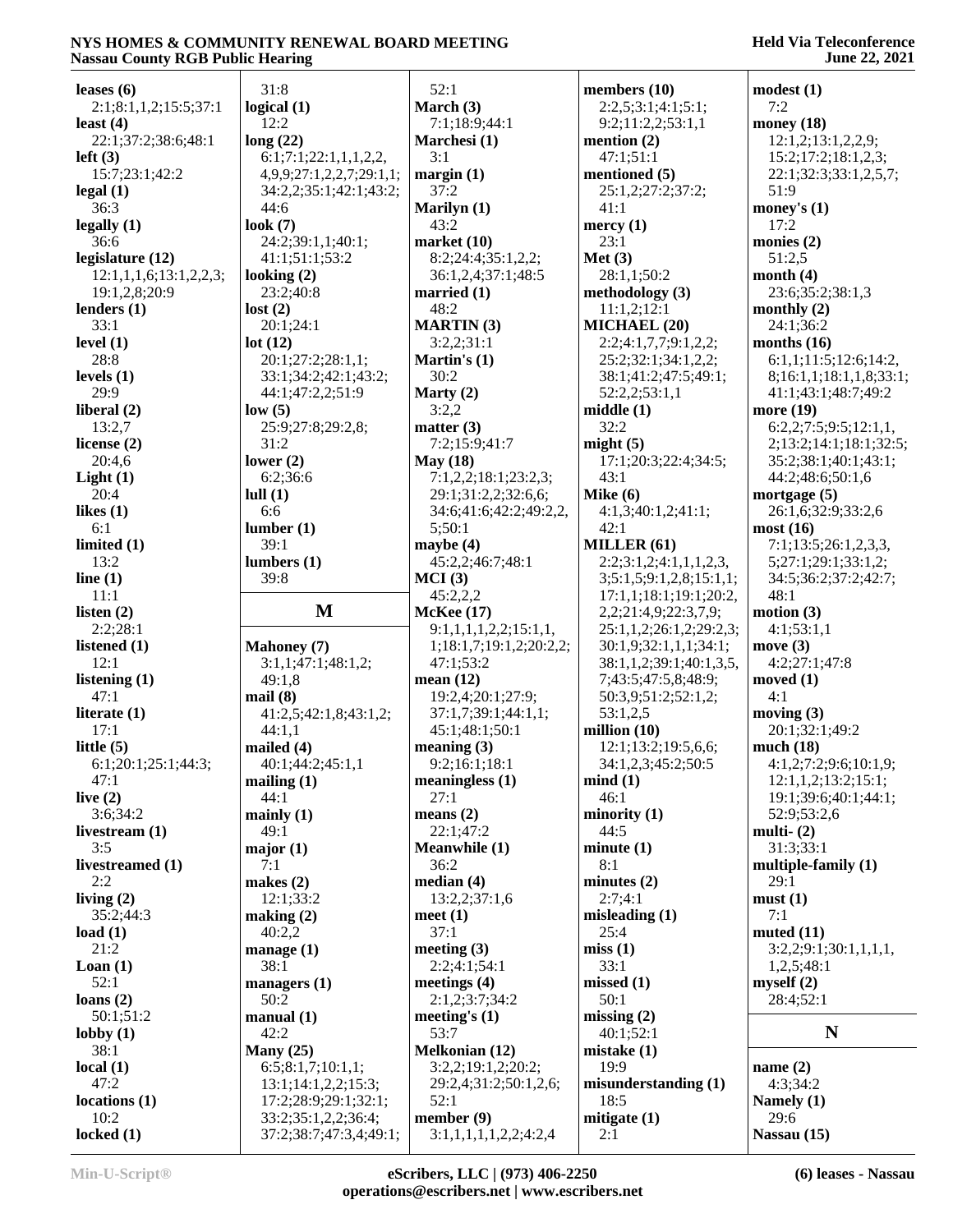**leases (6)**
2:1;8:1,1,2;15:5;37:1
**least (4)**
22:1;37:2;38:6;48:1
**left (3)**
15:7;23:1;42:2
**legal (1)**
36:3
**legally (1)**
36:6
**legislature (12)**
12:1,1,1,6;13:1,2,2,3;
19:1,2,8;20:9
**lenders (1)**
33:1
**level (1)**
28:8
**levels (1)**
29:9
**liberal (2)**
13:2,7
**license (2)**
20:4,6
**Light (1)**
20:4
**likes (1)**
6:1
**limited (1)**
13:2
**line (1)**
11:1
**listen (2)**
2:2;28:1
**listened (1)**
12:1
**listening (1)**
47:1
**literate (1)**
17:1
**little (5)**
6:1;20:1;25:1;44:3;
47:1
**live (2)**
3:6;34:2
**livestream (1)**
3:5
**livestreamed (1)**
2:2
**living (2)**
35:2;44:3
**load (1)**
21:2
**Loan (1)**
52:1
**loans (2)**
50:1;51:2
**lobby (1)**
38:1
**local (1)**
47:2
**locations (1)**
10:2
**locked (1)**
31:8
**logical (1)**
12:2
**long (22)**
6:1;7:1;22:1,1,1,2,2,
4,9,9;27:1,2,2,7;29:1,1;
34:2,2;35:1;42:1;43:2;
44:6
**look (7)**
24:2;39:1,1;40:1;
41:1;51:1;53:2
**looking (2)**
23:2;40:8
**lost (2)**
20:1;24:1
**lot (12)**
20:1;27:2;28:1,1;
33:1;34:2;42:1;43:2;
44:1;47:2,2;51:9
**low (5)**
25:9;27:8;29:2,8;
31:2
**lower (2)**
6:2;36:6
**lull (1)**
6:6
**lumber (1)**
39:1
**lumbers (1)**
39:8

## M

**Mahoney (7)**
3:1,1;47:1;48:1,2;
49:1,8
**mail (8)**
41:2,5;42:1,8;43:1,2;
44:1,1
**mailed (4)**
40:1;44:2;45:1,1
**mailing (1)**
44:1
**mainly (1)**
49:1
**major (1)**
7:1
**makes (2)**
12:1;33:2
**making (2)**
40:2,2
**manage (1)**
38:1
**managers (1)**
50:2
**manual (1)**
42:2
**Many (25)**
6:5;8:1,7;10:1,1;
13:1;14:1,2,2;15:3;
17:2;28:9;29:1;32:1;
33:2;35:1,2,2;36:4;
37:2;38:7;47:3,4;49:1;
52:1
**March (3)**
7:1;18:9;44:1
**Marchesi (1)**
3:1
**margin (1)**
37:2
**Marilyn (1)**
43:2
**market (10)**
8:2;24:4;35:1,2,2;
36:1,2,4;37:1;48:5
**married (1)**
48:2
**MARTIN (3)**
3:2,2;31:1
**Martin's (1)**
30:2
**Marty (2)**
3:2,2
**matter (3)**
7:2;15:9;41:7
**May (18)**
7:1,2,2;18:1;23:2,3;
29:1;31:2,2;32:6,6;
34:6;41:6;42:2;49:2,2,
5;50:1
**maybe (4)**
45:2,2;46:7;48:1
**MCI (3)**
45:2,2,2
**McKee (17)**
9:1,1,1,1,2,2;15:1,1,
1;18:1,7;19:1,2;20:2,2;
47:1;53:2
**mean (12)**
19:2,4;20:1;27:9;
37:1,7;39:1;44:1,1;
45:1;48:1;50:1
**meaning (3)**
9:2;16:1;18:1
**meaningless (1)**
27:1
**means (2)**
22:1;47:2
**Meanwhile (1)**
36:2
**median (4)**
13:2,2;37:1,6
**meet (1)**
37:1
**meeting (3)**
2:2;4:1;54:1
**meetings (4)**
2:1,2;3:7;34:2
**meeting's (1)**
53:7
**Melkonian (12)**
3:2,2;19:1,2;20:2;
29:2,4;31:2;50:1,2,6;
52:1
**member (9)**
3:1,1,1,1,1,2,2;4:2,4
**members (10)**
2:2,5;3:1;4:1;5:1;
9:2;11:2,2;53:1,1
**mention (2)**
47:1;51:1
**mentioned (5)**
25:1,2;27:2;37:2;
41:1
**mercy (1)**
23:1
**Met (3)**
28:1,1;50:2
**methodology (3)**
11:1,2;12:1
**MICHAEL (20)**
2:2;4:1,7,7;9:1,2,2;
25:2;32:1;34:1,2,2;
38:1;41:2;47:5;49:1;
52:2,2;53:1,1
**middle (1)**
32:2
**might (5)**
17:1;20:3;22:4;34:5;
43:1
**Mike (6)**
4:1,3;40:1,2;41:1;
42:1
**MILLER (61)**
2:2;3:1,2;4:1,1,1,2,3,
3;5:1,5;9:1,2,8;15:1,1;
17:1,1;18:1;19:1;20:2,
2,2;21:4,9;22:3,7,9;
25:1,1,2;26:1,2;29:2,3;
30:1,9;32:1,1,1;34:1;
38:1,1,2;39:1;40:1,3,5,
7;43:5;47:5,8;48:9;
50:3,9;51:2;52:1,2;
53:1,2,5
**million (10)**
12:1;13:2;19:5,6,6;
34:1,2,3;45:2;50:5
**mind (1)**
46:1
**minority (1)**
44:5
**minute (1)**
8:1
**minutes (2)**
2:7;4:1
**misleading (1)**
25:4
**miss (1)**
33:1
**missed (1)**
50:1
**missing (2)**
40:1;52:1
**mistake (1)**
19:9
**misunderstanding (1)**
18:5
**mitigate (1)**
2:1
**modest (1)**
7:2
**money (18)**
12:1,2;13:1,2,2,9;
15:2;17:2;18:1,2,3;
22:1;32:3;33:1,2,5,7;
51:9
**money's (1)**
17:2
**monies (2)**
51:2,5
**month (4)**
23:6;35:2;38:1,3
**monthly (2)**
24:1;36:2
**months (16)**
6:1,1;11:5;12:6;14:2,
8;16:1,1;18:1,1,8;33:1;
41:1;43:1;48:7;49:2
**more (19)**
6:2,2;7:5;9:5;12:1,1,
2;13:2;14:1;18:1;32:5;
35:2;38:1;40:1;43:1;
44:2;48:6;50:1,6
**mortgage (5)**
26:1,6;32:9;33:2,6
**most (16)**
7:1;13:5;26:1,2,3,3,
5;27:1;29:1;33:1,2;
34:5;36:2;37:2;42:7;
48:1
**motion (3)**
4:1;53:1,1
**move (3)**
4:2;27:1;47:8
**moved (1)**
4:1
**moving (3)**
20:1;32:1;49:2
**much (18)**
4:1,2;7:2;9:6;10:1,9;
12:1,1,2;13:2;15:1;
19:1;39:6;40:1;44:1;
52:9;53:2,6
**multi- (2)**
31:3;33:1
**multiple-family (1)**
29:1
**must (1)**
7:1
**muted (11)**
3:2,2;9:1;30:1,1,1,1,
1,2,5;48:1
**myself (2)**
28:4;52:1

## N

**name (2)**
4:3;34:2
**Namely (1)**
29:6
**Nassau (15)**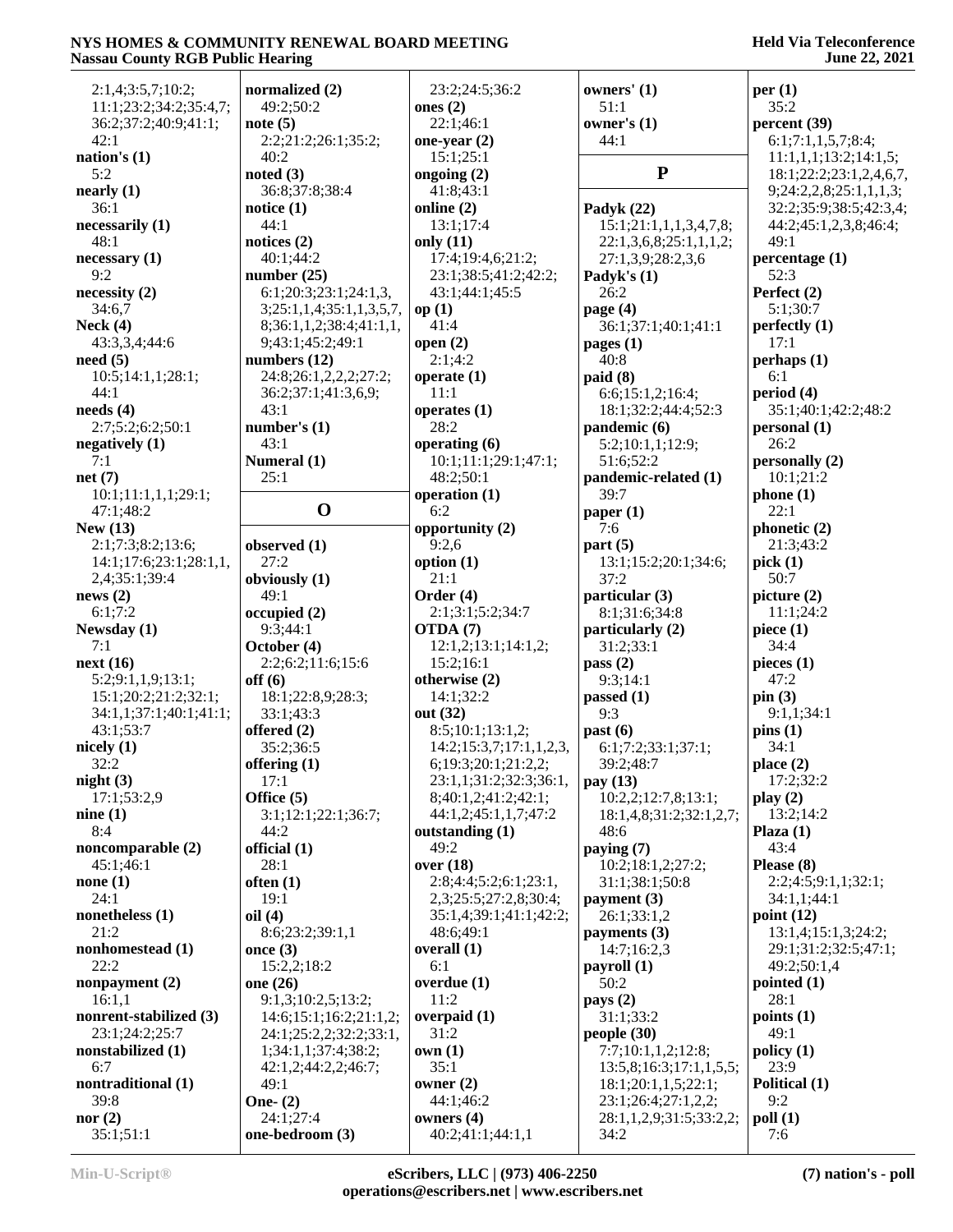2:1,4;3:5,7;10:2;
11:1;23:2;34:2;35:4,7;
36:2;37:2;40:9;41:1;
42:1

**nation's (1)**
5:2

**nearly (1)**
36:1

**necessarily (1)**
48:1

**necessary (1)**
9:2

**necessity (2)**
34:6,7

**Neck (4)**
43:3,3,4;44:6

**need (5)**
10:5;14:1,1;28:1;
44:1

**needs (4)**
2:7;5:2;6:2;50:1

**negatively (1)**
7:1

**net (7)**
10:1;11:1,1,1;29:1;
47:1;48:2

**New (13)**
2:1;7:3;8:2;13:6;
14:1;17:6;23:1;28:1,1,
2,4;35:1;39:4

**news (2)**
6:1;7:2

**Newsday (1)**
7:1

**next (16)**
5:2;9:1,1,9;13:1;
15:1;20:2;21:2;32:1;
34:1,1;37:1;40:1;41:1;
43:1;53:7

**nicely (1)**
32:2

**night (3)**
17:1;53:2,9

**nine (1)**
8:4

**noncomparable (2)**
45:1;46:1

**none (1)**
24:1

**nonetheless (1)**
21:2

**nonhomestead (1)**
22:2

**nonpayment (2)**
16:1,1

**nonrent-stabilized (3)**
23:1;24:2;25:7

**nonstabilized (1)**
6:7

**nontraditional (1)**
39:8

**nor (2)**
35:1;51:1

**normalized (2)**
49:2;50:2

**note (5)**
2:2;21:2;26:1;35:2;
40:2

**noted (3)**
36:8;37:8;38:4

**notice (1)**
44:1

**notices (2)**
40:1;44:2

**number (25)**
6:1;20:3;23:1;24:1,3,
3;25:1,1,4;35:1,1,3,5,7,
8;36:1,1,2;38:4;41:1,1,
9;43:1;45:2;49:1

**numbers (12)**
24:8;26:1,2,2,2;27:2;
36:2;37:1;41:3,6,9;
43:1

**number's (1)**
43:1

**Numeral (1)**
25:1

## O

**observed (1)**
27:2

**obviously (1)**
49:1

**occupied (2)**
9:3;44:1

**October (4)**
2:2;6:2;11:6;15:6

**off (6)**
18:1;22:8,9;28:3;
33:1;43:3

**offered (2)**
35:2;36:5

**offering (1)**
17:1

**Office (5)**
3:1;12:1;22:1;36:7;
44:2

**official (1)**
28:1

**often (1)**
19:1

**oil (4)**
8:6;23:2;39:1,1

**once (3)**
15:2,2;18:2

**one (26)**
9:1,3;10:2,5;13:2;
14:6;15:1;16:2;21:1,2;
24:1;25:2,2;32:2;33:1,
1;34:1,1;37:4;38:2;
42:1,2;44:2,2;46:7;
49:1

**One- (2)**
24:1;27:4

**one-bedroom (3)**
23:2;24:5;36:2

**ones (2)**
22:1;46:1

**one-year (2)**
15:1;25:1

**ongoing (2)**
41:8;43:1

**online (2)**
13:1;17:4

**only (11)**
17:4;19:4,6;21:2;
23:1;38:5;41:2;42:2;
43:1;44:1;45:5

**op (1)**
41:4

**open (2)**
2:1;4:2

**operate (1)**
11:1

**operates (1)**
28:2

**operating (6)**
10:1;11:1;29:1;47:1;
48:2;50:1

**operation (1)**
6:2

**opportunity (2)**
9:2,6

**option (1)**
21:1

**Order (4)**
2:1;3:1;5:2;34:7

**OTDA (7)**
12:1,2;13:1;14:1,2;
15:2;16:1

**otherwise (2)**
14:1;32:2

**out (32)**
8:5;10:1;13:1,2;
14:2;15:3,7;17:1,1,2,3,
6;19:3;20:1;21:2,2;
23:1,1;31:2;32:3;36:1,
8;40:1,2;41:2;42:1;
44:1,2;45:1,1,7;47:2

**outstanding (1)**
49:2

**over (18)**
2:8;4:4;5:2;6:1;23:1,
2,3;25:5;27:2,8;30:4;
35:1,4;39:1;41:1;42:2;
48:6;49:1

**overall (1)**
6:1

**overdue (1)**
11:2

**overpaid (1)**
31:2

**own (1)**
35:1

**owner (2)**
44:1;46:2

**owners (4)**
40:2;41:1;44:1,1

**owners' (1)**
51:1

**owner's (1)**
44:1

## P

**Padyk (22)**
15:1;21:1,1,1,3,4,7,8;
22:1,3,6,8;25:1,1,1,2;
27:1,3,9;28:2,3,6

**Padyk's (1)**
26:2

**page (4)**
36:1;37:1;40:1;41:1

**pages (1)**
40:8

**paid (8)**
6:6;15:1,2;16:4;
18:1;32:2;44:4;52:3

**pandemic (6)**
5:2;10:1,1;12:9;
51:6;52:2

**pandemic-related (1)**
39:7

**paper (1)**
7:6

**part (5)**
13:1;15:2;20:1;34:6;
37:2

**particular (3)**
8:1;31:6;34:8

**particularly (2)**
31:2;33:1

**pass (2)**
9:3;14:1

**passed (1)**
9:3

**past (6)**
6:1;7:2;33:1;37:1;
39:2;48:7

**pay (13)**
10:2,2;12:7,8;13:1;
18:1,4,8;31:2;32:1,2,7;
48:6

**paying (7)**
10:2;18:1,2;27:2;
31:1;38:1;50:8

**payment (3)**
26:1;33:1,2

**payments (3)**
14:7;16:2,3

**payroll (1)**
50:2

**pays (2)**
31:1;33:2

**people (30)**
7:7;10:1,1,2;12:8;
13:5,8;16:3;17:1,1,5,5;
18:1;20:1,1,5;22:1;
23:1;26:4;27:1,2,2;
28:1,1,2,9;31:5;33:2,2;
34:2

**per (1)**
35:2

**percent (39)**
6:1;7:1,1,5,7;8:4;
11:1,1,1;13:2;14:1,5;
18:1;22:2;23:1,2,4,6,7,
9;24:2,2,8;25:1,1,1,3;
32:2;35:9;38:5;42:3,4;
44:2;45:1,2,3,8;46:4;
49:1

**percentage (1)**
52:3

**Perfect (2)**
5:1;30:7

**perfectly (1)**
17:1

**perhaps (1)**
6:1

**period (4)**
35:1;40:1;42:2;48:2

**personal (1)**
26:2

**personally (2)**
10:1;21:2

**phone (1)**
22:1

**phonetic (2)**
21:3;43:2

**pick (1)**
50:7

**picture (2)**
11:1;24:2

**piece (1)**
34:4

**pieces (1)**
47:2

**pin (3)**
9:1,1;34:1

**pins (1)**
34:1

**place (2)**
17:2;32:2

**play (2)**
13:2;14:2

**Plaza (1)**
43:4

**Please (8)**
2:2;4:5;9:1,1;32:1;
34:1,1;44:1

**point (12)**
13:1,4;15:1,3;24:2;
29:1;31:2;32:5;47:1;
49:2;50:1,4

**pointed (1)**
28:1

**points (1)**
49:1

**policy (1)**
23:9

**Political (1)**
9:2

**poll (1)**
7:6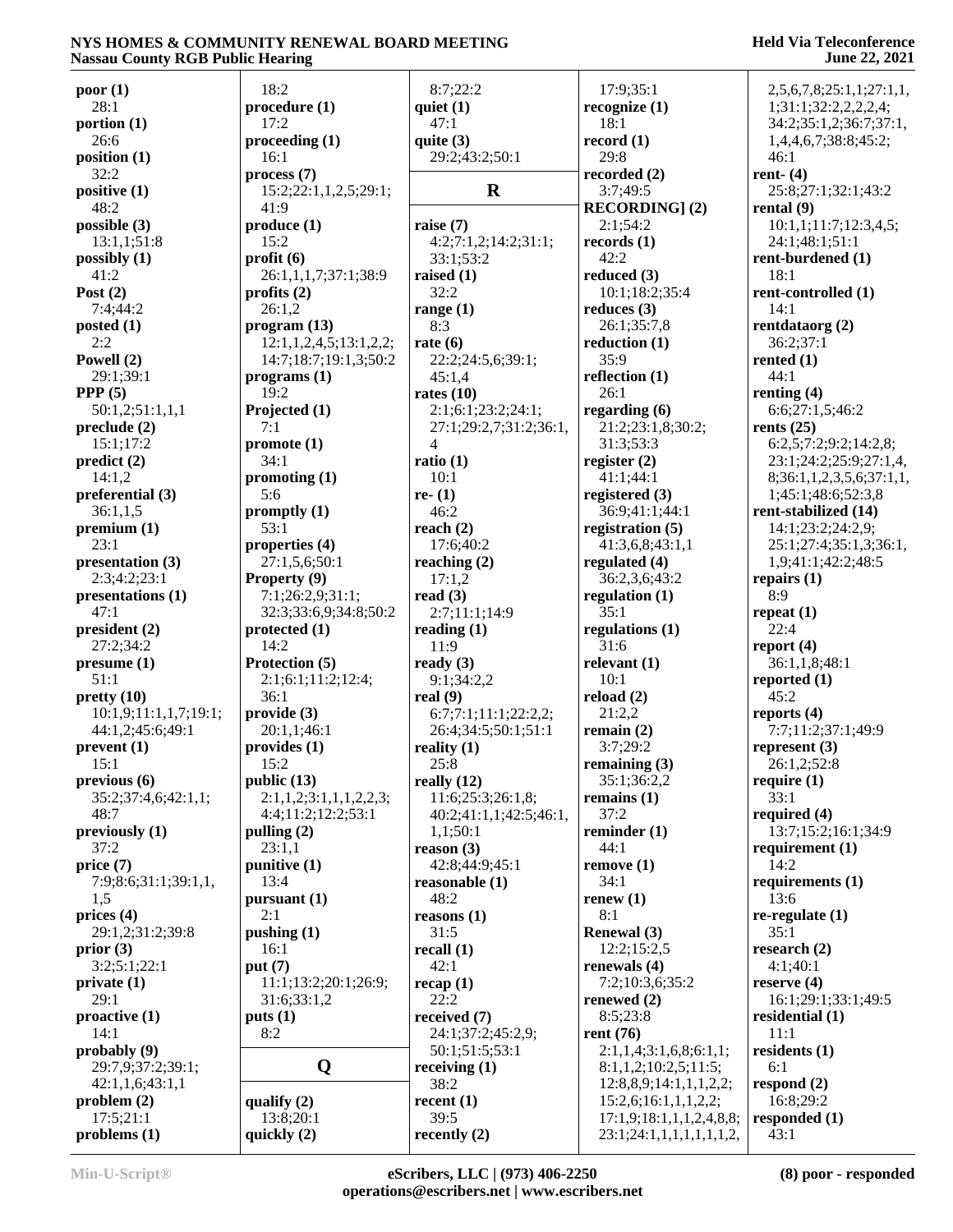**poor (1)**
28:1
**portion (1)**
26:6
**position (1)**
32:2
**positive (1)**
48:2
**possible (3)**
13:1,1;51:8
**possibly (1)**
41:2
**Post (2)**
7:4;44:2
**posted (1)**
2:2
**Powell (2)**
29:1;39:1
**PPP (5)**
50:1,2;51:1,1,1
**preclude (2)**
15:1;17:2
**predict (2)**
14:1,2
**preferential (3)**
36:1,1,5
**premium (1)**
23:1
**presentation (3)**
2:3;4:2;23:1
**presentations (1)**
47:1
**president (2)**
27:2;34:2
**presume (1)**
51:1
**pretty (10)**
10:1,9;11:1,1,7;19:1;
44:1,2;45:6;49:1
**prevent (1)**
15:1
**previous (6)**
35:2;37:4,6;42:1,1;
48:7
**previously (1)**
37:2
**price (7)**
7:9;8:6;31:1;39:1,1,
1,5
**prices (4)**
29:1,2;31:2;39:8
**prior (3)**
3:2;5:1;22:1
**private (1)**
29:1
**proactive (1)**
14:1
**probably (9)**
29:7,9;37:2;39:1;
42:1,1,6;43:1,1
**problem (2)**
17:5;21:1
**problems (1)**
18:2
**procedure (1)**
17:2
**proceeding (1)**
16:1
**process (7)**
15:2;22:1,1,2,5;29:1;
41:9
**produce (1)**
15:2
**profit (6)**
26:1,1,1,7;37:1;38:9
**profits (2)**
26:1,2
**program (13)**
12:1,1,2,4,5;13:1,2,2;
14:7;18:7;19:1,3;50:2
**programs (1)**
19:2
**Projected (1)**
7:1
**promote (1)**
34:1
**promoting (1)**
5:6
**promptly (1)**
53:1
**properties (4)**
27:1,5,6;50:1
**Property (9)**
7:1;26:2,9;31:1;
32:3;33:6,9;34:8;50:2
**protected (1)**
14:2
**Protection (5)**
2:1;6:1;11:2;12:4;
36:1
**provide (3)**
20:1,1;46:1
**provides (1)**
15:2
**public (13)**
2:1,1,2;3:1,1,1,2,2,3;
4:4;11:2;12:2;53:1
**pulling (2)**
23:1,1
**punitive (1)**
13:4
**pursuant (1)**
2:1
**pushing (1)**
16:1
**put (7)**
11:1;13:2;20:1;26:9;
31:6;33:1,2
**puts (1)**
8:2

## Q

**qualify (2)**
13:8;20:1
**quickly (2)**
8:7;22:2
**quiet (1)**
47:1
**quite (3)**
29:2;43:2;50:1

## R

**raise (7)**
4:2;7:1,2;14:2;31:1;
33:1;53:2
**raised (1)**
32:2
**range (1)**
8:3
**rate (6)**
22:2;24:5,6;39:1;
45:1,4
**rates (10)**
2:1;6:1;23:2;24:1;
27:1;29:2,7;31:2;36:1,
4
**ratio (1)**
10:1
**re- (1)**
46:2
**reach (2)**
17:6;40:2
**reaching (2)**
17:1,2
**read (3)**
2:7;11:1;14:9
**reading (1)**
11:9
**ready (3)**
9:1;34:2,2
**real (9)**
6:7;7:1;11:1;22:2,2;
26:4;34:5;50:1;51:1
**reality (1)**
25:8
**really (12)**
11:6;25:3;26:1,8;
40:2;41:1,1;42:5;46:1,
1,1;50:1
**reason (3)**
42:8;44:9;45:1
**reasonable (1)**
48:2
**reasons (1)**
31:5
**recall (1)**
42:1
**recap (1)**
22:2
**received (7)**
24:1;37:2;45:2,9;
50:1;51:5;53:1
**receiving (1)**
38:2
**recent (1)**
39:5
**recently (2)**
17:9;35:1
**recognize (1)**
18:1
**record (1)**
29:8
**recorded (2)**
3:7;49:5
**RECORDING] (2)**
2:1;54:2
**records (1)**
42:2
**reduced (3)**
10:1;18:2;35:4
**reduces (3)**
26:1;35:7,8
**reduction (1)**
35:9
**reflection (1)**
26:1
**regarding (6)**
21:2;23:1,8;30:2;
31:3;53:3
**register (2)**
41:1;44:1
**registered (3)**
36:9;41:1;44:1
**registration (5)**
41:3,6,8;43:1,1
**regulated (4)**
36:2,3,6;43:2
**regulation (1)**
35:1
**regulations (1)**
31:6
**relevant (1)**
10:1
**reload (2)**
21:2,2
**remain (2)**
3:7;29:2
**remaining (3)**
35:1;36:2,2
**remains (1)**
37:2
**reminder (1)**
44:1
**remove (1)**
34:1
**renew (1)**
8:1
**Renewal (3)**
12:2;15:2,5
**renewals (4)**
7:2;10:3,6;35:2
**renewed (2)**
8:5;23:8
**rent (76)**
2:1,1,4;3:1,6,8;6:1,1;
8:1,1,2;10:2,5;11:5;
12:8,8,9;14:1,1,1,2,2;
15:2,6;16:1,1,1,2,2;
17:1,9;18:1,1,1,2,4,8,8;
23:1;24:1,1,1,1,1,1,1,2,
2,5,6,7,8;25:1,1;27:1,1,
1;31:1;32:2,2,2,2,4;
34:2;35:1,2;36:7;37:1,
1,4,4,6,7;38:8;45:2;
46:1
**rent- (4)**
25:8;27:1;32:1;43:2
**rental (9)**
10:1,1;11:7;12:3,4,5;
24:1;48:1;51:1
**rent-burdened (1)**
18:1
**rent-controlled (1)**
14:1
**rentdataorg (2)**
36:2;37:1
**rented (1)**
44:1
**renting (4)**
6:6;27:1,5;46:2
**rents (25)**
6:2,5;7:2;9:2;14:2,8;
23:1;24:2;25:9;27:1,4,
8;36:1,1,2,3,5,6;37:1,1,
1;45:1;48:6;52:3,8
**rent-stabilized (14)**
14:1;23:2;24:2,9;
25:1;27:4;35:1,3;36:1,
1,9;41:1;42:2;48:5
**repairs (1)**
8:9
**repeat (1)**
22:4
**report (4)**
36:1,1,8;48:1
**reported (1)**
45:2
**reports (4)**
7:7;11:2;37:1;49:9
**represent (3)**
26:1,2;52:8
**require (1)**
33:1
**required (4)**
13:7;15:2;16:1;34:9
**requirement (1)**
14:2
**requirements (1)**
13:6
**re-regulate (1)**
35:1
**research (2)**
4:1;40:1
**reserve (4)**
16:1;29:1;33:1;49:5
**residential (1)**
11:1
**residents (1)**
6:1
**respond (2)**
16:8;29:2
**responded (1)**
43:1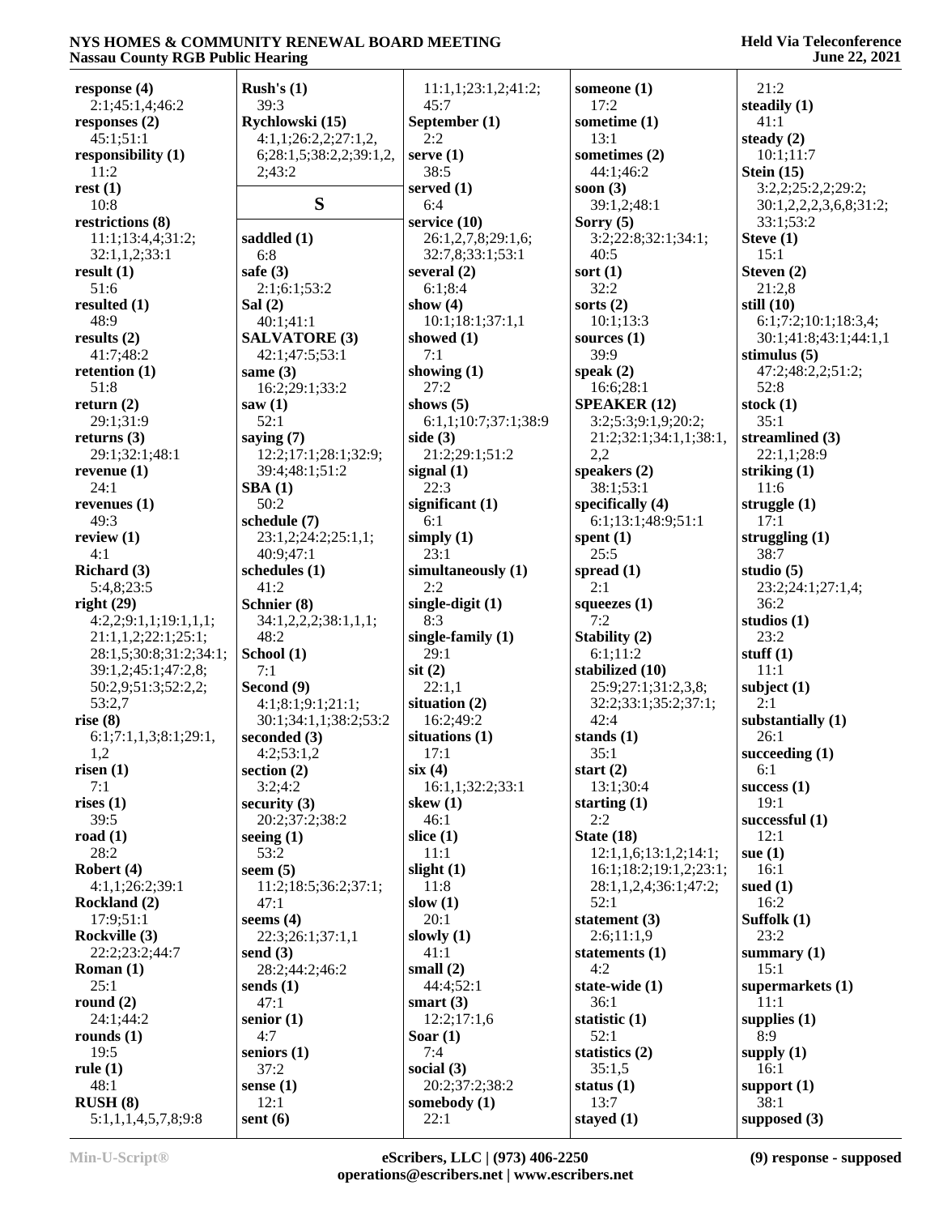**response (4)**
2:1;45:1,4;46:2
**responses (2)**
45:1;51:1
**responsibility (1)**
11:2
**rest (1)**
10:8
**restrictions (8)**
11:1;13:4,4;31:2;
32:1,1,2;33:1
**result (1)**
51:6
**resulted (1)**
48:9
**results (2)**
41:7;48:2
**retention (1)**
51:8
**return (2)**
29:1;31:9
**returns (3)**
29:1;32:1;48:1
**revenue (1)**
24:1
**revenues (1)**
49:3
**review (1)**
4:1
**Richard (3)**
5:4,8;23:5
**right (29)**
4:2,2;9:1,1;19:1,1,1;
21:1,1,2;22:1;25:1;
28:1,5;30:8;31:2;34:1;
39:1,2;45:1;47:2,8;
50:2,9;51:3;52:2,2;
53:2,7
**rise (8)**
6:1;7:1,1,3;8:1;29:1,
1,2
**risen (1)**
7:1
**rises (1)**
39:5
**road (1)**
28:2
**Robert (4)**
4:1,1;26:2;39:1
**Rockland (2)**
17:9;51:1
**Rockville (3)**
22:2;23:2;44:7
**Roman (1)**
25:1
**round (2)**
24:1;44:2
**rounds (1)**
19:5
**rule (1)**
48:1
**RUSH (8)**
5:1,1,1,4,5,7,8;9:8

**Rush's (1)**
39:3
**Rychlowski (15)**
4:1,1;26:2,2;27:1,2,
6;28:1,5;38:2,2;39:1,2,
2;43:2

## S

**saddled (1)**
6:8
**safe (3)**
2:1;6:1;53:2
**Sal (2)**
40:1;41:1
**SALVATORE (3)**
42:1;47:5;53:1
**same (3)**
16:2;29:1;33:2
**saw (1)**
52:1
**saying (7)**
12:2;17:1;28:1;32:9;
39:4;48:1;51:2
**SBA (1)**
50:2
**schedule (7)**
23:1,2;24:2;25:1,1;
40:9;47:1
**schedules (1)**
41:2
**Schnier (8)**
34:1,2,2,2;38:1,1,1;
48:2
**School (1)**
7:1
**Second (9)**
4:1;8:1;9:1;21:1;
30:1;34:1,1;38:2;53:2
**seconded (3)**
4:2;53:1,2
**section (2)**
3:2;4:2
**security (3)**
20:2;37:2;38:2
**seeing (1)**
53:2
**seem (5)**
11:2;18:5;36:2;37:1;
47:1
**seems (4)**
22:3;26:1;37:1,1
**send (3)**
28:2;44:2;46:2
**sends (1)**
47:1
**senior (1)**
4:7
**seniors (1)**
37:2
**sense (1)**
12:1
**sent (6)**

11:1,1;23:1,2;41:2;
45:7
**September (1)**
2:2
**serve (1)**
38:5
**served (1)**
6:4
**service (10)**
26:1,2,7,8;29:1,6;
32:7,8;33:1;53:1
**several (2)**
6:1;8:4
**show (4)**
10:1;18:1;37:1,1
**showed (1)**
7:1
**showing (1)**
27:2
**shows (5)**
6:1,1;10:7;37:1;38:9
**side (3)**
21:2;29:1;51:2
**signal (1)**
22:3
**significant (1)**
6:1
**simply (1)**
23:1
**simultaneously (1)**
2:2
**single-digit (1)**
8:3
**single-family (1)**
29:1
**sit (2)**
22:1,1
**situation (2)**
16:2;49:2
**situations (1)**
17:1
**six (4)**
16:1,1;32:2;33:1
**skew (1)**
46:1
**slice (1)**
11:1
**slight (1)**
11:8
**slow (1)**
20:1
**slowly (1)**
41:1
**small (2)**
44:4;52:1
**smart (3)**
12:2;17:1,6
**Soar (1)**
7:4
**social (3)**
20:2;37:2;38:2
**somebody (1)**
22:1

**someone (1)**
17:2
**sometime (1)**
13:1
**sometimes (2)**
44:1;46:2
**soon (3)**
39:1,2;48:1
**Sorry (5)**
3:2;22:8;32:1;34:1;
40:5
**sort (1)**
32:2
**sorts (2)**
10:1;13:3
**sources (1)**
39:9
**speak (2)**
16:6;28:1
**SPEAKER (12)**
3:2;5:3;9:1,9;20:2;
21:2;32:1;34:1,1;38:1,
2,2
**speakers (2)**
38:1;53:1
**specifically (4)**
6:1;13:1;48:9;51:1
**spent (1)**
25:5
**spread (1)**
2:1
**squeezes (1)**
7:2
**Stability (2)**
6:1;11:2
**stabilized (10)**
25:9;27:1;31:2,3,8;
32:2;33:1;35:2;37:1;
42:4
**stands (1)**
35:1
**start (2)**
13:1;30:4
**starting (1)**
2:2
**State (18)**
12:1,1,6;13:1,2;14:1;
16:1;18:2;19:1,2;23:1;
28:1,1,2,4;36:1;47:2;
52:1
**statement (3)**
2:6;11:1,9
**statements (1)**
4:2
**state-wide (1)**
36:1
**statistic (1)**
52:1
**statistics (2)**
35:1,5
**status (1)**
13:7
**stayed (1)**

21:2
**steadily (1)**
41:1
**steady (2)**
10:1;11:7
**Stein (15)**
3:2,2;25:2,2;29:2;
30:1,2,2,2,3,6,8;31:2;
33:1;53:2
**Steve (1)**
15:1
**Steven (2)**
21:2,8
**still (10)**
6:1;7:2;10:1;18:3,4;
30:1;41:8;43:1;44:1,1
**stimulus (5)**
47:2;48:2,2;51:2;
52:8
**stock (1)**
35:1
**streamlined (3)**
22:1,1;28:9
**striking (1)**
11:6
**struggle (1)**
17:1
**struggling (1)**
38:7
**studio (5)**
23:2;24:1;27:1,4;
36:2
**studios (1)**
23:2
**stuff (1)**
11:1
**subject (1)**
2:1
**substantially (1)**
26:1
**succeeding (1)**
6:1
**success (1)**
19:1
**successful (1)**
12:1
**sue (1)**
16:1
**sued (1)**
16:2
**Suffolk (1)**
23:2
**summary (1)**
15:1
**supermarkets (1)**
11:1
**supplies (1)**
8:9
**supply (1)**
16:1
**support (1)**
38:1
**supposed (3)**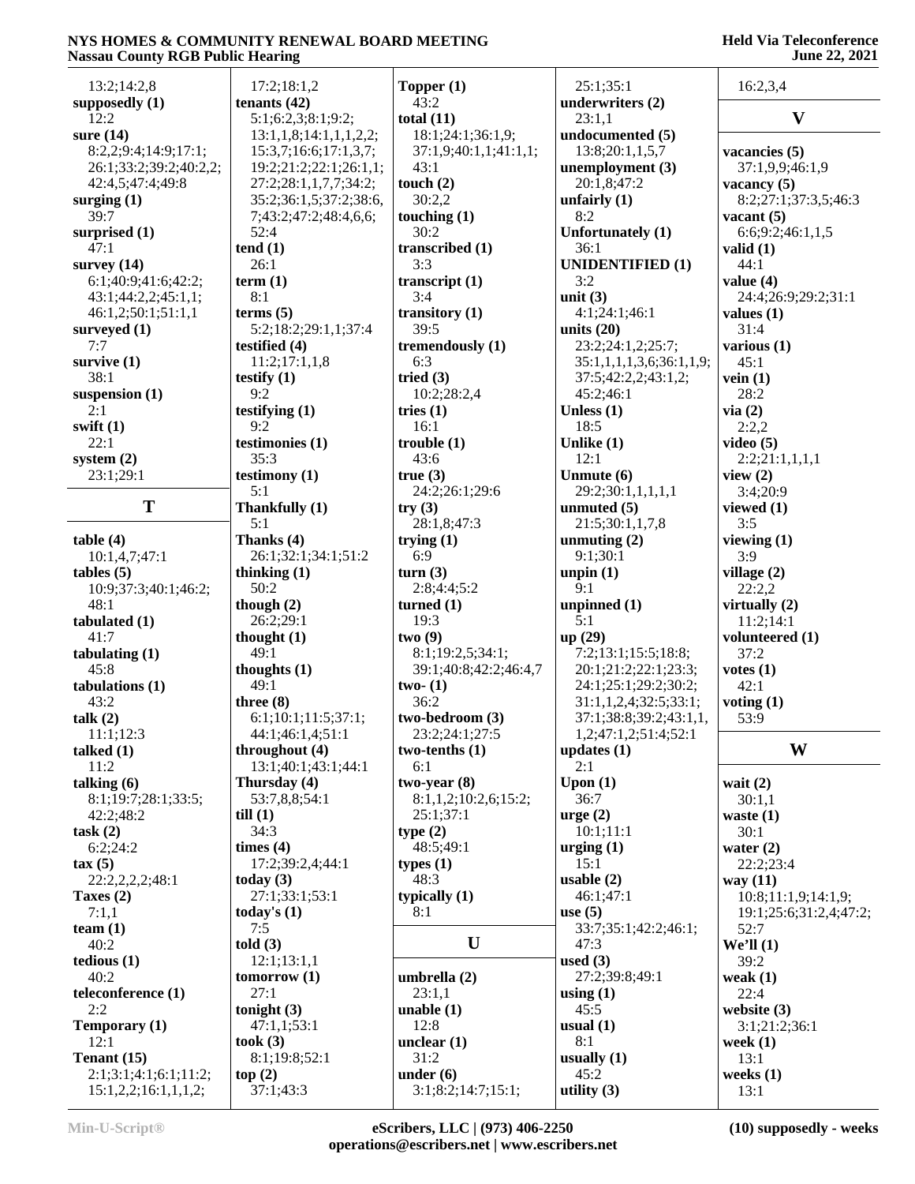13:2;14:2,8
**supposedly (1)**
12:2
**sure (14)**
8:2,2;9:4;14:9;17:1;
26:1;33:2;39:2;40:2,2;
42:4,5;47:4;49:8
**surging (1)**
39:7
**surprised (1)**
47:1
**survey (14)**
6:1;40:9;41:6;42:2;
43:1;44:2,2;45:1,1;
46:1,2;50:1;51:1,1
**surveyed (1)**
7:7
**survive (1)**
38:1
**suspension (1)**
2:1
**swift (1)**
22:1
**system (2)**
23:1;29:1

## T

**table (4)**
10:1,4,7;47:1
**tables (5)**
10:9;37:3;40:1;46:2;
48:1
**tabulated (1)**
41:7
**tabulating (1)**
45:8
**tabulations (1)**
43:2
**talk (2)**
11:1;12:3
**talked (1)**
11:2
**talking (6)**
8:1;19:7;28:1;33:5;
42:2;48:2
**task (2)**
6:2;24:2
**tax (5)**
22:2,2,2,2;48:1
**Taxes (2)**
7:1,1
**team (1)**
40:2
**tedious (1)**
40:2
**teleconference (1)**
2:2
**Temporary (1)**
12:1
**Tenant (15)**
2:1;3:1;4:1;6:1;11:2;
15:1,2,2;16:1,1,1,2;
17:2;18:1,2
**tenants (42)**
5:1;6:2,3;8:1;9:2;
13:1,1,8;14:1,1,1,2,2;
15:3,7;16:6;17:1,3,7;
19:2;21:2;22:1;26:1,1;
27:2;28:1,1,7,7;34:2;
35:2;36:1,5;37:2;38:6,
7;43:2;47:2;48:4,6,6;
52:4
**tend (1)**
26:1
**term (1)**
8:1
**terms (5)**
5:2;18:2;29:1,1;37:4
**testified (4)**
11:2;17:1,1,8
**testify (1)**
9:2
**testifying (1)**
9:2
**testimonies (1)**
35:3
**testimony (1)**
5:1
**Thankfully (1)**
5:1
**Thanks (4)**
26:1;32:1;34:1;51:2
**thinking (1)**
50:2
**though (2)**
26:2;29:1
**thought (1)**
49:1
**thoughts (1)**
49:1
**three (8)**
6:1;10:1;11:5;37:1;
44:1;46:1,4;51:1
**throughout (4)**
13:1;40:1;43:1;44:1
**Thursday (4)**
53:7,8,8;54:1
**till (1)**
34:3
**times (4)**
17:2;39:2,4;44:1
**today (3)**
27:1;33:1;53:1
**today's (1)**
7:5
**told (3)**
12:1;13:1,1
**tomorrow (1)**
27:1
**tonight (3)**
47:1,1;53:1
**took (3)**
8:1;19:8;52:1
**top (2)**
37:1;43:3
**Topper (1)**
43:2
**total (11)**
18:1;24:1;36:1,9;
37:1,9;40:1,1;41:1,1;
43:1
**touch (2)**
30:2,2
**touching (1)**
30:2
**transcribed (1)**
3:3
**transcript (1)**
3:4
**transitory (1)**
39:5
**tremendously (1)**
6:3
**tried (3)**
10:2;28:2,4
**tries (1)**
16:1
**trouble (1)**
43:6
**true (3)**
24:2;26:1;29:6
**try (3)**
28:1,8;47:3
**trying (1)**
6:9
**turn (3)**
2:8;4:4;5:2
**turned (1)**
19:3
**two (9)**
8:1;19:2,5;34:1;
39:1;40:8;42:2;46:4,7
**two- (1)**
36:2
**two-bedroom (3)**
23:2;24:1;27:5
**two-tenths (1)**
6:1
**two-year (8)**
8:1,1,2;10:2,6;15:2;
25:1;37:1
**type (2)**
48:5;49:1
**types (1)**
48:3
**typically (1)**
8:1

## U

**umbrella (2)**
23:1,1
**unable (1)**
12:8
**unclear (1)**
31:2
**under (6)**
3:1;8:2;14:7;15:1;
25:1;35:1
**underwriters (2)**
23:1,1
**undocumented (5)**
13:8;20:1,1,5,7
**unemployment (3)**
20:1,8;47:2
**unfairly (1)**
8:2
**Unfortunately (1)**
36:1
**UNIDENTIFIED (1)**
3:2
**unit (3)**
4:1;24:1;46:1
**units (20)**
23:2;24:1,2;25:7;
35:1,1,1,3,6;36:1,1,9;
37:5;42:2,2;43:1,2;
45:2;46:1
**Unless (1)**
18:5
**Unlike (1)**
12:1
**Unmute (6)**
29:2;30:1,1,1,1,1
**unmuted (5)**
21:5;30:1,1,7,8
**unmuting (2)**
9:1;30:1
**unpin (1)**
9:1
**unpinned (1)**
5:1
**up (29)**
7:2;13:1;15:5;18:8;
20:1;21:2;22:1;23:3;
24:1;25:1;29:2;30:2;
31:1,1,2,4;32:5;33:1;
37:1;38:8;39:2;43:1,1,
1,2;47:1,2;51:4;52:1
**updates (1)**
2:1
**Upon (1)**
36:7
**urge (2)**
10:1;11:1
**urging (1)**
15:1
**usable (2)**
46:1;47:1
**use (5)**
33:7;35:1;42:2;46:1;
47:3
**used (3)**
27:2;39:8;49:1
**using (1)**
45:5
**usual (1)**
8:1
**usually (1)**
45:2
**utility (3)**
16:2,3,4

## V

**vacancies (5)**
37:1,9,9;46:1,9
**vacancy (5)**
8:2;27:1;37:3,5;46:3
**vacant (5)**
6:6;9:2;46:1,1,5
**valid (1)**
44:1
**value (4)**
24:4;26:9;29:2;31:1
**values (1)**
31:4
**various (1)**
45:1
**vein (1)**
28:2
**via (2)**
2:2,2
**video (5)**
2:2;21:1,1,1,1
**view (2)**
3:4;20:9
**viewed (1)**
3:5
**viewing (1)**
3:9
**village (2)**
22:2,2
**virtually (2)**
11:2;14:1
**volunteered (1)**
37:2
**votes (1)**
42:1
**voting (1)**
53:9

## W

**wait (2)**
30:1,1
**waste (1)**
30:1
**water (2)**
22:2;23:4
**way (11)**
10:8;11:1,9;14:1,9;
19:1;25:6;31:2,4;47:2;
52:7
**We'll (1)**
39:2
**weak (1)**
22:4
**website (3)**
3:1;21:2;36:1
**week (1)**
13:1
**weeks (1)**
13:1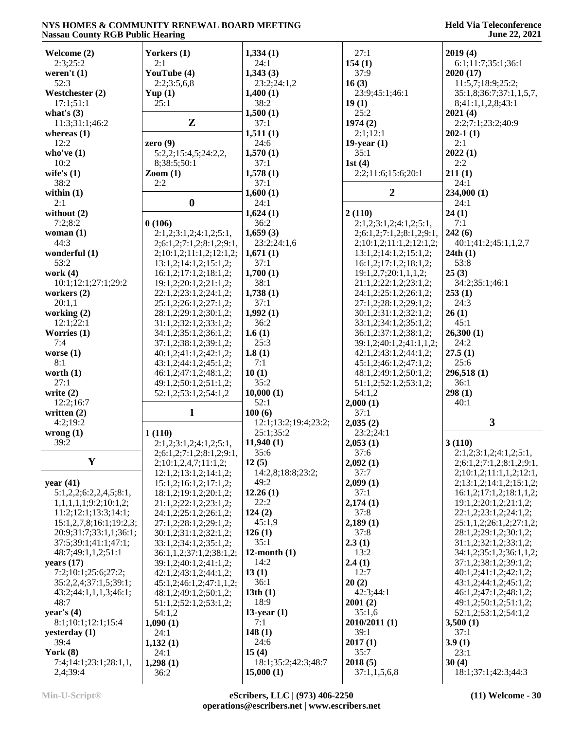**Welcome (2)**
2:3;25:2
**weren't (1)**
52:3
**Westchester (2)**
17:1;51:1
**what's (3)**
11:3;31:1;46:2
**whereas (1)**
12:2
**who've (1)**
10:2
**wife's (1)**
38:2
**within (1)**
2:1
**without (2)**
7:2;8:2
**woman (1)**
44:3
**wonderful (1)**
53:2
**work (4)**
10:1;12:1;27:1;29:2
**workers (2)**
20:1,1
**working (2)**
12:1;22:1
**Worries (1)**
7:4
**worse (1)**
8:1
**worth (1)**
27:1
**write (2)**
12:2;16:7
**written (2)**
4:2;19:2
**wrong (1)**
39:2

## Y

**year (41)**
5:1,2,2;6:2,2,4,5;8:1,1,1,1,1;9:2;10:1,2;11:2;12:1;13:3;14:1;15:1,2,7,8;16:1;19:2,3;20:9;31:7;33:1,1;36:1;37:5;39:1;41:1;47:1;48:7;49:1,1,2;51:1
**years (17)**
7:2;10:1;25:6;27:2;35:2,2,4;37:1,5;39:1;43:2;44:1,1,1,3;46:1;48:7
**year's (4)**
8:1;10:1;12:1;15:4
**yesterday (1)**
39:4
**York (8)**
7:4;14:1;23:1;28:1,1,2,4;39:4
**Yorkers (1)**
2:1
**YouTube (4)**
2:2;3:5,6,8
**Yup (1)**
25:1

## Z

**zero (9)**
5:2,2;15:4,5;24:2,2,8;38:5;50:1
**Zoom (1)**
2:2

## 0

**0 (106)**
2:1,2;3:1,2;4:1,2;5:1,2;6:1,2;7:1,2;8:1,2;9:1,2;10:1,2;11:1,2;12:1,2;13:1,2;14:1,2;15:1,2;16:1,2;17:1,2;18:1,2;19:1,2;20:1,2;21:1,2;22:1,2;23:1,2;24:1,2;25:1,2;26:1,2;27:1,2;28:1,2;29:1,2;30:1,2;31:1,2;32:1,2;33:1,2;34:1,2;35:1,2;36:1,2;37:1,2;38:1,2;39:1,2;40:1,2;41:1,2;42:1,2;43:1,2;44:1,2;45:1,2;46:1,2;47:1,2;48:1,2;49:1,2;50:1,2;51:1,2;52:1,2;53:1,2;54:1,2

## 1

**1 (110)**
2:1,2;3:1,2;4:1,2;5:1,2;6:1,2;7:1,2;8:1,2;9:1,2;10:1,2,4,7;11:1,2;12:1,2;13:1,2;14:1,2;15:1,2;16:1,2;17:1,2;18:1,2;19:1,2;20:1,2;21:1,2;22:1,2;23:1,2;24:1,2;25:1,2;26:1,2;27:1,2;28:1,2;29:1,2;30:1,2;31:1,2;32:1,2;33:1,2;34:1,2;35:1,2;36:1,1,2;37:1,2;38:1,2;39:1,2;40:1,2;41:1,2;42:1,2;43:1,2;44:1,2;45:1,2;46:1,2;47:1,1,2;48:1,2;49:1,2;50:1,2;51:1,2;52:1,2;53:1,2;54:1,2
**1,090 (1)**
24:1
**1,132 (1)**
24:1
**1,298 (1)**
36:2
**1,334 (1)**
24:1
**1,343 (3)**
23:2;24:1,2
**1,400 (1)**
38:2
**1,500 (1)**
37:1
**1,511 (1)**
24:6
**1,570 (1)**
37:1
**1,578 (1)**
37:1
**1,600 (1)**
24:1
**1,624 (1)**
36:2
**1,659 (3)**
23:2;24:1,6
**1,671 (1)**
37:1
**1,700 (1)**
38:1
**1,738 (1)**
37:1
**1,992 (1)**
36:2
**1.6 (1)**
25:3
**1.8 (1)**
7:1
**10 (1)**
35:2
**10,000 (1)**
52:1
**100 (6)**
12:1;13:2;19:4;23:2;25:1;35:2
**11,940 (1)**
35:6
**12 (5)**
14:2,8;18:8;23:2;49:2
**12.26 (1)**
22:2
**124 (2)**
45:1,9
**126 (1)**
35:1
**12-month (1)**
14:2
**13 (1)**
36:1
**13th (1)**
18:9
**13-year (1)**
7:1
**148 (1)**
24:6
**15 (4)**
18:1;35:2;42:3;48:7
**15,000 (1)**
27:1
**154 (1)**
37:9
**16 (3)**
23:9;45:1;46:1
**19 (1)**
25:2
**1974 (2)**
2:1;12:1
**19-year (1)**
35:1
**1st (4)**
2:2;11:6;15:6;20:1

## 2

**2 (110)**
2:1,2;3:1,2;4:1,2;5:1,2;6:1,2;7:1,2;8:1,2;9:1,2;10:1,2;11:1,2;12:1,2;13:1,2;14:1,2;15:1,2;16:1,2;17:1,2;18:1,2;19:1,2,7;20:1,1,1,2;21:1,2;22:1,2;23:1,2;24:1,2;25:1,2;26:1,2;27:1,2;28:1,2;29:1,2;30:1,2;31:1,2;32:1,2;33:1,2;34:1,2;35:1,2;36:1,2;37:1,2;38:1,2;39:1,2;40:1,2;41:1,1,2;42:1,2;43:1,2;44:1,2;45:1,2;46:1,2;47:1,2;48:1,2;49:1,2;50:1,2;51:1,2;52:1,2;53:1,2;54:1,2
**2,000 (1)**
37:1
**2,035 (2)**
23:2;24:1
**2,053 (1)**
37:6
**2,092 (1)**
37:7
**2,099 (1)**
37:1
**2,174 (1)**
37:8
**2,189 (1)**
37:8
**2.3 (1)**
13:2
**2.4 (1)**
12:7
**20 (2)**
42:3;44:1
**2001 (2)**
35:1,6
**2010/2011 (1)**
39:1
**2017 (1)**
35:7
**2018 (5)**
37:1,1,5,6,8
**2019 (4)**
6:1;11:7;35:1;36:1
**2020 (17)**
11:5,7;18:9;25:2;35:1,8;36:7;37:1,1,5,7,8;41:1,1,2,8;43:1
**2021 (4)**
2:2;7:1;23:2;40:9
**202-1 (1)**
2:1
**2022 (1)**
2:2
**211 (1)**
24:1
**234,000 (1)**
24:1
**24 (1)**
7:1
**242 (6)**
40:1;41:2;45:1,1,2,7
**24th (1)**
53:8
**25 (3)**
34:2;35:1;46:1
**253 (1)**
24:3
**26 (1)**
45:1
**26,300 (1)**
24:2
**27.5 (1)**
25:6
**296,518 (1)**
36:1
**298 (1)**
40:1

## 3

**3 (110)**
2:1,2;3:1,2;4:1,2;5:1,2;6:1,2;7:1,2;8:1,2;9:1,2;10:1,2;11:1,1,2;12:1,2;13:1,2;14:1,2;15:1,2;16:1,2;17:1,2;18:1,2;19:1,2;20:1,2;21:1,2;22:1,2;23:1,2;24:1,2;25:1,1,2;26:1,2;27:1,2;28:1,2;29:1,2;30:1,2;31:1,2;32:1,2;33:1,2;34:1,2;35:1,2;36:1,1,2;37:1,2;38:1,2;39:1,2;40:1,2;41:1,2;42:1,2;43:1,2;44:1,2;45:1,2;46:1,2;47:1,2;48:1,2;49:1,2;50:1,2;51:1,2;52:1,2;53:1,2;54:1,2
**3,500 (1)**
37:1
**3.9 (1)**
23:1
**30 (4)**
18:1;37:1;42:3;44:3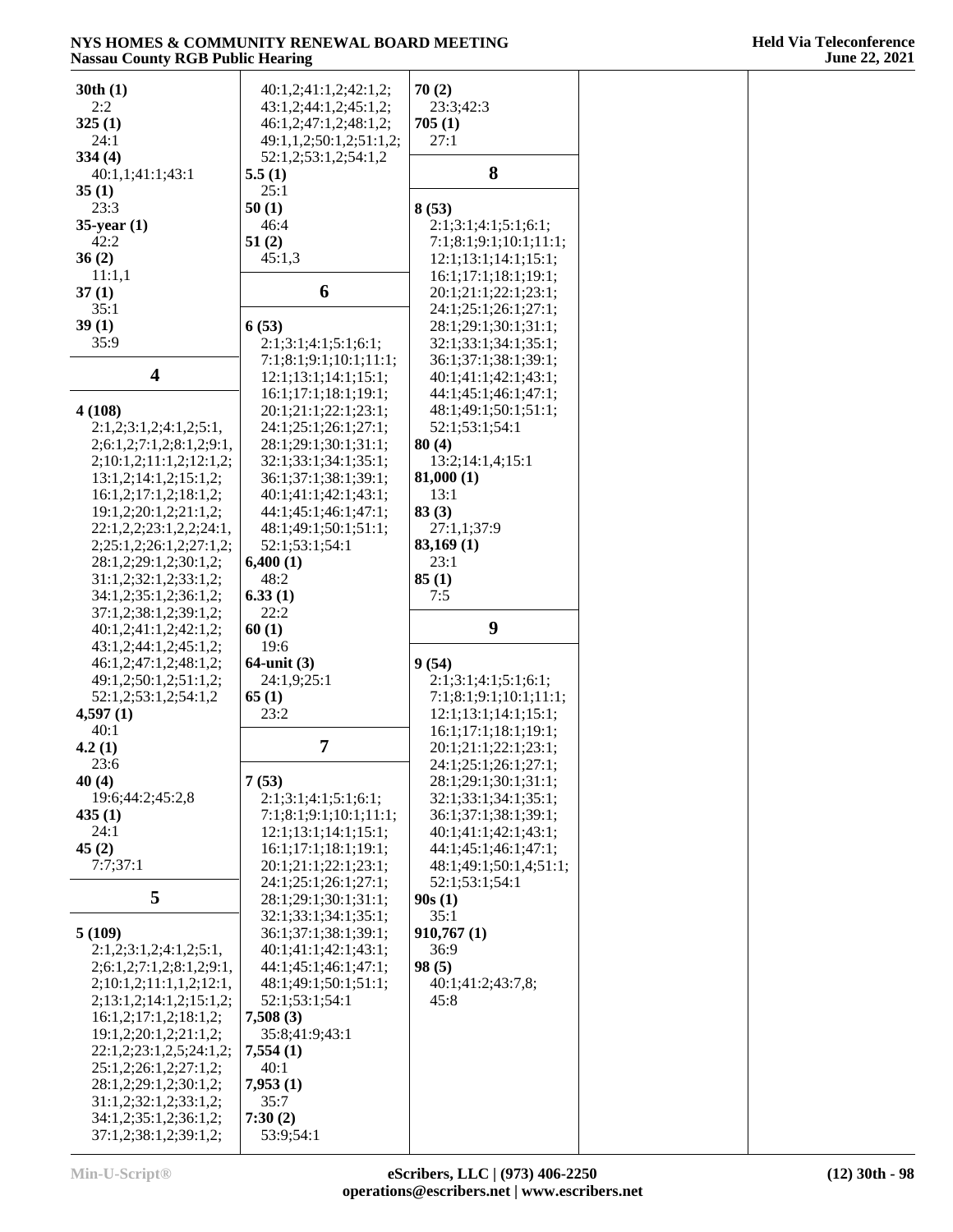**30th (1)**
2:2
**325 (1)**
24:1
**334 (4)**
40:1,1;41:1;43:1
**35 (1)**
23:3
**35-year (1)**
42:2
**36 (2)**
11:1,1
**37 (1)**
35:1
**39 (1)**
35:9

## 4

**4 (108)**
2:1,2;3:1,2;4:1,2;5:1,2;6:1,2;7:1,2;8:1,2;9:1,2;10:1,2;11:1,2;12:1,2;13:1,2;14:1,2;15:1,2;16:1,2;17:1,2;18:1,2;19:1,2;20:1,2;21:1,2;22:1,2,2;23:1,2,2;24:1,2;25:1,2;26:1,2;27:1,2;28:1,2;29:1,2;30:1,2;31:1,2;32:1,2;33:1,2;34:1,2;35:1,2;36:1,2;37:1,2;38:1,2;39:1,2;40:1,2;41:1,2;42:1,2;43:1,2;44:1,2;45:1,2;46:1,2;47:1,2;48:1,2;49:1,2;50:1,2;51:1,2;52:1,2;53:1,2;54:1,2
**4,597 (1)**
40:1
**4.2 (1)**
23:6
**40 (4)**
19:6;44:2;45:2,8
**435 (1)**
24:1
**45 (2)**
7:7;37:1

## 5

**5 (109)**
2:1,2;3:1,2;4:1,2;5:1,2;6:1,2;7:1,2;8:1,2;9:1,2;10:1,2;11:1,1,2;12:1,2;13:1,2;14:1,2;15:1,2;16:1,2;17:1,2;18:1,2;19:1,2;20:1,2;21:1,2;22:1,2;23:1,2,5;24:1,2;25:1,2;26:1,2;27:1,2;28:1,2;29:1,2;30:1,2;31:1,2;32:1,2;33:1,2;34:1,2;35:1,2;36:1,2;37:1,2;38:1,2;39:1,2;40:1,2;41:1,2;42:1,2;43:1,2;44:1,2;45:1,2;46:1,2;47:1,2;48:1,2;49:1,1,2;50:1,2;51:1,2;52:1,2;53:1,2;54:1,2
**5.5 (1)**
25:1
**50 (1)**
46:4
**51 (2)**
45:1,3

## 6

**6 (53)**
2:1;3:1;4:1;5:1;6:1;7:1;8:1;9:1;10:1;11:1;12:1;13:1;14:1;15:1;16:1;17:1;18:1;19:1;20:1;21:1;22:1;23:1;24:1;25:1;26:1;27:1;28:1;29:1;30:1;31:1;32:1;33:1;34:1;35:1;36:1;37:1;38:1;39:1;40:1;41:1;42:1;43:1;44:1;45:1;46:1;47:1;48:1;49:1;50:1;51:1;52:1;53:1;54:1
**6,400 (1)**
48:2
**6.33 (1)**
22:2
**60 (1)**
19:6
**64-unit (3)**
24:1,9;25:1
**65 (1)**
23:2

## 7

**7 (53)**
2:1;3:1;4:1;5:1;6:1;7:1;8:1;9:1;10:1;11:1;12:1;13:1;14:1;15:1;16:1;17:1;18:1;19:1;20:1;21:1;22:1;23:1;24:1;25:1;26:1;27:1;28:1;29:1;30:1;31:1;32:1;33:1;34:1;35:1;36:1;37:1;38:1;39:1;40:1;41:1;42:1;43:1;44:1;45:1;46:1;47:1;48:1;49:1;50:1;51:1;52:1;53:1;54:1
**7,508 (3)**
35:8;41:9;43:1
**7,554 (1)**
40:1
**7,953 (1)**
35:7
**7:30 (2)**
53:9;54:1
**70 (2)**
23:3;42:3
**705 (1)**
27:1

## 8

**8 (53)**
2:1;3:1;4:1;5:1;6:1;7:1;8:1;9:1;10:1;11:1;12:1;13:1;14:1;15:1;16:1;17:1;18:1;19:1;20:1;21:1;22:1;23:1;24:1;25:1;26:1;27:1;28:1;29:1;30:1;31:1;32:1;33:1;34:1;35:1;36:1;37:1;38:1;39:1;40:1;41:1;42:1;43:1;44:1;45:1;46:1;47:1;48:1;49:1;50:1;51:1;52:1;53:1;54:1
**80 (4)**
13:2;14:1,4;15:1
**81,000 (1)**
13:1
**83 (3)**
27:1,1;37:9
**83,169 (1)**
23:1
**85 (1)**
7:5

## 9

**9 (54)**
2:1;3:1;4:1;5:1;6:1;7:1;8:1;9:1;10:1;11:1;12:1;13:1;14:1;15:1;16:1;17:1;18:1;19:1;20:1;21:1;22:1;23:1;24:1;25:1;26:1;27:1;28:1;29:1;30:1;31:1;32:1;33:1;34:1;35:1;36:1;37:1;38:1;39:1;40:1;41:1;42:1;43:1;44:1;45:1;46:1;47:1;48:1;49:1;50:1,4;51:1;52:1;53:1;54:1
**90s (1)**
35:1
**910,767 (1)**
36:9
**98 (5)**
40:1;41:2;43:7,8;45:8